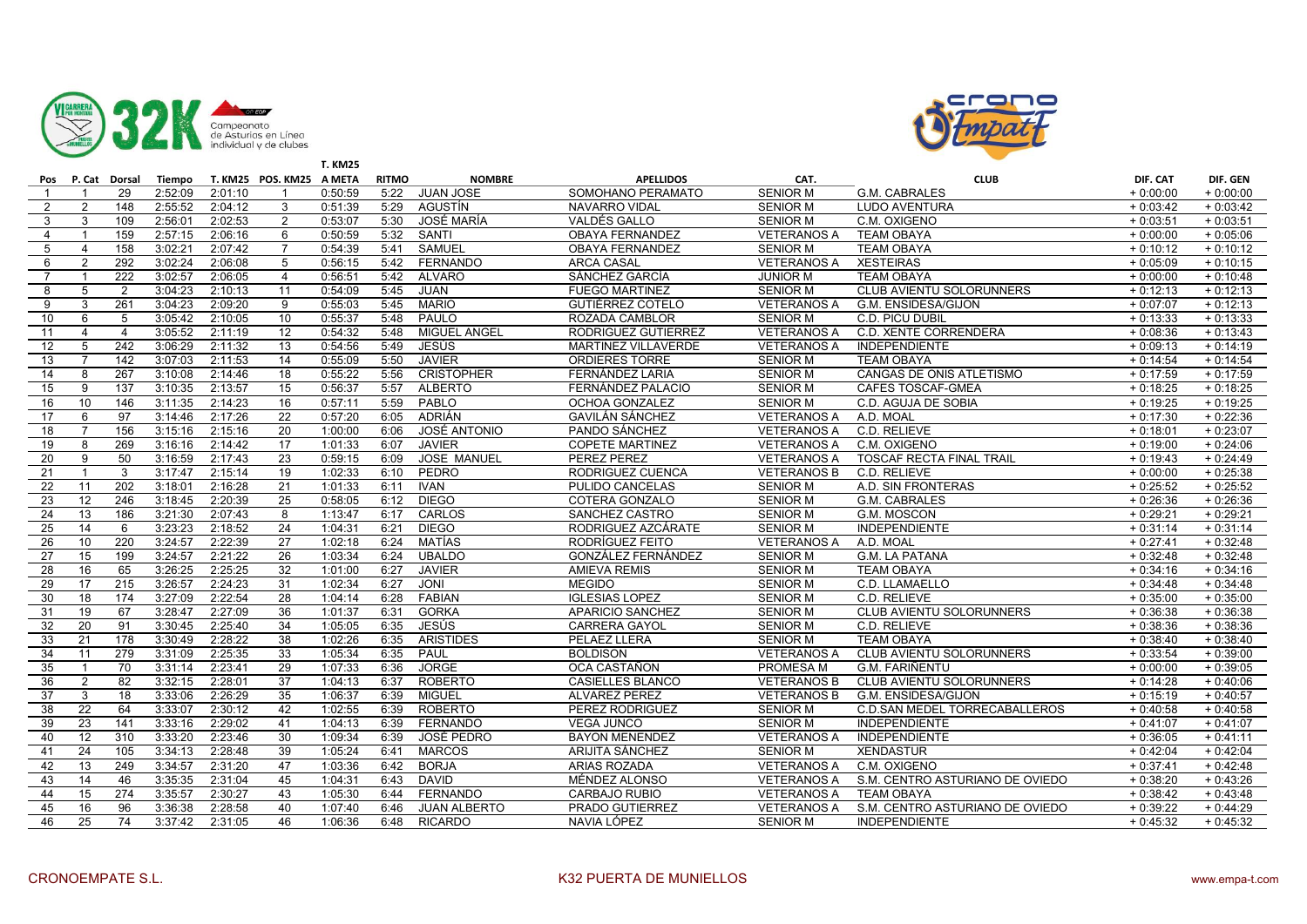| Pos | P. Cat | Dorsal | Tiempo | T. KM25 | POS. KM25 | T. KM25 A META | RITMO | NOMBRE | APELLIDOS | CAT. | CLUB | DIF. CAT | DIF. GEN |
|---|---|---|---|---|---|---|---|---|---|---|---|---|---|
| 1 | 1 | 29 | 2:52:09 | 2:01:10 | 1 | 0:50:59 | 5:22 | JUAN JOSE | SOMOHANO PERAMATO | SENIOR M | G.M. CABRALES | + 0:00:00 | + 0:00:00 |
| 2 | 2 | 148 | 2:55:52 | 2:04:12 | 3 | 0:51:39 | 5:29 | AGUSTÍN | NAVARRO VIDAL | SENIOR M | LUDO AVENTURA | + 0:03:42 | + 0:03:42 |
| 3 | 3 | 109 | 2:56:01 | 2:02:53 | 2 | 0:53:07 | 5:30 | JOSÉ MARÍA | VALDÉS GALLO | SENIOR M | C.M. OXIGENO | + 0:03:51 | + 0:03:51 |
| 4 | 1 | 159 | 2:57:15 | 2:06:16 | 6 | 0:50:59 | 5:32 | SANTI | OBAYA FERNANDEZ | VETERANOS A | TEAM OBAYA | + 0:00:00 | + 0:05:06 |
| 5 | 4 | 158 | 3:02:21 | 2:07:42 | 7 | 0:54:39 | 5:41 | SAMUEL | OBAYA FERNANDEZ | SENIOR M | TEAM OBAYA | + 0:10:12 | + 0:10:12 |
| 6 | 2 | 292 | 3:02:24 | 2:06:08 | 5 | 0:56:15 | 5:42 | FERNANDO | ARCA CASAL | VETERANOS A | XESTEIRAS | + 0:05:09 | + 0:10:15 |
| 7 | 1 | 222 | 3:02:57 | 2:06:05 | 4 | 0:56:51 | 5:42 | ALVARO | SÁNCHEZ GARCÍA | JUNIOR M | TEAM OBAYA | + 0:00:00 | + 0:10:48 |
| 8 | 5 | 2 | 3:04:23 | 2:10:13 | 11 | 0:54:09 | 5:45 | JUAN | FUEGO MARTINEZ | SENIOR M | CLUB AVIENTU SOLORUNNERS | + 0:12:13 | + 0:12:13 |
| 9 | 3 | 261 | 3:04:23 | 2:09:20 | 9 | 0:55:03 | 5:45 | MARIO | GUTIÉRREZ COTELO | VETERANOS A | G.M. ENSIDESA/GIJON | + 0:07:07 | + 0:12:13 |
| 10 | 6 | 5 | 3:05:42 | 2:10:05 | 10 | 0:55:37 | 5:48 | PAULO | ROZADA CAMBLOR | SENIOR M | C.D. PICU DUBIL | + 0:13:33 | + 0:13:33 |
| 11 | 4 | 4 | 3:05:52 | 2:11:19 | 12 | 0:54:32 | 5:48 | MIGUEL ANGEL | RODRIGUEZ GUTIERREZ | VETERANOS A | C.D. XENTE CORRENDERA | + 0:08:36 | + 0:13:43 |
| 12 | 5 | 242 | 3:06:29 | 2:11:32 | 13 | 0:54:56 | 5:49 | JESÚS | MARTINEZ VILLAVERDE | VETERANOS A | INDEPENDIENTE | + 0:09:13 | + 0:14:19 |
| 13 | 7 | 142 | 3:07:03 | 2:11:53 | 14 | 0:55:09 | 5:50 | JAVIER | ORDIERES TORRE | SENIOR M | TEAM OBAYA | + 0:14:54 | + 0:14:54 |
| 14 | 8 | 267 | 3:10:08 | 2:14:46 | 18 | 0:55:22 | 5:56 | CRISTOPHER | FERNÁNDEZ LARIA | SENIOR M | CANGAS DE ONIS ATLETISMO | + 0:17:59 | + 0:17:59 |
| 15 | 9 | 137 | 3:10:35 | 2:13:57 | 15 | 0:56:37 | 5:57 | ALBERTO | FERNÁNDEZ PALACIO | SENIOR M | CAFES TOSCAF-GMEA | + 0:18:25 | + 0:18:25 |
| 16 | 10 | 146 | 3:11:35 | 2:14:23 | 16 | 0:57:11 | 5:59 | PABLO | OCHOA GONZALEZ | SENIOR M | C.D. AGUJA DE SOBIA | + 0:19:25 | + 0:19:25 |
| 17 | 6 | 97 | 3:14:46 | 2:17:26 | 22 | 0:57:20 | 6:05 | ADRIÁN | GAVILÁN SÁNCHEZ | VETERANOS A | A.D. MOAL | + 0:17:30 | + 0:22:36 |
| 18 | 7 | 156 | 3:15:16 | 2:15:16 | 20 | 1:00:00 | 6:06 | JOSÉ ANTONIO | PANDO SÁNCHEZ | VETERANOS A | C.D. RELIEVE | + 0:18:01 | + 0:23:07 |
| 19 | 8 | 269 | 3:16:16 | 2:14:42 | 17 | 1:01:33 | 6:07 | JAVIER | COPETE MARTINEZ | VETERANOS A | C.M. OXIGENO | + 0:19:00 | + 0:24:06 |
| 20 | 9 | 50 | 3:16:59 | 2:17:43 | 23 | 0:59:15 | 6:09 | JOSE MANUEL | PEREZ PEREZ | VETERANOS A | TOSCAF RECTA FINAL TRAIL | + 0:19:43 | + 0:24:49 |
| 21 | 1 | 3 | 3:17:47 | 2:15:14 | 19 | 1:02:33 | 6:10 | PEDRO | RODRIGUEZ CUENCA | VETERANOS B | C.D. RELIEVE | + 0:00:00 | + 0:25:38 |
| 22 | 11 | 202 | 3:18:01 | 2:16:28 | 21 | 1:01:33 | 6:11 | IVAN | PULIDO CANCELAS | SENIOR M | A.D. SIN FRONTERAS | + 0:25:52 | + 0:25:52 |
| 23 | 12 | 246 | 3:18:45 | 2:20:39 | 25 | 0:58:05 | 6:12 | DIEGO | COTERA GONZALO | SENIOR M | G.M. CABRALES | + 0:26:36 | + 0:26:36 |
| 24 | 13 | 186 | 3:21:30 | 2:07:43 | 8 | 1:13:47 | 6:17 | CARLOS | SANCHEZ CASTRO | SENIOR M | G.M. MOSCON | + 0:29:21 | + 0:29:21 |
| 25 | 14 | 6 | 3:23:23 | 2:18:52 | 24 | 1:04:31 | 6:21 | DIEGO | RODRIGUEZ AZCÁRATE | SENIOR M | INDEPENDIENTE | + 0:31:14 | + 0:31:14 |
| 26 | 10 | 220 | 3:24:57 | 2:22:39 | 27 | 1:02:18 | 6:24 | MATÍAS | RODRÍGUEZ FEITO | VETERANOS A | A.D. MOAL | + 0:27:41 | + 0:32:48 |
| 27 | 15 | 199 | 3:24:57 | 2:21:22 | 26 | 1:03:34 | 6:24 | UBALDO | GONZÁLEZ FERNÁNDEZ | SENIOR M | G.M. LA PATANA | + 0:32:48 | + 0:32:48 |
| 28 | 16 | 65 | 3:26:25 | 2:25:25 | 32 | 1:01:00 | 6:27 | JAVIER | AMIEVA REMIS | SENIOR M | TEAM OBAYA | + 0:34:16 | + 0:34:16 |
| 29 | 17 | 215 | 3:26:57 | 2:24:23 | 31 | 1:02:34 | 6:27 | JONI | MEGIDO | SENIOR M | C.D. LLAMAELLO | + 0:34:48 | + 0:34:48 |
| 30 | 18 | 174 | 3:27:09 | 2:22:54 | 28 | 1:04:14 | 6:28 | FABIAN | IGLESIAS LOPEZ | SENIOR M | C.D. RELIEVE | + 0:35:00 | + 0:35:00 |
| 31 | 19 | 67 | 3:28:47 | 2:27:09 | 36 | 1:01:37 | 6:31 | GORKA | APARICIO SANCHEZ | SENIOR M | CLUB AVIENTU SOLORUNNERS | + 0:36:38 | + 0:36:38 |
| 32 | 20 | 91 | 3:30:45 | 2:25:40 | 34 | 1:05:05 | 6:35 | JESÚS | CARRERA GAYOL | SENIOR M | C.D. RELIEVE | + 0:38:36 | + 0:38:36 |
| 33 | 21 | 178 | 3:30:49 | 2:28:22 | 38 | 1:02:26 | 6:35 | ARISTIDES | PELAEZ LLERA | SENIOR M | TEAM OBAYA | + 0:38:40 | + 0:38:40 |
| 34 | 11 | 279 | 3:31:09 | 2:25:35 | 33 | 1:05:34 | 6:35 | PAUL | BOLDISON | VETERANOS A | CLUB AVIENTU SOLORUNNERS | + 0:33:54 | + 0:39:00 |
| 35 | 1 | 70 | 3:31:14 | 2:23:41 | 29 | 1:07:33 | 6:36 | JORGE | OCA CASTAÑON | PROMESA M | G.M. FARIÑENTU | + 0:00:00 | + 0:39:05 |
| 36 | 2 | 82 | 3:32:15 | 2:28:01 | 37 | 1:04:13 | 6:37 | ROBERTO | CASIELLES BLANCO | VETERANOS B | CLUB AVIENTU SOLORUNNERS | + 0:14:28 | + 0:40:06 |
| 37 | 3 | 18 | 3:33:06 | 2:26:29 | 35 | 1:06:37 | 6:39 | MIGUEL | ALVAREZ PEREZ | VETERANOS B | G.M. ENSIDESA/GIJON | + 0:15:19 | + 0:40:57 |
| 38 | 22 | 64 | 3:33:07 | 2:30:12 | 42 | 1:02:55 | 6:39 | ROBERTO | PEREZ RODRIGUEZ | SENIOR M | C.D.SAN MEDEL TORRECABALLEROS | + 0:40:58 | + 0:40:58 |
| 39 | 23 | 141 | 3:33:16 | 2:29:02 | 41 | 1:04:13 | 6:39 | FERNANDO | VEGA JUNCO | SENIOR M | INDEPENDIENTE | + 0:41:07 | + 0:41:07 |
| 40 | 12 | 310 | 3:33:20 | 2:23:46 | 30 | 1:09:34 | 6:39 | JOSÉ PEDRO | BAYON MENENDEZ | VETERANOS A | INDEPENDIENTE | + 0:36:05 | + 0:41:11 |
| 41 | 24 | 105 | 3:34:13 | 2:28:48 | 39 | 1:05:24 | 6:41 | MARCOS | ARIJITA SÁNCHEZ | SENIOR M | XENDASTUR | + 0:42:04 | + 0:42:04 |
| 42 | 13 | 249 | 3:34:57 | 2:31:20 | 47 | 1:03:36 | 6:42 | BORJA | ARIAS ROZADA | VETERANOS A | C.M. OXIGENO | + 0:37:41 | + 0:42:48 |
| 43 | 14 | 46 | 3:35:35 | 2:31:04 | 45 | 1:04:31 | 6:43 | DAVID | MÉNDEZ ALONSO | VETERANOS A | S.M. CENTRO ASTURIANO DE OVIEDO | + 0:38:20 | + 0:43:26 |
| 44 | 15 | 274 | 3:35:57 | 2:30:27 | 43 | 1:05:30 | 6:44 | FERNANDO | CARBAJO RUBIO | VETERANOS A | TEAM OBAYA | + 0:38:42 | + 0:43:48 |
| 45 | 16 | 96 | 3:36:38 | 2:28:58 | 40 | 1:07:40 | 6:46 | JUAN ALBERTO | PRADO GUTIERREZ | VETERANOS A | S.M. CENTRO ASTURIANO DE OVIEDO | + 0:39:22 | + 0:44:29 |
| 46 | 25 | 74 | 3:37:42 | 2:31:05 | 46 | 1:06:36 | 6:48 | RICARDO | NAVIA LÓPEZ | SENIOR M | INDEPENDIENTE | + 0:45:32 | + 0:45:32 |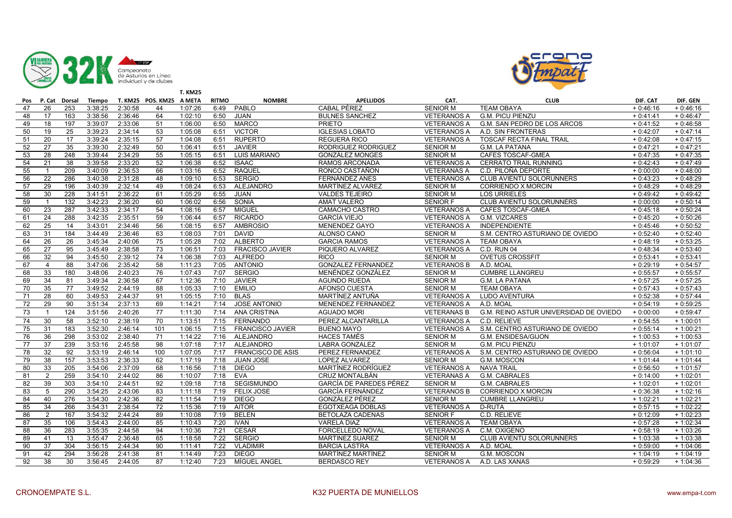| Pos | P. Cat | Dorsal | Tiempo | T. KM25 | POS. KM25 | T. KM25 A META | RITMO | NOMBRE | APELLIDOS | CAT. | CLUB | DIF. CAT | DIF. GEN |
|---|---|---|---|---|---|---|---|---|---|---|---|---|---|
| 47 | 26 | 253 | 3:38:25 | 2:30:58 | 44 | 1:07:26 | 6:49 | PABLO | CABAL PÉREZ | SENIOR M | TEAM OBAYA | + 0:46:16 | + 0:46:16 |
| 48 | 17 | 163 | 3:38:56 | 2:36:46 | 64 | 1:02:10 | 6:50 | JUAN | BULNES SANCHEZ | VETERANOS A | G.M. PICU PIENZU | + 0:41:41 | + 0:46:47 |
| 49 | 18 | 197 | 3:39:07 | 2:33:06 | 51 | 1:06:00 | 6:50 | MARCO | PRIETO | VETERANOS A | G.M. SAN PEDRO DE LOS ARCOS | + 0:41:52 | + 0:46:58 |
| 50 | 19 | 25 | 3:39:23 | 2:34:14 | 53 | 1:05:08 | 6:51 | VICTOR | IGLESIAS LOBATO | VETERANOS A | A.D. SIN FRONTERAS | + 0:42:07 | + 0:47:14 |
| 51 | 20 | 17 | 3:39:24 | 2:35:15 | 57 | 1:04:08 | 6:51 | RUPERTO | REGUERA RICO | VETERANOS A | TOSCAF RECTA FINAL TRAIL | + 0:42:08 | + 0:47:15 |
| 52 | 27 | 35 | 3:39:30 | 2:32:49 | 50 | 1:06:41 | 6:51 | JAVIER | RODRIGUEZ RODRIGUEZ | SENIOR M | G.M. LA PATANA | + 0:47:21 | + 0:47:21 |
| 53 | 28 | 248 | 3:39:44 | 2:34:29 | 55 | 1:05:15 | 6:51 | LUIS MARIANO | GONZÁLEZ MONGES | SENIOR M | CAFES TOSCAF-GMEA | + 0:47:35 | + 0:47:35 |
| 54 | 21 | 38 | 3:39:58 | 2:33:20 | 52 | 1:06:38 | 6:52 | ISAAC | RAMOS ARCONADA | VETERANOS A | CERRATO TRAIL RUNNING | + 0:42:43 | + 0:47:49 |
| 55 | 1 | 209 | 3:40:09 | 2:36:53 | 66 | 1:03:16 | 6:52 | RAQUEL | RONCO CASTAÑON | VETERANAS A | C.D. PILOÑA DEPORTE | + 0:00:00 | + 0:48:00 |
| 56 | 22 | 286 | 3:40:38 | 2:31:28 | 48 | 1:09:10 | 6:53 | SERGIO | FERNÁNDEZ ANES | VETERANOS A | CLUB AVIENTU SOLORUNNERS | + 0:43:23 | + 0:48:29 |
| 57 | 29 | 196 | 3:40:39 | 2:32:14 | 49 | 1:08:24 | 6:53 | ALEJANDRO | MARTÍNEZ ALVAREZ | SENIOR M | CORRIENDO X MORCIN | + 0:48:29 | + 0:48:29 |
| 58 | 30 | 228 | 3:41:51 | 2:36:22 | 61 | 1:05:29 | 6:55 | JUAN | VALDES TEJEIRO | SENIOR M | LOS URRIELES | + 0:49:42 | + 0:49:42 |
| 59 | 1 | 132 | 3:42:23 | 2:36:20 | 60 | 1:06:02 | 6:56 | SONIA | AMAT VALERO | SENIOR F | CLUB AVIENTU SOLORUNNERS | + 0:00:00 | + 0:50:14 |
| 60 | 23 | 287 | 3:42:33 | 2:34:17 | 54 | 1:08:16 | 6:57 | MIGUEL | CAMACHO CASTRO | VETERANOS A | CAFES TOSCAF-GMEA | + 0:45:18 | + 0:50:24 |
| 61 | 24 | 288 | 3:42:35 | 2:35:51 | 59 | 1:06:44 | 6:57 | RICARDO | GARCÍA VIEJO | VETERANOS A | G.M. VIZCARES | + 0:45:20 | + 0:50:26 |
| 62 | 25 | 14 | 3:43:01 | 2:34:46 | 56 | 1:08:15 | 6:57 | AMBROSIO | MENENDEZ GAYO | VETERANOS A | INDEPENDIENTE | + 0:45:46 | + 0:50:52 |
| 63 | 31 | 184 | 3:44:49 | 2:36:46 | 63 | 1:08:03 | 7:01 | DAVID | ALONSO CANO | SENIOR M | S.M. CENTRO ASTURIANO DE OVIEDO | + 0:52:40 | + 0:52:40 |
| 64 | 26 | 26 | 3:45:34 | 2:40:06 | 75 | 1:05:28 | 7:02 | ALBERTO | GARCIA RAMOS | VETERANOS A | TEAM OBAYA | + 0:48:19 | + 0:53:25 |
| 65 | 27 | 95 | 3:45:49 | 2:38:58 | 73 | 1:06:51 | 7:03 | FRACISCO JAVIER | PIQUERO ALVAREZ | VETERANOS A | C.D. RUN 04 | + 0:48:34 | + 0:53:40 |
| 66 | 32 | 94 | 3:45:50 | 2:39:12 | 74 | 1:06:38 | 7:03 | ALFREDO | RICO | SENIOR M | OVETUS CROSSFIT | + 0:53:41 | + 0:53:41 |
| 67 | 4 | 88 | 3:47:06 | 2:35:42 | 58 | 1:11:23 | 7:05 | ANTONIO | GONZALEZ FERNANDEZ | VETERANOS B | A.D. MOAL | + 0:29:19 | + 0:54:57 |
| 68 | 33 | 180 | 3:48:06 | 2:40:23 | 76 | 1:07:43 | 7:07 | SERGIO | MENÉNDEZ GONZÁLEZ | SENIOR M | CUMBRE LLANGREU | + 0:55:57 | + 0:55:57 |
| 69 | 34 | 81 | 3:49:34 | 2:36:58 | 67 | 1:12:36 | 7:10 | JAVIER | AGUNDO RUEDA | SENIOR M | G.M. LA PATANA | + 0:57:25 | + 0:57:25 |
| 70 | 35 | 77 | 3:49:52 | 2:44:19 | 88 | 1:05:33 | 7:10 | EMILIO | AFONSO CUESTA | SENIOR M | TEAM OBAYA | + 0:57:43 | + 0:57:43 |
| 71 | 28 | 60 | 3:49:53 | 2:44:37 | 91 | 1:05:15 | 7:10 | BLAS | MARTÍNEZ ANTUÑA | VETERANOS A | LUDO AVENTURA | + 0:52:38 | + 0:57:44 |
| 72 | 29 | 90 | 3:51:34 | 2:37:13 | 69 | 1:14:21 | 7:14 | JOSE ANTONIO | MENENDEZ FERNANDEZ | VETERANOS A | A.D. MOAL | + 0:54:19 | + 0:59:25 |
| 73 | 1 | 124 | 3:51:56 | 2:40:26 | 77 | 1:11:30 | 7:14 | ANA CRISTINA | AGUADO MORI | VETERANAS B | G.M. REINO ASTUR UNIVERSIDAD DE OVIEDO | + 0:00:00 | + 0:59:47 |
| 74 | 30 | 58 | 3:52:10 | 2:38:19 | 70 | 1:13:51 | 7:15 | FERNANDO | PEREZ ALCANTARILLA | VETERANOS A | C.D. RELIEVE | + 0:54:55 | + 1:00:01 |
| 75 | 31 | 183 | 3:52:30 | 2:46:14 | 101 | 1:06:15 | 7:15 | FRANCISCO JAVIER | BUENO MAYO | VETERANOS A | S.M. CENTRO ASTURIANO DE OVIEDO | + 0:55:14 | + 1:00:21 |
| 76 | 36 | 298 | 3:53:02 | 2:38:40 | 71 | 1:14:22 | 7:16 | ALEJANDRO | HACES TAMÉS | SENIOR M | G.M. ENSIDESA/GIJON | + 1:00:53 | + 1:00:53 |
| 77 | 37 | 239 | 3:53:16 | 2:45:58 | 98 | 1:07:18 | 7:17 | ALEJANDRO | LABRA GONZALEZ | SENIOR M | G.M. PICU PIENZU | + 1:01:07 | + 1:01:07 |
| 78 | 32 | 92 | 3:53:19 | 2:46:14 | 100 | 1:07:05 | 7:17 | FRANCISCO DE ASIS | PEREZ FERNANDEZ | VETERANOS A | S.M. CENTRO ASTURIANO DE OVIEDO | + 0:56:04 | + 1:01:10 |
| 79 | 38 | 157 | 3:53:53 | 2:36:33 | 62 | 1:17:19 | 7:18 | JUAN JOSE | LOPEZ ALVAREZ | SENIOR M | G.M. MOSCON | + 1:01:44 | + 1:01:44 |
| 80 | 33 | 205 | 3:54:06 | 2:37:09 | 68 | 1:16:56 | 7:18 | DIEGO | MARTÍNEZ RODRÍGUEZ | VETERANOS A | NAVA TRAIL | + 0:56:50 | + 1:01:57 |
| 81 | 2 | 259 | 3:54:10 | 2:44:02 | 86 | 1:10:07 | 7:18 | EVA | CRUZ MONTALBÁN | VETERANAS A | G.M. CABRALES | + 0:14:00 | + 1:02:01 |
| 82 | 39 | 303 | 3:54:10 | 2:44:51 | 92 | 1:09:18 | 7:18 | SEGISMUNDO | GARCÍA DE PAREDES PÉREZ | SENIOR M | G.M. CABRALES | + 1:02:01 | + 1:02:01 |
| 83 | 5 | 290 | 3:54:25 | 2:43:06 | 83 | 1:11:18 | 7:19 | FELIX JOSE | GARCÍA FERNÁNDEZ | VETERANOS B | CORRIENDO X MORCIN | + 0:36:38 | + 1:02:16 |
| 84 | 40 | 276 | 3:54:30 | 2:42:36 | 82 | 1:11:54 | 7:19 | DIEGO | GONZÁLEZ PÉREZ | SENIOR M | CUMBRE LLANGREU | + 1:02:21 | + 1:02:21 |
| 85 | 34 | 266 | 3:54:31 | 2:38:54 | 72 | 1:15:36 | 7:19 | AITOR | EGOTXEAGA DOBLAS | VETERANOS A | D-RUTA | + 0:57:15 | + 1:02:22 |
| 86 | 2 | 167 | 3:54:32 | 2:44:24 | 89 | 1:10:08 | 7:19 | BELEN | BETOLAZA CADENAS | SENIOR F | C.D. RELIEVE | + 0:12:09 | + 1:02:23 |
| 87 | 35 | 106 | 3:54:43 | 2:44:00 | 85 | 1:10:43 | 7:20 | IVAN | VARELA DIAZ | VETERANOS A | TEAM OBAYA | + 0:57:28 | + 1:02:34 |
| 88 | 36 | 283 | 3:55:35 | 2:44:58 | 94 | 1:10:36 | 7:21 | CESAR | FORCELLEDO NOVAL | VETERANOS A | C.M. OXIGENO | + 0:58:19 | + 1:03:26 |
| 89 | 41 | 13 | 3:55:47 | 2:36:48 | 65 | 1:18:58 | 7:22 | SERGIO | MARTINEZ SUAREZ | SENIOR M | CLUB AVIENTU SOLORUNNERS | + 1:03:38 | + 1:03:38 |
| 90 | 37 | 304 | 3:56:15 | 2:44:34 | 90 | 1:11:41 | 7:22 | VLADIMIR | BARCIA LASTRA | VETERANOS A | A.D. MOAL | + 0:59:00 | + 1:04:06 |
| 91 | 42 | 294 | 3:56:28 | 2:41:38 | 81 | 1:14:49 | 7:23 | DIEGO | MARTÍNEZ MARTÍNEZ | SENIOR M | G.M. MOSCON | + 1:04:19 | + 1:04:19 |
| 92 | 38 | 30 | 3:56:45 | 2:44:05 | 87 | 1:12:40 | 7:23 | MÍGUEL ANGEL | BERDASCO REY | VETERANOS A | A.D. LAS XANAS | + 0:59:29 | + 1:04:36 |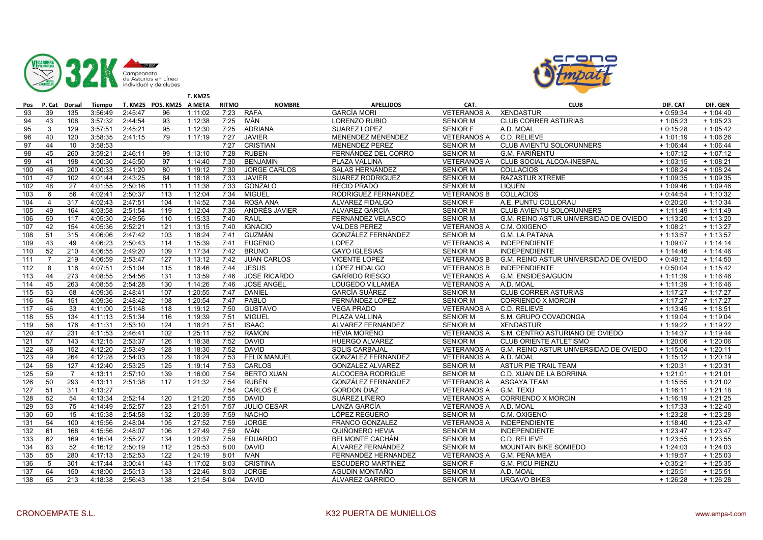| Pos | P. Cat | Dorsal | Tiempo | T. KM25 | POS. KM25 | T. KM25 A META | RITMO | NOMBRE | APELLIDOS | CAT. | CLUB | DIF. CAT | DIF. GEN |
|---|---|---|---|---|---|---|---|---|---|---|---|---|---|
| 93 | 39 | 135 | 3:56:49 | 2:45:47 | 96 | 1:11:02 | 7:23 | RAFA | GARCÍA MORI | VETERANOS A | XENDASTUR | + 0:59:34 | + 1:04:40 |
| 94 | 43 | 108 | 3:57:32 | 2:44:54 | 93 | 1:12:38 | 7:25 | IVÁN | LORENZO RUBIO | SENIOR M | CLUB CORRER ASTURIAS | + 1:05:23 | + 1:05:23 |
| 95 | 3 | 129 | 3:57:51 | 2:45:21 | 95 | 1:12:30 | 7:25 | ADRIANA | SUAREZ LOPEZ | SENIOR F | A.D. MOAL | + 0:15:28 | + 1:05:42 |
| 96 | 40 | 120 | 3:58:35 | 2:41:15 | 79 | 1:17:19 | 7:27 | JAVIER | MENENDEZ MENENDEZ | VETERANOS A | C.D. RELIEVE | + 1:01:19 | + 1:06:26 |
| 97 | 44 | 10 | 3:58:53 | | | | 7:27 | CRISTIAN | MENENDEZ PEREZ | SENIOR M | CLUB AVIENTU SOLORUNNERS | + 1:06:44 | + 1:06:44 |
| 98 | 45 | 260 | 3:59:21 | 2:46:11 | 99 | 1:13:10 | 7:28 | RUBEN | FERNÁNDEZ DEL CORRO | SENIOR M | G.M. FARIÑENTU | + 1:07:12 | + 1:07:12 |
| 99 | 41 | 198 | 4:00:30 | 2:45:50 | 97 | 1:14:40 | 7:30 | BENJAMIN | PLAZA VALLINA | VETERANOS A | CLUB SOCIAL ALCOA-INESPAL | + 1:03:15 | + 1:08:21 |
| 100 | 46 | 200 | 4:00:33 | 2:41:20 | 80 | 1:19:12 | 7:30 | JORGE CARLOS | SALAS HERNÁNDEZ | SENIOR M | COLLACIOS | + 1:08:24 | + 1:08:24 |
| 101 | 47 | 102 | 4:01:44 | 2:43:25 | 84 | 1:18:18 | 7:33 | JAVIER | SUÁREZ RODRÍGUEZ | SENIOR M | RAZASTUR XTREME | + 1:09:35 | + 1:09:35 |
| 102 | 48 | 27 | 4:01:55 | 2:50:16 | 111 | 1:11:38 | 7:33 | GONZALO | RECIO PRADO | SENIOR M | LIQUEN | + 1:09:46 | + 1:09:46 |
| 103 | 6 | 56 | 4:02:41 | 2:50:37 | 113 | 1:12:04 | 7:34 | MIGUEL | RODRIGUEZ FERNANDEZ | VETERANOS B | COLLACIOS | + 0:44:54 | + 1:10:32 |
| 104 | 4 | 317 | 4:02:43 | 2:47:51 | 104 | 1:14:52 | 7:34 | ROSA ANA | ÁLVAREZ FIDALGO | SENIOR F | A.E. PUNTU COLLORAU | + 0:20:20 | + 1:10:34 |
| 105 | 49 | 164 | 4:03:58 | 2:51:54 | 119 | 1:12:04 | 7:36 | ANDRÉS JAVIER | ALVAREZ GARCÍA | SENIOR M | CLUB AVIENTU SOLORUNNERS | + 1:11:49 | + 1:11:49 |
| 106 | 50 | 117 | 4:05:30 | 2:49:56 | 110 | 1:15:33 | 7:40 | RAUL | FERNANDEZ VELASCO | SENIOR M | G.M. REINO ASTUR UNIVERSIDAD DE OVIEDO | + 1:13:20 | + 1:13:20 |
| 107 | 42 | 154 | 4:05:36 | 2:52:21 | 121 | 1:13:15 | 7:40 | IGNACIO | VALDES PEREZ | VETERANOS A | C.M. OXIGENO | + 1:08:21 | + 1:13:27 |
| 108 | 51 | 315 | 4:06:06 | 2:47:42 | 103 | 1:18:24 | 7:41 | GUZMÁN | GONZÁLEZ FERNÁNDEZ | SENIOR M | G.M. LA PATANA | + 1:13:57 | + 1:13:57 |
| 109 | 43 | 49 | 4:06:23 | 2:50:43 | 114 | 1:15:39 | 7:41 | EUGENIO | LOPEZ | VETERANOS A | INDEPENDIENTE | + 1:09:07 | + 1:14:14 |
| 110 | 52 | 210 | 4:06:55 | 2:49:20 | 109 | 1:17:34 | 7:42 | BRUNO | GAYO IGLESIAS | SENIOR M | INDEPENDIENTE | + 1:14:46 | + 1:14:46 |
| 111 | 7 | 219 | 4:06:59 | 2:53:47 | 127 | 1:13:12 | 7:42 | JUAN CARLOS | VICENTE LOPEZ | VETERANOS B | G.M. REINO ASTUR UNIVERSIDAD DE OVIEDO | + 0:49:12 | + 1:14:50 |
| 112 | 8 | 116 | 4:07:51 | 2:51:04 | 115 | 1:16:46 | 7:44 | JESUS | LÓPEZ HIDALGO | VETERANOS B | INDEPENDIENTE | + 0:50:04 | + 1:15:42 |
| 113 | 44 | 273 | 4:08:55 | 2:54:56 | 131 | 1:13:59 | 7:46 | JOSE RICARDO | GARRIDO RIESGO | VETERANOS A | G.M. ENSIDESA/GIJON | + 1:11:39 | + 1:16:46 |
| 114 | 45 | 263 | 4:08:55 | 2:54:28 | 130 | 1:14:26 | 7:46 | JOSE ANGEL | LOUGEDO VILLAMEA | VETERANOS A | A.D. MOAL | + 1:11:39 | + 1:16:46 |
| 115 | 53 | 68 | 4:09:36 | 2:48:41 | 107 | 1:20:55 | 7:47 | DANIEL | GARCÍA SUÁREZ | SENIOR M | CLUB CORRER ASTURIAS | + 1:17:27 | + 1:17:27 |
| 116 | 54 | 151 | 4:09:36 | 2:48:42 | 108 | 1:20:54 | 7:47 | PABLO | FERNÁNDEZ LOPEZ | SENIOR M | CORRIENDO X MORCIN | + 1:17:27 | + 1:17:27 |
| 117 | 46 | 33 | 4:11:00 | 2:51:48 | 118 | 1:19:12 | 7:50 | GUSTAVO | VEGA PRADO | VETERANOS A | C.D. RELIEVE | + 1:13:45 | + 1:18:51 |
| 118 | 55 | 134 | 4:11:13 | 2:51:34 | 116 | 1:19:39 | 7:51 | MIGUEL | PLAZA VALLINA | SENIOR M | S.M. GRUPO COVADONGA | + 1:19:04 | + 1:19:04 |
| 119 | 56 | 176 | 4:11:31 | 2:53:10 | 124 | 1:18:21 | 7:51 | ISAAC | ALVAREZ FERNANDEZ | SENIOR M | XENDASTUR | + 1:19:22 | + 1:19:22 |
| 120 | 47 | 231 | 4:11:53 | 2:46:41 | 102 | 1:25:11 | 7:52 | RAMON | HEVIA MORENO | VETERANOS A | S.M. CENTRO ASTURIANO DE OVIEDO | + 1:14:37 | + 1:19:44 |
| 121 | 57 | 143 | 4:12:15 | 2:53:37 | 126 | 1:18:38 | 7:52 | DAVID | HUERGO ÁLVAREZ | SENIOR M | CLUB ORIENTE ATLETISMO | + 1:20:06 | + 1:20:06 |
| 122 | 48 | 152 | 4:12:20 | 2:53:49 | 128 | 1:18:30 | 7:52 | DAVID | SOLIS CARBAJAL | VETERANOS A | G.M. REINO ASTUR UNIVERSIDAD DE OVIEDO | + 1:15:04 | + 1:20:11 |
| 123 | 49 | 264 | 4:12:28 | 2:54:03 | 129 | 1:18:24 | 7:53 | FELIX MANUEL | GONZALEZ FERNANDEZ | VETERANOS A | A.D. MOAL | + 1:15:12 | + 1:20:19 |
| 124 | 58 | 127 | 4:12:40 | 2:53:25 | 125 | 1:19:14 | 7:53 | CARLOS | GONZALEZ ALVAREZ | SENIOR M | ASTUR PIE TRAIL TEAM | + 1:20:31 | + 1:20:31 |
| 125 | 59 | 7 | 4:13:11 | 2:57:10 | 139 | 1:16:00 | 7:54 | BERTO XUAN | ALCOCEBA RODRIGUE | SENIOR M | C.D. XUAN DE LA BORRINA | + 1:21:01 | + 1:21:01 |
| 126 | 50 | 293 | 4:13:11 | 2:51:38 | 117 | 1:21:32 | 7:54 | RUBÉN | GONZÁLEZ FERNÁNDEZ | VETERANOS A | ASGAYA TEAM | + 1:15:55 | + 1:21:02 |
| 127 | 51 | 311 | 4:13:27 | | | | 7:54 | CARLOS E | GORDON DIAZ | VETERANOS A | G.M. TEXU | + 1:16:11 | + 1:21:18 |
| 128 | 52 | 54 | 4:13:34 | 2:52:14 | 120 | 1:21:20 | 7:55 | DAVID | SUÁREZ LIÑERO | VETERANOS A | CORRIENDO X MORCIN | + 1:16:19 | + 1:21:25 |
| 129 | 53 | 75 | 4:14:49 | 2:52:57 | 123 | 1:21:51 | 7:57 | JULIO CESAR | LANZA GARCÍA | VETERANOS A | A.D. MOAL | + 1:17:33 | + 1:22:40 |
| 130 | 60 | 15 | 4:15:38 | 2:54:58 | 132 | 1:20:39 | 7:59 | NACHO | LÓPEZ REGUERO | SENIOR M | C.M. OXIGENO | + 1:23:28 | + 1:23:28 |
| 131 | 54 | 100 | 4:15:56 | 2:48:04 | 105 | 1:27:52 | 7:59 | JORGE | FRANCO GONZALEZ | VETERANOS A | INDEPENDIENTE | + 1:18:40 | + 1:23:47 |
| 132 | 61 | 168 | 4:15:56 | 2:48:07 | 106 | 1:27:49 | 7:59 | IVÁN | QUIÑONERO HEVIA | SENIOR M | INDEPENDIENTE | + 1:23:47 | + 1:23:47 |
| 133 | 62 | 169 | 4:16:04 | 2:55:27 | 134 | 1:20:37 | 7:59 | EDUARDO | BELMONTE CACHÁN | SENIOR M | C.D. RELIEVE | + 1:23:55 | + 1:23:55 |
| 134 | 63 | 52 | 4:16:12 | 2:50:19 | 112 | 1:25:53 | 8:00 | DAVID | ÁLVAREZ FERNÁNDEZ | SENIOR M | MOUNTAIN BIKE SOMIEDO | + 1:24:03 | + 1:24:03 |
| 135 | 55 | 280 | 4:17:13 | 2:52:53 | 122 | 1:24:19 | 8:01 | IVAN | FERNANDEZ HERNANDEZ | VETERANOS A | G.M. PEÑA MEA | + 1:19:57 | + 1:25:03 |
| 136 | 5 | 301 | 4:17:44 | 3:00:41 | 143 | 1:17:02 | 8:03 | CRISTINA | ESCUDERO MARTINEZ | SENIOR F | G.M. PICU PIENZU | + 0:35:21 | + 1:25:35 |
| 137 | 64 | 150 | 4:18:00 | 2:55:13 | 133 | 1:22:46 | 8:03 | JORGE | AGUDIN MONTAÑO | SENIOR M | A.D. MOAL | + 1:25:51 | + 1:25:51 |
| 138 | 65 | 213 | 4:18:38 | 2:56:43 | 138 | 1:21:54 | 8:04 | DAVID | ÁLVAREZ GARRIDO | SENIOR M | URGAVO BIKES | + 1:26:28 | + 1:26:28 |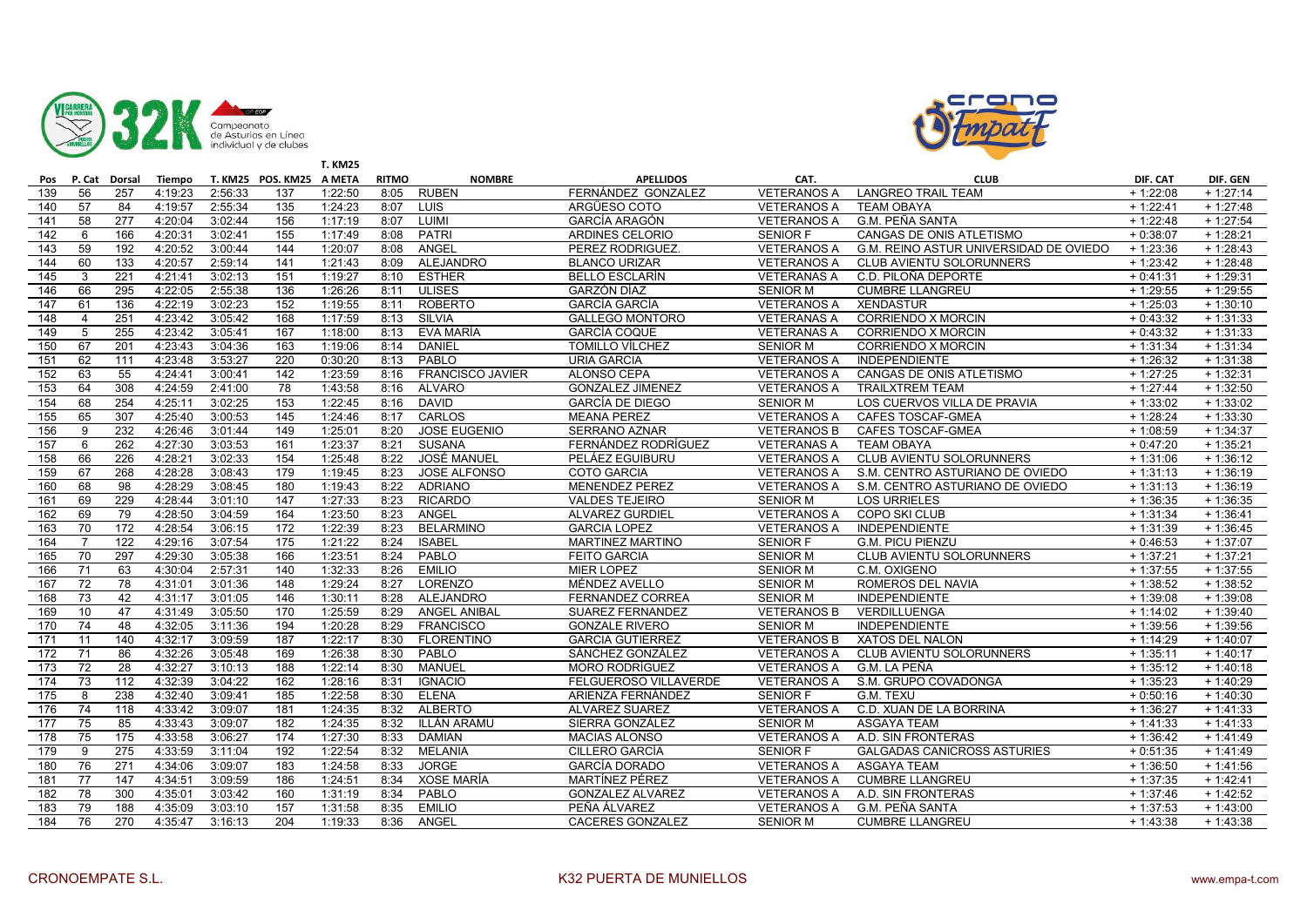| Pos | P. Cat | Dorsal | Tiempo | T. KM25 | POS. KM25 | T. KM25 A META | RITMO | NOMBRE | APELLIDOS | CAT. | CLUB | DIF. CAT | DIF. GEN |
|---|---|---|---|---|---|---|---|---|---|---|---|---|---|
| 139 | 56 | 257 | 4:19:23 | 2:56:33 | 137 | 1:22:50 | 8:05 | RUBEN | FERNÁNDEZ GONZALEZ | VETERANOS A | LANGREO TRAIL TEAM | + 1:22:08 | + 1:27:14 |
| 140 | 57 | 84 | 4:19:57 | 2:55:34 | 135 | 1:24:23 | 8:07 | LUIS | ARGÜESO COTO | VETERANOS A | TEAM OBAYA | + 1:22:41 | + 1:27:48 |
| 141 | 58 | 277 | 4:20:04 | 3:02:44 | 156 | 1:17:19 | 8:07 | LUIMI | GARCÍA ARAGÓN | VETERANOS A | G.M. PEÑA SANTA | + 1:22:48 | + 1:27:54 |
| 142 | 6 | 166 | 4:20:31 | 3:02:41 | 155 | 1:17:49 | 8:08 | PATRI | ARDINES CELORIO | SENIOR F | CANGAS DE ONIS ATLETISMO | + 0:38:07 | + 1:28:21 |
| 143 | 59 | 192 | 4:20:52 | 3:00:44 | 144 | 1:20:07 | 8:08 | ANGEL | PEREZ RODRIGUEZ. | VETERANOS A | G.M. REINO ASTUR UNIVERSIDAD DE OVIEDO | + 1:23:36 | + 1:28:43 |
| 144 | 60 | 133 | 4:20:57 | 2:59:14 | 141 | 1:21:43 | 8:09 | ALEJANDRO | BLANCO URIZAR | VETERANOS A | CLUB AVIENTU SOLORUNNERS | + 1:23:42 | + 1:28:48 |
| 145 | 3 | 221 | 4:21:41 | 3:02:13 | 151 | 1:19:27 | 8:10 | ESTHER | BELLO ESCLARÍN | VETERANAS A | C.D. PILOÑA DEPORTE | + 0:41:31 | + 1:29:31 |
| 146 | 66 | 295 | 4:22:05 | 2:55:38 | 136 | 1:26:26 | 8:11 | ULISES | GARZÓN DÍAZ | SENIOR M | CUMBRE LLANGREU | + 1:29:55 | + 1:29:55 |
| 147 | 61 | 136 | 4:22:19 | 3:02:23 | 152 | 1:19:55 | 8:11 | ROBERTO | GARCÍA GARCÍA | VETERANOS A | XENDASTUR | + 1:25:03 | + 1:30:10 |
| 148 | 4 | 251 | 4:23:42 | 3:05:42 | 168 | 1:17:59 | 8:13 | SILVIA | GALLEGO MONTORO | VETERANAS A | CORRIENDO X MORCIN | + 0:43:32 | + 1:31:33 |
| 149 | 5 | 255 | 4:23:42 | 3:05:41 | 167 | 1:18:00 | 8:13 | EVA MARÍA | GARCÍA COQUE | VETERANAS A | CORRIENDO X MORCIN | + 0:43:32 | + 1:31:33 |
| 150 | 67 | 201 | 4:23:43 | 3:04:36 | 163 | 1:19:06 | 8:14 | DANIEL | TOMILLO VILCHEZ | SENIOR M | CORRIENDO X MORCIN | + 1:31:34 | + 1:31:34 |
| 151 | 62 | 111 | 4:23:48 | 3:53:27 | 220 | 0:30:20 | 8:13 | PABLO | URIA GARCIA | VETERANOS A | INDEPENDIENTE | + 1:26:32 | + 1:31:38 |
| 152 | 63 | 55 | 4:24:41 | 3:00:41 | 142 | 1:23:59 | 8:16 | FRANCISCO JAVIER | ALONSO CEPA | VETERANOS A | CANGAS DE ONIS ATLETISMO | + 1:27:25 | + 1:32:31 |
| 153 | 64 | 308 | 4:24:59 | 2:41:00 | 78 | 1:43:58 | 8:16 | ALVARO | GONZALEZ JIMENEZ | VETERANOS A | TRAILXTREM TEAM | + 1:27:44 | + 1:32:50 |
| 154 | 68 | 254 | 4:25:11 | 3:02:25 | 153 | 1:22:45 | 8:16 | DAVID | GARCÍA DE DIEGO | SENIOR M | LOS CUERVOS VILLA DE PRAVIA | + 1:33:02 | + 1:33:02 |
| 155 | 65 | 307 | 4:25:40 | 3:00:53 | 145 | 1:24:46 | 8:17 | CARLOS | MEANA PEREZ | VETERANOS A | CAFES TOSCAF-GMEA | + 1:28:24 | + 1:33:30 |
| 156 | 9 | 232 | 4:26:46 | 3:01:44 | 149 | 1:25:01 | 8:20 | JOSE EUGENIO | SERRANO AZNAR | VETERANOS B | CAFES TOSCAF-GMEA | + 1:08:59 | + 1:34:37 |
| 157 | 6 | 262 | 4:27:30 | 3:03:53 | 161 | 1:23:37 | 8:21 | SUSANA | FERNÁNDEZ RODRÍGUEZ | VETERANAS A | TEAM OBAYA | + 0:47:20 | + 1:35:21 |
| 158 | 66 | 226 | 4:28:21 | 3:02:33 | 154 | 1:25:48 | 8:22 | JOSÉ MANUEL | PELÁEZ EGUIBURU | VETERANOS A | CLUB AVIENTU SOLORUNNERS | + 1:31:06 | + 1:36:12 |
| 159 | 67 | 268 | 4:28:28 | 3:08:43 | 179 | 1:19:45 | 8:23 | JOSE ALFONSO | COTO GARCIA | VETERANOS A | S.M. CENTRO ASTURIANO DE OVIEDO | + 1:31:13 | + 1:36:19 |
| 160 | 68 | 98 | 4:28:29 | 3:08:45 | 180 | 1:19:43 | 8:22 | ADRIANO | MENENDEZ PEREZ | VETERANOS A | S.M. CENTRO ASTURIANO DE OVIEDO | + 1:31:13 | + 1:36:19 |
| 161 | 69 | 229 | 4:28:44 | 3:01:10 | 147 | 1:27:33 | 8:23 | RICARDO | VALDES TEJEIRO | SENIOR M | LOS URRIELES | + 1:36:35 | + 1:36:35 |
| 162 | 69 | 79 | 4:28:50 | 3:04:59 | 164 | 1:23:50 | 8:23 | ANGEL | ALVAREZ GURDIEL | VETERANOS A | COPO SKI CLUB | + 1:31:34 | + 1:36:41 |
| 163 | 70 | 172 | 4:28:54 | 3:06:15 | 172 | 1:22:39 | 8:23 | BELARMINO | GARCIA LOPEZ | VETERANOS A | INDEPENDIENTE | + 1:31:39 | + 1:36:45 |
| 164 | 7 | 122 | 4:29:16 | 3:07:54 | 175 | 1:21:22 | 8:24 | ISABEL | MARTINEZ MARTINO | SENIOR F | G.M. PICU PIENZU | + 0:46:53 | + 1:37:07 |
| 165 | 70 | 297 | 4:29:30 | 3:05:38 | 166 | 1:23:51 | 8:24 | PABLO | FEITO GARCIA | SENIOR M | CLUB AVIENTU SOLORUNNERS | + 1:37:21 | + 1:37:21 |
| 166 | 71 | 63 | 4:30:04 | 2:57:31 | 140 | 1:32:33 | 8:26 | EMILIO | MIER LOPEZ | SENIOR M | C.M. OXIGENO | + 1:37:55 | + 1:37:55 |
| 167 | 72 | 78 | 4:31:01 | 3:01:36 | 148 | 1:29:24 | 8:27 | LORENZO | MÉNDEZ AVELLO | SENIOR M | ROMEROS DEL NAVIA | + 1:38:52 | + 1:38:52 |
| 168 | 73 | 42 | 4:31:17 | 3:01:05 | 146 | 1:30:11 | 8:28 | ALEJANDRO | FERNANDEZ CORREA | SENIOR M | INDEPENDIENTE | + 1:39:08 | + 1:39:08 |
| 169 | 10 | 47 | 4:31:49 | 3:05:50 | 170 | 1:25:59 | 8:29 | ANGEL ANIBAL | SUAREZ FERNANDEZ | VETERANOS B | VERDILLUENGA | + 1:14:02 | + 1:39:40 |
| 170 | 74 | 48 | 4:32:05 | 3:11:36 | 194 | 1:20:28 | 8:29 | FRANCISCO | GONZALE RIVERO | SENIOR M | INDEPENDIENTE | + 1:39:56 | + 1:39:56 |
| 171 | 11 | 140 | 4:32:17 | 3:09:59 | 187 | 1:22:17 | 8:30 | FLORENTINO | GARCIA GUTIERREZ | VETERANOS B | XATOS DEL NALON | + 1:14:29 | + 1:40:07 |
| 172 | 71 | 86 | 4:32:26 | 3:05:48 | 169 | 1:26:38 | 8:30 | PABLO | SÁNCHEZ GONZÁLEZ | VETERANOS A | CLUB AVIENTU SOLORUNNERS | + 1:35:11 | + 1:40:17 |
| 173 | 72 | 28 | 4:32:27 | 3:10:13 | 188 | 1:22:14 | 8:30 | MANUEL | MORO RODRÍGUEZ | VETERANOS A | G.M. LA PEÑA | + 1:35:12 | + 1:40:18 |
| 174 | 73 | 112 | 4:32:39 | 3:04:22 | 162 | 1:28:16 | 8:31 | IGNACIO | FELGUEROSO VILLAVERDE | VETERANOS A | S.M. GRUPO COVADONGA | + 1:35:23 | + 1:40:29 |
| 175 | 8 | 238 | 4:32:40 | 3:09:41 | 185 | 1:22:58 | 8:30 | ELENA | ARIENZA FERNÁNDEZ | SENIOR F | G.M. TEXU | + 0:50:16 | + 1:40:30 |
| 176 | 74 | 118 | 4:33:42 | 3:09:07 | 181 | 1:24:35 | 8:32 | ALBERTO | ALVAREZ SUAREZ | VETERANOS A | C.D. XUAN DE LA BORRINA | + 1:36:27 | + 1:41:33 |
| 177 | 75 | 85 | 4:33:43 | 3:09:07 | 182 | 1:24:35 | 8:32 | ILLÁN ARAMU | SIERRA GONZÁLEZ | SENIOR M | ASGAYA TEAM | + 1:41:33 | + 1:41:33 |
| 178 | 75 | 175 | 4:33:58 | 3:06:27 | 174 | 1:27:30 | 8:33 | DAMIAN | MACIAS ALONSO | VETERANOS A | A.D. SIN FRONTERAS | + 1:36:42 | + 1:41:49 |
| 179 | 9 | 275 | 4:33:59 | 3:11:04 | 192 | 1:22:54 | 8:32 | MELANIA | CILLERO GARCÍA | SENIOR F | GALGADAS CANICROSS ASTURIES | + 0:51:35 | + 1:41:49 |
| 180 | 76 | 271 | 4:34:06 | 3:09:07 | 183 | 1:24:58 | 8:33 | JORGE | GARCÍA DORADO | VETERANOS A | ASGAYA TEAM | + 1:36:50 | + 1:41:56 |
| 181 | 77 | 147 | 4:34:51 | 3:09:59 | 186 | 1:24:51 | 8:34 | XOSE MARÍA | MARTÍNEZ PÉREZ | VETERANOS A | CUMBRE LLANGREU | + 1:37:35 | + 1:42:41 |
| 182 | 78 | 300 | 4:35:01 | 3:03:42 | 160 | 1:31:19 | 8:34 | PABLO | GONZALEZ ALVAREZ | VETERANOS A | A.D. SIN FRONTERAS | + 1:37:46 | + 1:42:52 |
| 183 | 79 | 188 | 4:35:09 | 3:03:10 | 157 | 1:31:58 | 8:35 | EMILIO | PEÑA ÁLVAREZ | VETERANOS A | G.M. PEÑA SANTA | + 1:37:53 | + 1:43:00 |
| 184 | 76 | 270 | 4:35:47 | 3:16:13 | 204 | 1:19:33 | 8:36 | ANGEL | CACERES GONZALEZ | SENIOR M | CUMBRE LLANGREU | + 1:43:38 | + 1:43:38 |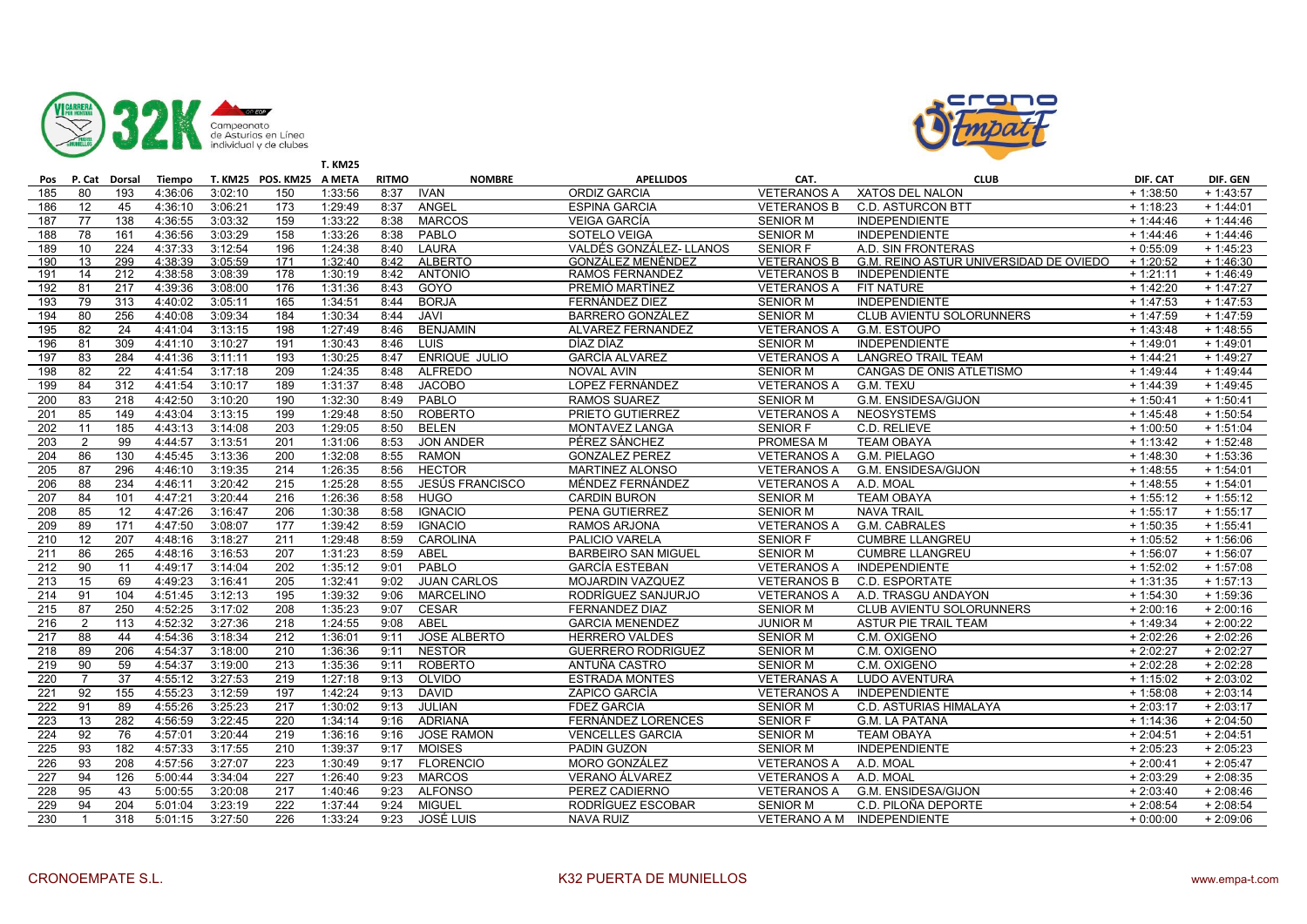| Pos | P. Cat | Dorsal | Tiempo | T. KM25 | POS. KM25 | T. KM25 A META | RITMO | NOMBRE | APELLIDOS | CAT. | CLUB | DIF. CAT | DIF. GEN |
|---|---|---|---|---|---|---|---|---|---|---|---|---|---|
| 185 | 80 | 193 | 4:36:06 | 3:02:10 | 150 | 1:33:56 | 8:37 | IVAN | ORDIZ GARCIA | VETERANOS A | XATOS DEL NALON | + 1:38:50 | + 1:43:57 |
| 186 | 12 | 45 | 4:36:10 | 3:06:21 | 173 | 1:29:49 | 8:37 | ANGEL | ESPINA GARCIA | VETERANOS B | C.D. ASTURCON BTT | + 1:18:23 | + 1:44:01 |
| 187 | 77 | 138 | 4:36:55 | 3:03:32 | 159 | 1:33:22 | 8:38 | MARCOS | VEIGA GARCÍA | SENIOR M | INDEPENDIENTE | + 1:44:46 | + 1:44:46 |
| 188 | 78 | 161 | 4:36:56 | 3:03:29 | 158 | 1:33:26 | 8:38 | PABLO | SOTELO VEIGA | SENIOR M | INDEPENDIENTE | + 1:44:46 | + 1:44:46 |
| 189 | 10 | 224 | 4:37:33 | 3:12:54 | 196 | 1:24:38 | 8:40 | LAURA | VALDÉS GONZÁLEZ- LLANOS | SENIOR F | A.D. SIN FRONTERAS | + 0:55:09 | + 1:45:23 |
| 190 | 13 | 299 | 4:38:39 | 3:05:59 | 171 | 1:32:40 | 8:42 | ALBERTO | GONZÁLEZ MENÉNDEZ | VETERANOS B | G.M. REINO ASTUR UNIVERSIDAD DE OVIEDO | + 1:20:52 | + 1:46:30 |
| 191 | 14 | 212 | 4:38:58 | 3:08:39 | 178 | 1:30:19 | 8:42 | ANTONIO | RAMOS FERNANDEZ | VETERANOS B | INDEPENDIENTE | + 1:21:11 | + 1:46:49 |
| 192 | 81 | 217 | 4:39:36 | 3:08:00 | 176 | 1:31:36 | 8:43 | GOYO | PREMIÓ MARTÍNEZ | VETERANOS A | FIT NATURE | + 1:42:20 | + 1:47:27 |
| 193 | 79 | 313 | 4:40:02 | 3:05:11 | 165 | 1:34:51 | 8:44 | BORJA | FERNÁNDEZ DIEZ | SENIOR M | INDEPENDIENTE | + 1:47:53 | + 1:47:53 |
| 194 | 80 | 256 | 4:40:08 | 3:09:34 | 184 | 1:30:34 | 8:44 | JAVI | BARRERO GONZÁLEZ | SENIOR M | CLUB AVIENTU SOLORUNNERS | + 1:47:59 | + 1:47:59 |
| 195 | 82 | 24 | 4:41:04 | 3:13:15 | 198 | 1:27:49 | 8:46 | BENJAMIN | ALVAREZ FERNANDEZ | VETERANOS A | G.M. ESTOUPO | + 1:43:48 | + 1:48:55 |
| 196 | 81 | 309 | 4:41:10 | 3:10:27 | 191 | 1:30:43 | 8:46 | LUIS | DÍAZ DÍAZ | SENIOR M | INDEPENDIENTE | + 1:49:01 | + 1:49:01 |
| 197 | 83 | 284 | 4:41:36 | 3:11:11 | 193 | 1:30:25 | 8:47 | ENRIQUE JULIO | GARCÍA ALVAREZ | VETERANOS A | LANGREO TRAIL TEAM | + 1:44:21 | + 1:49:27 |
| 198 | 82 | 22 | 4:41:54 | 3:17:18 | 209 | 1:24:35 | 8:48 | ALFREDO | NOVAL AVIN | SENIOR M | CANGAS DE ONIS ATLETISMO | + 1:49:44 | + 1:49:44 |
| 199 | 84 | 312 | 4:41:54 | 3:10:17 | 189 | 1:31:37 | 8:48 | JACOBO | LOPEZ FERNÁNDEZ | VETERANOS A | G.M. TEXU | + 1:44:39 | + 1:49:45 |
| 200 | 83 | 218 | 4:42:50 | 3:10:20 | 190 | 1:32:30 | 8:49 | PABLO | RAMOS SUAREZ | SENIOR M | G.M. ENSIDESA/GIJON | + 1:50:41 | + 1:50:41 |
| 201 | 85 | 149 | 4:43:04 | 3:13:15 | 199 | 1:29:48 | 8:50 | ROBERTO | PRIETO GUTIERREZ | VETERANOS A | NEOSYSTEMS | + 1:45:48 | + 1:50:54 |
| 202 | 11 | 185 | 4:43:13 | 3:14:08 | 203 | 1:29:05 | 8:50 | BELEN | MONTAVEZ LANGA | SENIOR F | C.D. RELIEVE | + 1:00:50 | + 1:51:04 |
| 203 | 2 | 99 | 4:44:57 | 3:13:51 | 201 | 1:31:06 | 8:53 | JON ANDER | PÉREZ SÁNCHEZ | PROMESA M | TEAM OBAYA | + 1:13:42 | + 1:52:48 |
| 204 | 86 | 130 | 4:45:45 | 3:13:36 | 200 | 1:32:08 | 8:55 | RAMON | GONZALEZ PEREZ | VETERANOS A | G.M. PIELAGO | + 1:48:30 | + 1:53:36 |
| 205 | 87 | 296 | 4:46:10 | 3:19:35 | 214 | 1:26:35 | 8:56 | HECTOR | MARTINEZ ALONSO | VETERANOS A | G.M. ENSIDESA/GIJON | + 1:48:55 | + 1:54:01 |
| 206 | 88 | 234 | 4:46:11 | 3:20:42 | 215 | 1:25:28 | 8:55 | JESÚS FRANCISCO | MÉNDEZ FERNÁNDEZ | VETERANOS A | A.D. MOAL | + 1:48:55 | + 1:54:01 |
| 207 | 84 | 101 | 4:47:21 | 3:20:44 | 216 | 1:26:36 | 8:58 | HUGO | CARDIN BURON | SENIOR M | TEAM OBAYA | + 1:55:12 | + 1:55:12 |
| 208 | 85 | 12 | 4:47:26 | 3:16:47 | 206 | 1:30:38 | 8:58 | IGNACIO | PENA GUTIERREZ | SENIOR M | NAVA TRAIL | + 1:55:17 | + 1:55:17 |
| 209 | 89 | 171 | 4:47:50 | 3:08:07 | 177 | 1:39:42 | 8:59 | IGNACIO | RAMOS ARJONA | VETERANOS A | G.M. CABRALES | + 1:50:35 | + 1:55:41 |
| 210 | 12 | 207 | 4:48:16 | 3:18:27 | 211 | 1:29:48 | 8:59 | CAROLINA | PALICIO VARELA | SENIOR F | CUMBRE LLANGREU | + 1:05:52 | + 1:56:06 |
| 211 | 86 | 265 | 4:48:16 | 3:16:53 | 207 | 1:31:23 | 8:59 | ABEL | BARBEIRO SAN MIGUEL | SENIOR M | CUMBRE LLANGREU | + 1:56:07 | + 1:56:07 |
| 212 | 90 | 11 | 4:49:17 | 3:14:04 | 202 | 1:35:12 | 9:01 | PABLO | GARCÍA ESTEBAN | VETERANOS A | INDEPENDIENTE | + 1:52:02 | + 1:57:08 |
| 213 | 15 | 69 | 4:49:23 | 3:16:41 | 205 | 1:32:41 | 9:02 | JUAN CARLOS | MOJARDIN VAZQUEZ | VETERANOS B | C.D. ESPORTATE | + 1:31:35 | + 1:57:13 |
| 214 | 91 | 104 | 4:51:45 | 3:12:13 | 195 | 1:39:32 | 9:06 | MARCELINO | RODRÍGUEZ SANJURJO | VETERANOS A | A.D. TRASGU ANDAYON | + 1:54:30 | + 1:59:36 |
| 215 | 87 | 250 | 4:52:25 | 3:17:02 | 208 | 1:35:23 | 9:07 | CESAR | FERNANDEZ DIAZ | SENIOR M | CLUB AVIENTU SOLORUNNERS | + 2:00:16 | + 2:00:16 |
| 216 | 2 | 113 | 4:52:32 | 3:27:36 | 218 | 1:24:55 | 9:08 | ABEL | GARCIA MENENDEZ | JUNIOR M | ASTUR PIE TRAIL TEAM | + 1:49:34 | + 2:00:22 |
| 217 | 88 | 44 | 4:54:36 | 3:18:34 | 212 | 1:36:01 | 9:11 | JOSE ALBERTO | HERRERO VALDES | SENIOR M | C.M. OXIGENO | + 2:02:26 | + 2:02:26 |
| 218 | 89 | 206 | 4:54:37 | 3:18:00 | 210 | 1:36:36 | 9:11 | NESTOR | GUERRERO RODRIGUEZ | SENIOR M | C.M. OXIGENO | + 2:02:27 | + 2:02:27 |
| 219 | 90 | 59 | 4:54:37 | 3:19:00 | 213 | 1:35:36 | 9:11 | ROBERTO | ANTUÑA CASTRO | SENIOR M | C.M. OXIGENO | + 2:02:28 | + 2:02:28 |
| 220 | 7 | 37 | 4:55:12 | 3:27:53 | 219 | 1:27:18 | 9:13 | OLVIDO | ESTRADA MONTES | VETERANAS A | LUDO AVENTURA | + 1:15:02 | + 2:03:02 |
| 221 | 92 | 155 | 4:55:23 | 3:12:59 | 197 | 1:42:24 | 9:13 | DAVID | ZAPICO GARCÍA | VETERANOS A | INDEPENDIENTE | + 1:58:08 | + 2:03:14 |
| 222 | 91 | 89 | 4:55:26 | 3:25:23 | 217 | 1:30:02 | 9:13 | JULIAN | FDEZ GARCIA | SENIOR M | C.D. ASTURIAS HIMALAYA | + 2:03:17 | + 2:03:17 |
| 223 | 13 | 282 | 4:56:59 | 3:22:45 | 220 | 1:34:14 | 9:16 | ADRIANA | FERNÁNDEZ LORENCES | SENIOR F | G.M. LA PATANA | + 1:14:36 | + 2:04:50 |
| 224 | 92 | 76 | 4:57:01 | 3:20:44 | 219 | 1:36:16 | 9:16 | JOSE RAMON | VENCELLES GARCIA | SENIOR M | TEAM OBAYA | + 2:04:51 | + 2:04:51 |
| 225 | 93 | 182 | 4:57:33 | 3:17:55 | 210 | 1:39:37 | 9:17 | MOISES | PADIN GUZON | SENIOR M | INDEPENDIENTE | + 2:05:23 | + 2:05:23 |
| 226 | 93 | 208 | 4:57:56 | 3:27:07 | 223 | 1:30:49 | 9:17 | FLORENCIO | MORO GONZÁLEZ | VETERANOS A | A.D. MOAL | + 2:00:41 | + 2:05:47 |
| 227 | 94 | 126 | 5:00:44 | 3:34:04 | 227 | 1:26:40 | 9:23 | MARCOS | VERANO ÁLVAREZ | VETERANOS A | A.D. MOAL | + 2:03:29 | + 2:08:35 |
| 228 | 95 | 43 | 5:00:55 | 3:20:08 | 217 | 1:40:46 | 9:23 | ALFONSO | PEREZ CADIERNO | VETERANOS A | G.M. ENSIDESA/GIJON | + 2:03:40 | + 2:08:46 |
| 229 | 94 | 204 | 5:01:04 | 3:23:19 | 222 | 1:37:44 | 9:24 | MIGUEL | RODRÍGUEZ ESCOBAR | SENIOR M | C.D. PILOÑA DEPORTE | + 2:08:54 | + 2:08:54 |
| 230 | 1 | 318 | 5:01:15 | 3:27:50 | 226 | 1:33:24 | 9:23 | JOSÉ LUIS | NAVA RUIZ | VETERANO A M | INDEPENDIENTE | + 0:00:00 | + 2:09:06 |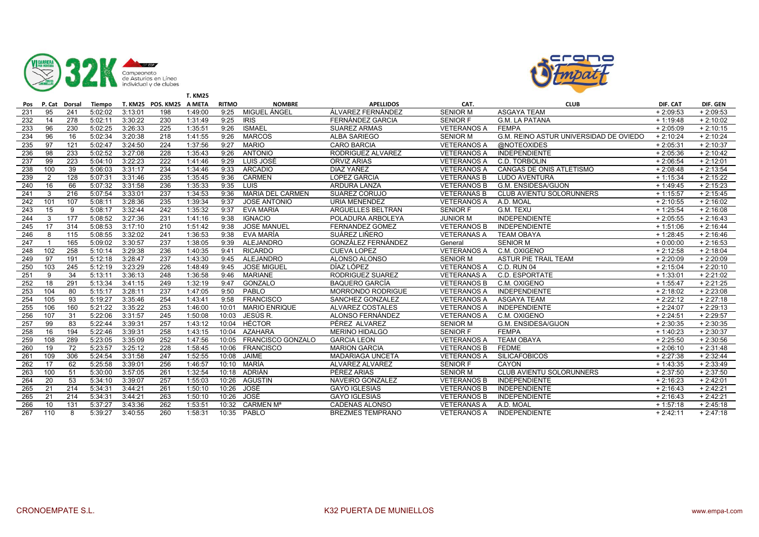| Pos | P. Cat | Dorsal | Tiempo | T. KM25 | POS. KM25 | T. KM25 A META | RITMO | NOMBRE | APELLIDOS | CAT. | CLUB | DIF. CAT | DIF. GEN |
|---|---|---|---|---|---|---|---|---|---|---|---|---|---|
| 231 | 95 | 241 | 5:02:02 | 3:13:01 | 198 | 1:49:00 | 9:25 | MIGUEL ÁNGEL | ÁLVAREZ FERNÁNDEZ | SENIOR M | ASGAYA TEAM | + 2:09:53 | + 2:09:53 |
| 232 | 14 | 278 | 5:02:11 | 3:30:22 | 230 | 1:31:49 | 9:25 | IRIS | FERNÁNDEZ GARCIA | SENIOR F | G.M. LA PATANA | + 1:19:48 | + 2:10:02 |
| 233 | 96 | 230 | 5:02:25 | 3:26:33 | 225 | 1:35:51 | 9:26 | ISMAEL | SUAREZ ARMAS | VETERANOS A | FEMPA | + 2:05:09 | + 2:10:15 |
| 234 | 96 | 16 | 5:02:34 | 3:20:38 | 218 | 1:41:55 | 9:26 | MARCOS | ALBA SARIEGO | SENIOR M | G.M. REINO ASTUR UNIVERSIDAD DE OVIEDO | + 2:10:24 | + 2:10:24 |
| 235 | 97 | 121 | 5:02:47 | 3:24:50 | 224 | 1:37:56 | 9:27 | MARIO | CARO BARCIA | VETERANOS A | @NOTEOXIDES | + 2:05:31 | + 2:10:37 |
| 236 | 98 | 233 | 5:02:52 | 3:27:08 | 228 | 1:35:43 | 9:26 | ANTONIO | RODRIGUEZ ALVAREZ | VETERANOS A | INDEPENDIENTE | + 2:05:36 | + 2:10:42 |
| 237 | 99 | 223 | 5:04:10 | 3:22:23 | 222 | 1:41:46 | 9:29 | LUIS JOSÉ | ORVIZ ARIAS | VETERANOS A | C.D. TORBOLIN | + 2:06:54 | + 2:12:01 |
| 238 | 100 | 39 | 5:06:03 | 3:31:17 | 234 | 1:34:46 | 9:33 | ARCADIO | DIAZ YAÑEZ | VETERANOS A | CANGAS DE ONIS ATLETISMO | + 2:08:48 | + 2:13:54 |
| 239 | 2 | 128 | 5:07:31 | 3:31:46 | 235 | 1:35:45 | 9:36 | CARMEN | LOPEZ GARCIA | VETERANAS B | LUDO AVENTURA | + 1:15:34 | + 2:15:22 |
| 240 | 16 | 66 | 5:07:32 | 3:31:58 | 236 | 1:35:33 | 9:35 | LUIS | ARDURA LANZA | VETERANOS B | G.M. ENSIDESA/GIJON | + 1:49:45 | + 2:15:23 |
| 241 | 3 | 216 | 5:07:54 | 3:33:01 | 237 | 1:34:53 | 9:36 | MARIA DEL CARMEN | SUAREZ CORUJO | VETERANAS B | CLUB AVIENTU SOLORUNNERS | + 1:15:57 | + 2:15:45 |
| 242 | 101 | 107 | 5:08:11 | 3:28:36 | 235 | 1:39:34 | 9:37 | JOSE ANTONIO | URIA MENENDEZ | VETERANOS A | A.D. MOAL | + 2:10:55 | + 2:16:02 |
| 243 | 15 | 9 | 5:08:17 | 3:32:44 | 242 | 1:35:32 | 9:37 | EVA MARIA | ARGUELLES BELTRAN | SENIOR F | G.M. TEXU | + 1:25:54 | + 2:16:08 |
| 244 | 3 | 177 | 5:08:52 | 3:27:36 | 231 | 1:41:16 | 9:38 | IGNACIO | POLADURA ARBOLEYA | JUNIOR M | INDEPENDIENTE | + 2:05:55 | + 2:16:43 |
| 245 | 17 | 314 | 5:08:53 | 3:17:10 | 210 | 1:51:42 | 9:38 | JOSE MANUEL | FERNANDEZ GOMEZ | VETERANOS B | INDEPENDIENTE | + 1:51:06 | + 2:16:44 |
| 246 | 8 | 115 | 5:08:55 | 3:32:02 | 241 | 1:36:53 | 9:38 | EVA MARÍA | SUÁREZ LIÑERO | VETERANAS A | TEAM OBAYA | + 1:28:45 | + 2:16:46 |
| 247 | 1 | 165 | 5:09:02 | 3:30:57 | 237 | 1:38:05 | 9:39 | ALEJANDRO | GONZÁLEZ FERNÁNDEZ | General | SENIOR M | + 0:00:00 | + 2:16:53 |
| 248 | 102 | 258 | 5:10:14 | 3:29:38 | 236 | 1:40:35 | 9:41 | RICARDO | CUEVA LOPEZ | VETERANOS A | C.M. OXIGENO | + 2:12:58 | + 2:18:04 |
| 249 | 97 | 191 | 5:12:18 | 3:28:47 | 237 | 1:43:30 | 9:45 | ALEJANDRO | ALONSO ALONSO | SENIOR M | ASTUR PIE TRAIL TEAM | + 2:20:09 | + 2:20:09 |
| 250 | 103 | 245 | 5:12:19 | 3:23:29 | 226 | 1:48:49 | 9:45 | JOSE MIGUEL | DÍAZ LÓPEZ | VETERANOS A | C.D. RUN 04 | + 2:15:04 | + 2:20:10 |
| 251 | 9 | 34 | 5:13:11 | 3:36:13 | 248 | 1:36:58 | 9:46 | MARIANE | RODRIGUEZ SUAREZ | VETERANAS A | C.D. ESPORTATE | + 1:33:01 | + 2:21:02 |
| 252 | 18 | 291 | 5:13:34 | 3:41:15 | 249 | 1:32:19 | 9:47 | GONZALO | BAQUERO GARCÍA | VETERANOS B | C.M. OXIGENO | + 1:55:47 | + 2:21:25 |
| 253 | 104 | 80 | 5:15:17 | 3:28:11 | 237 | 1:47:05 | 9:50 | PABLO | MORRONDO RODRIGUE | VETERANOS A | INDEPENDIENTE | + 2:18:02 | + 2:23:08 |
| 254 | 105 | 93 | 5:19:27 | 3:35:46 | 254 | 1:43:41 | 9:58 | FRANCISCO | SANCHEZ GONZALEZ | VETERANOS A | ASGAYA TEAM | + 2:22:12 | + 2:27:18 |
| 255 | 106 | 160 | 5:21:22 | 3:35:22 | 253 | 1:46:00 | 10:01 | MARIO ENRIQUE | ALVAREZ COSTALES | VETERANOS A | INDEPENDIENTE | + 2:24:07 | + 2:29:13 |
| 256 | 107 | 31 | 5:22:06 | 3:31:57 | 245 | 1:50:08 | 10:03 | JESÚS R. | ALONSO FERNÁNDEZ | VETERANOS A | C.M. OXIGENO | + 2:24:51 | + 2:29:57 |
| 257 | 99 | 83 | 5:22:44 | 3:39:31 | 257 | 1:43:12 | 10:04 | HÉCTOR | PÉREZ ALVAREZ | SENIOR M | G.M. ENSIDESA/GIJON | + 2:30:35 | + 2:30:35 |
| 258 | 16 | 194 | 5:22:46 | 3:39:31 | 258 | 1:43:15 | 10:04 | AZAHARA | MERINO HIDALGO | SENIOR F | FEMPA | + 1:40:23 | + 2:30:37 |
| 259 | 108 | 289 | 5:23:05 | 3:35:09 | 252 | 1:47:56 | 10:05 | FRANCISCO GONZALO | GARCIA LEON | VETERANOS A | TEAM OBAYA | + 2:25:50 | + 2:30:56 |
| 260 | 19 | 72 | 5:23:57 | 3:25:12 | 228 | 1:58:45 | 10:06 | FRANCISCO | MARION GARCIA | VETERANOS B | FEDME | + 2:06:10 | + 2:31:48 |
| 261 | 109 | 306 | 5:24:54 | 3:31:58 | 247 | 1:52:55 | 10:08 | JAIME | MADARIAGA UNCETA | VETERANOS A | SILICAFOBICOS | + 2:27:38 | + 2:32:44 |
| 262 | 17 | 62 | 5:25:58 | 3:39:01 | 256 | 1:46:57 | 10:10 | MARÍA | ALVAREZ ALVAREZ | SENIOR F | CAYON | + 1:43:35 | + 2:33:49 |
| 263 | 100 | 51 | 5:30:00 | 3:57:05 | 261 | 1:32:54 | 10:18 | ADRIÁN | PÉREZ ARIAS | SENIOR M | CLUB AVIENTU SOLORUNNERS | + 2:37:50 | + 2:37:50 |
| 264 | 20 | 53 | 5:34:10 | 3:39:07 | 257 | 1:55:03 | 10:26 | AGUSTIN | NAVEIRO GONZALEZ | VETERANOS B | INDEPENDIENTE | + 2:16:23 | + 2:42:01 |
| 265 | 21 | 214 | 5:34:31 | 3:44:21 | 261 | 1:50:10 | 10:26 | JOSÉ | GAYO IGLESIAS | VETERANOS B | INDEPENDIENTE | + 2:16:43 | + 2:42:21 |
| 265 | 21 | 214 | 5:34:31 | 3:44:21 | 263 | 1:50:10 | 10:26 | JOSÉ | GAYO IGLESIAS | VETERANOS B | INDEPENDIENTE | + 2:16:43 | + 2:42:21 |
| 266 | 10 | 131 | 5:37:27 | 3:43:36 | 262 | 1:53:51 | 10:32 | CARMEN Mª | CADENAS ALONSO | VETERANAS A | A.D. MOAL | + 1:57:18 | + 2:45:18 |
| 267 | 110 | 8 | 5:39:27 | 3:40:55 | 260 | 1:58:31 | 10:35 | PABLO | BREZMES TEMPRANO | VETERANOS A | INDEPENDIENTE | + 2:42:11 | + 2:47:18 |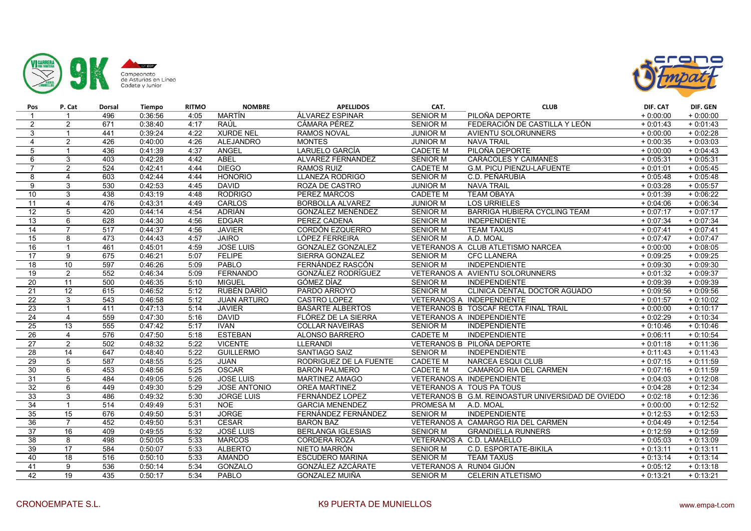| Pos | P. Cat | Dorsal | Tiempo | RITMO | NOMBRE | APELLIDOS | CAT. | CLUB | DIF. CAT | DIF. GEN |
|---|---|---|---|---|---|---|---|---|---|---|
| 1 | 1 | 496 | 0:36:56 | 4:05 | MARTÍN | ÁLVAREZ ESPINAR | SENIOR M | PILOÑA DEPORTE | + 0:00:00 | + 0:00:00 |
| 2 | 2 | 671 | 0:38:40 | 4:17 | RAÚL | CÁMARA PÉREZ | SENIOR M | FEDERACIÓN DE CASTILLA Y LEÓN | + 0:01:43 | + 0:01:43 |
| 3 | 1 | 441 | 0:39:24 | 4:22 | XURDE NEL | RAMOS NOVAL | JUNIOR M | AVIENTU SOLORUNNERS | + 0:00:00 | + 0:02:28 |
| 4 | 2 | 426 | 0:40:00 | 4:26 | ALEJANDRO | MONTES | JUNIOR M | NAVA TRAIL | + 0:00:35 | + 0:03:03 |
| 5 | 1 | 436 | 0:41:39 | 4:37 | ANGEL | LARUELO GARCÍA | CADETE M | PILOÑA DEPORTE | + 0:00:00 | + 0:04:43 |
| 6 | 3 | 403 | 0:42:28 | 4:42 | ABEL | ALVAREZ FERNANDEZ | SENIOR M | CARACOLES Y CAIMANES | + 0:05:31 | + 0:05:31 |
| 7 | 2 | 524 | 0:42:41 | 4:44 | DIEGO | RAMOS RUIZ | CADETE M | G.M. PICU PIENZU-LAFUENTE | + 0:01:01 | + 0:05:45 |
| 8 | 4 | 603 | 0:42:44 | 4:44 | HONORIO | LLANEZA RODRIGO | SENIOR M | C.D. PEÑARUBIA | + 0:05:48 | + 0:05:48 |
| 9 | 3 | 530 | 0:42:53 | 4:45 | DAVID | ROZA DE CASTRO | JUNIOR M | NAVA TRAIL | + 0:03:28 | + 0:05:57 |
| 10 | 3 | 438 | 0:43:19 | 4:48 | RODRIGO | PEREZ MARCOS | CADETE M | TEAM OBAYA | + 0:01:39 | + 0:06:22 |
| 11 | 4 | 476 | 0:43:31 | 4:49 | CARLOS | BORBOLLA ALVAREZ | JUNIOR M | LOS URRIELES | + 0:04:06 | + 0:06:34 |
| 12 | 5 | 420 | 0:44:14 | 4:54 | ADRIÁN | GONZÁLEZ MENÉNDEZ | SENIOR M | BARRIGA HUBIERA CYCLING TEAM | + 0:07:17 | + 0:07:17 |
| 13 | 6 | 628 | 0:44:30 | 4:56 | EDGAR | PEREZ CADENA | SENIOR M | INDEPENDIENTE | + 0:07:34 | + 0:07:34 |
| 14 | 7 | 517 | 0:44:37 | 4:56 | JAVIER | CORDÓN EZQUERRO | SENIOR M | TEAM TAXUS | + 0:07:41 | + 0:07:41 |
| 15 | 8 | 473 | 0:44:43 | 4:57 | JAIRO | LÓPEZ FERREIRA | SENIOR M | A.D. MOAL | + 0:07:47 | + 0:07:47 |
| 16 | 1 | 461 | 0:45:01 | 4:59 | JOSE LUIS | GONZALEZ GONZALEZ | VETERANOS A | CLUB ATLETISMO NARCEA | + 0:00:00 | + 0:08:05 |
| 17 | 9 | 675 | 0:46:21 | 5:07 | FELIPE | SIERRA GONZALEZ | SENIOR M | CFC LLANERA | + 0:09:25 | + 0:09:25 |
| 18 | 10 | 597 | 0:46:26 | 5:09 | PABLO | FERNÁNDEZ RASCÓN | SENIOR M | INDEPENDIENTE | + 0:09:30 | + 0:09:30 |
| 19 | 2 | 552 | 0:46:34 | 5:09 | FERNANDO | GONZÁLEZ RODRÍGUEZ | VETERANOS A | AVIENTU SOLORUNNERS | + 0:01:32 | + 0:09:37 |
| 20 | 11 | 500 | 0:46:35 | 5:10 | MIGUEL | GÓMEZ DÍAZ | SENIOR M | INDEPENDIENTE | + 0:09:39 | + 0:09:39 |
| 21 | 12 | 615 | 0:46:52 | 5:12 | RUBÉN DARÍO | PARDO ARROYO | SENIOR M | CLINICA DENTAL DOCTOR AGUADO | + 0:09:56 | + 0:09:56 |
| 22 | 3 | 543 | 0:46:58 | 5:12 | JUAN ARTURO | CASTRO LOPEZ | VETERANOS A | INDEPENDIENTE | + 0:01:57 | + 0:10:02 |
| 23 | 1 | 411 | 0:47:13 | 5:14 | JAVIER | BASARTE ALBERTOS | VETERANOS B | TOSCAF RECTA FINAL TRAIL | + 0:00:00 | + 0:10:17 |
| 24 | 4 | 559 | 0:47:30 | 5:16 | DAVID | FLÓREZ DE LA SIERRA | VETERANOS A | INDEPENDIENTE | + 0:02:29 | + 0:10:34 |
| 25 | 13 | 555 | 0:47:42 | 5:17 | IVAN | COLLAR NAVEIRAS | SENIOR M | INDEPENDIENTE | + 0:10:46 | + 0:10:46 |
| 26 | 4 | 576 | 0:47:50 | 5:18 | ESTEBAN | ALONSO BARRERO | CADETE M | INDEPENDIENTE | + 0:06:11 | + 0:10:54 |
| 27 | 2 | 502 | 0:48:32 | 5:22 | VICENTE | LLERANDI | VETERANOS B | PILOÑA DEPORTE | + 0:01:18 | + 0:11:36 |
| 28 | 14 | 647 | 0:48:40 | 5:22 | GUILLERMO | SANTIAGO SAIZ | SENIOR M | INDEPENDIENTE | + 0:11:43 | + 0:11:43 |
| 29 | 5 | 587 | 0:48:55 | 5:25 | JUAN | RODRIGUEZ DE LA FUENTE | CADETE M | NARCEA ESQUI CLUB | + 0:07:15 | + 0:11:59 |
| 30 | 6 | 453 | 0:48:56 | 5:25 | OSCAR | BARON PALMERO | CADETE M | CAMARGO RIA DEL CARMEN | + 0:07:16 | + 0:11:59 |
| 31 | 5 | 484 | 0:49:05 | 5:26 | JOSE LUIS | MARTINEZ AMAGO | VETERANOS A | INDEPENDIENTE | + 0:04:03 | + 0:12:08 |
| 32 | 6 | 449 | 0:49:30 | 5:29 | JOSE ANTONIO | OREA MARTINEZ | VETERANOS A | TOUS PA TOUS | + 0:04:28 | + 0:12:34 |
| 33 | 3 | 486 | 0:49:32 | 5:30 | JORGE LUIS | FERNÁNDEZ LOPEZ | VETERANOS B | G.M. REINOASTUR UNIVERSIDAD DE OVIEDO | + 0:02:18 | + 0:12:36 |
| 34 | 1 | 514 | 0:49:49 | 5:31 | NOE | GARCIA MENENDEZ | PROMESA M | A.D. MOAL | + 0:00:00 | + 0:12:52 |
| 35 | 15 | 676 | 0:49:50 | 5:31 | JORGE | FERNÁNDEZ FERNÁNDEZ | SENIOR M | INDEPENDIENTE | + 0:12:53 | + 0:12:53 |
| 36 | 7 | 452 | 0:49:50 | 5:31 | CESAR | BARON BAZ | VETERANOS A | CAMARGO RIA DEL CARMEN | + 0:04:49 | + 0:12:54 |
| 37 | 16 | 409 | 0:49:55 | 5:32 | JOSÉ LUIS | BERLANGA IGLESIAS | SENIOR M | GRANDIELLA RUNNERS | + 0:12:59 | + 0:12:59 |
| 38 | 8 | 498 | 0:50:05 | 5:33 | MARCOS | CORDERA ROZA | VETERANOS A | C.D. LAMAELLO | + 0:05:03 | + 0:13:09 |
| 39 | 17 | 584 | 0:50:07 | 5:33 | ALBERTO | NIETO MARRÓN | SENIOR M | C.D. ESPORTATE-BIKILA | + 0:13:11 | + 0:13:11 |
| 40 | 18 | 516 | 0:50:10 | 5:33 | AMANDO | ESCUDERO MARINA | SENIOR M | TEAM TAXUS | + 0:13:14 | + 0:13:14 |
| 41 | 9 | 536 | 0:50:14 | 5:34 | GONZALO | GONZÁLEZ AZCÁRATE | VETERANOS A | RUN04 GIJÓN | + 0:05:12 | + 0:13:18 |
| 42 | 19 | 435 | 0:50:17 | 5:34 | PABLO | GONZALEZ MUIÑA | SENIOR M | CELERIN ATLETISMO | + 0:13:21 | + 0:13:21 |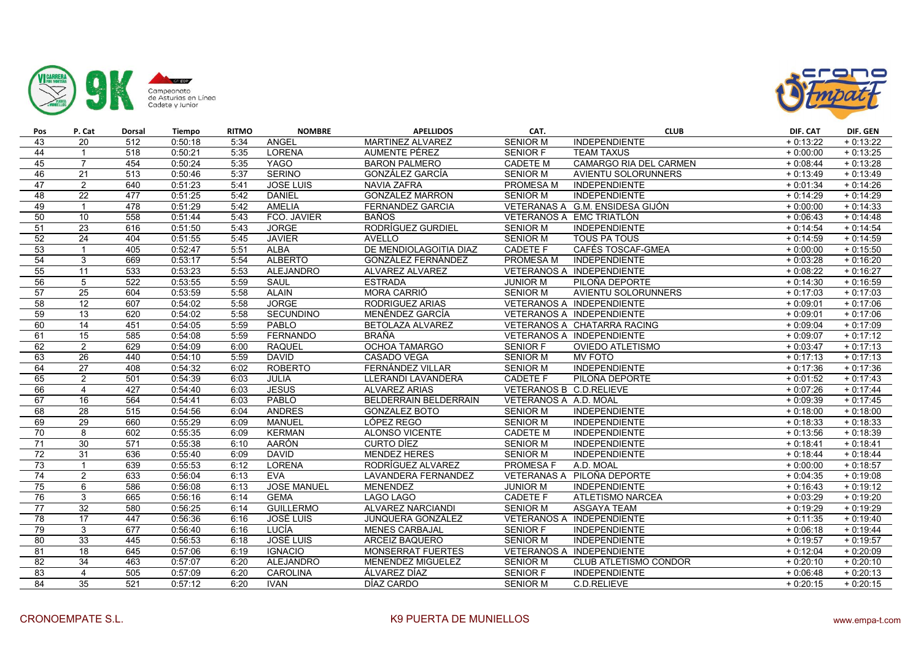| Pos | P. Cat | Dorsal | Tiempo | RITMO | NOMBRE | APELLIDOS | CAT. | CLUB | DIF. CAT | DIF. GEN |
|---|---|---|---|---|---|---|---|---|---|---|
| 43 | 20 | 512 | 0:50:18 | 5:34 | ANGEL | MARTINEZ ALVAREZ | SENIOR M | INDEPENDIENTE | + 0:13:22 | + 0:13:22 |
| 44 | 1 | 518 | 0:50:21 | 5:35 | LORENA | AUMENTE PÉREZ | SENIOR F | TEAM TAXUS | + 0:00:00 | + 0:13:25 |
| 45 | 7 | 454 | 0:50:24 | 5:35 | YAGO | BARON PALMERO | CADETE M | CAMARGO RIA DEL CARMEN | + 0:08:44 | + 0:13:28 |
| 46 | 21 | 513 | 0:50:46 | 5:37 | SERINO | GONZÁLEZ GARCÍA | SENIOR M | AVIENTU SOLORUNNERS | + 0:13:49 | + 0:13:49 |
| 47 | 2 | 640 | 0:51:23 | 5:41 | JOSE LUIS | NAVIA ZAFRA | PROMESA M | INDEPENDIENTE | + 0:01:34 | + 0:14:26 |
| 48 | 22 | 477 | 0:51:25 | 5:42 | DANIEL | GONZALEZ MARRON | SENIOR M | INDEPENDIENTE | + 0:14:29 | + 0:14:29 |
| 49 | 1 | 478 | 0:51:29 | 5:42 | AMELIA | FERNANDEZ GARCIA | VETERANAS A | G.M. ENSIDESA GIJÓN | + 0:00:00 | + 0:14:33 |
| 50 | 10 | 558 | 0:51:44 | 5:43 | FCO. JAVIER | BAÑOS | VETERANOS A | EMC TRIATLÓN | + 0:06:43 | + 0:14:48 |
| 51 | 23 | 616 | 0:51:50 | 5:43 | JORGE | RODRÍGUEZ GURDIEL | SENIOR M | INDEPENDIENTE | + 0:14:54 | + 0:14:54 |
| 52 | 24 | 404 | 0:51:55 | 5:45 | JAVIER | AVELLO | SENIOR M | TOUS PA TOUS | + 0:14:59 | + 0:14:59 |
| 53 | 1 | 405 | 0:52:47 | 5:51 | ALBA | DE MENDIOLAGOITIA DIAZ | CADETE F | CAFÉS TOSCAF-GMEA | + 0:00:00 | + 0:15:50 |
| 54 | 3 | 669 | 0:53:17 | 5:54 | ALBERTO | GONZÁLEZ FERNÁNDEZ | PROMESA M | INDEPENDIENTE | + 0:03:28 | + 0:16:20 |
| 55 | 11 | 533 | 0:53:23 | 5:53 | ALEJANDRO | ALVAREZ ALVAREZ | VETERANOS A | INDEPENDIENTE | + 0:08:22 | + 0:16:27 |
| 56 | 5 | 522 | 0:53:55 | 5:59 | SAUL | ESTRADA | JUNIOR M | PILOÑA DEPORTE | + 0:14:30 | + 0:16:59 |
| 57 | 25 | 604 | 0:53:59 | 5:58 | ALAIN | MORA CARRIÓ | SENIOR M | AVIENTU SOLORUNNERS | + 0:17:03 | + 0:17:03 |
| 58 | 12 | 607 | 0:54:02 | 5:58 | JORGE | RODRIGUEZ ARIAS | VETERANOS A | INDEPENDIENTE | + 0:09:01 | + 0:17:06 |
| 59 | 13 | 620 | 0:54:02 | 5:58 | SECUNDINO | MENÉNDEZ GARCÍA | VETERANOS A | INDEPENDIENTE | + 0:09:01 | + 0:17:06 |
| 60 | 14 | 451 | 0:54:05 | 5:59 | PABLO | BETOLAZA ALVAREZ | VETERANOS A | CHATARRA RACING | + 0:09:04 | + 0:17:09 |
| 61 | 15 | 585 | 0:54:08 | 5:59 | FERNANDO | BRAÑA | VETERANOS A | INDEPENDIENTE | + 0:09:07 | + 0:17:12 |
| 62 | 2 | 629 | 0:54:09 | 6:00 | RAQUEL | OCHOA TAMARGO | SENIOR F | OVIEDO ATLETISMO | + 0:03:47 | + 0:17:13 |
| 63 | 26 | 440 | 0:54:10 | 5:59 | DAVID | CASADO VEGA | SENIOR M | MV FOTO | + 0:17:13 | + 0:17:13 |
| 64 | 27 | 408 | 0:54:32 | 6:02 | ROBERTO | FERNÁNDEZ VILLAR | SENIOR M | INDEPENDIENTE | + 0:17:36 | + 0:17:36 |
| 65 | 2 | 501 | 0:54:39 | 6:03 | JULIA | LLERANDI LAVANDERA | CADETE F | PILOÑA DEPORTE | + 0:01:52 | + 0:17:43 |
| 66 | 4 | 427 | 0:54:40 | 6:03 | JESUS | ALVAREZ ARIAS | VETERANOS B | C.D.RELIEVE | + 0:07:26 | + 0:17:44 |
| 67 | 16 | 564 | 0:54:41 | 6:03 | PABLO | BELDERRAIN BELDERRAIN | VETERANOS A | A.D. MOAL | + 0:09:39 | + 0:17:45 |
| 68 | 28 | 515 | 0:54:56 | 6:04 | ANDRES | GONZALEZ BOTO | SENIOR M | INDEPENDIENTE | + 0:18:00 | + 0:18:00 |
| 69 | 29 | 660 | 0:55:29 | 6:09 | MANUEL | LÓPEZ REGO | SENIOR M | INDEPENDIENTE | + 0:18:33 | + 0:18:33 |
| 70 | 8 | 602 | 0:55:35 | 6:09 | KERMAN | ALONSO VICENTE | CADETE M | INDEPENDIENTE | + 0:13:56 | + 0:18:39 |
| 71 | 30 | 571 | 0:55:38 | 6:10 | AARÓN | CURTO DÍEZ | SENIOR M | INDEPENDIENTE | + 0:18:41 | + 0:18:41 |
| 72 | 31 | 636 | 0:55:40 | 6:09 | DAVID | MENDEZ HERES | SENIOR M | INDEPENDIENTE | + 0:18:44 | + 0:18:44 |
| 73 | 1 | 639 | 0:55:53 | 6:12 | LORENA | RODRÍGUEZ ALVAREZ | PROMESA F | A.D. MOAL | + 0:00:00 | + 0:18:57 |
| 74 | 2 | 633 | 0:56:04 | 6:13 | EVA | LAVANDERA FERNANDEZ | VETERANAS A | PILOÑA DEPORTE | + 0:04:35 | + 0:19:08 |
| 75 | 6 | 586 | 0:56:08 | 6:13 | JOSE MANUEL | MENENDEZ | JUNIOR M | INDEPENDIENTE | + 0:16:43 | + 0:19:12 |
| 76 | 3 | 665 | 0:56:16 | 6:14 | GEMA | LAGO LAGO | CADETE F | ATLETISMO NARCEA | + 0:03:29 | + 0:19:20 |
| 77 | 32 | 580 | 0:56:25 | 6:14 | GUILLERMO | ALVAREZ NARCIANDI | SENIOR M | ASGAYA TEAM | + 0:19:29 | + 0:19:29 |
| 78 | 17 | 447 | 0:56:36 | 6:16 | JOSÉ LUIS | JUNQUERA GONZÁLEZ | VETERANOS A | INDEPENDIENTE | + 0:11:35 | + 0:19:40 |
| 79 | 3 | 677 | 0:56:40 | 6:16 | LUCÍA | MENES CARBAJAL | SENIOR F | INDEPENDIENTE | + 0:06:18 | + 0:19:44 |
| 80 | 33 | 445 | 0:56:53 | 6:18 | JOSÉ LUIS | ARCEIZ BAQUERO | SENIOR M | INDEPENDIENTE | + 0:19:57 | + 0:19:57 |
| 81 | 18 | 645 | 0:57:06 | 6:19 | IGNACIO | MONSERRAT FUERTES | VETERANOS A | INDEPENDIENTE | + 0:12:04 | + 0:20:09 |
| 82 | 34 | 463 | 0:57:07 | 6:20 | ALEJANDRO | MENENDEZ MIGUELEZ | SENIOR M | CLUB ATLETISMO CONDOR | + 0:20:10 | + 0:20:10 |
| 83 | 4 | 505 | 0:57:09 | 6:20 | CAROLINA | ÁLVAREZ DÍAZ | SENIOR F | INDEPENDIENTE | + 0:06:48 | + 0:20:13 |
| 84 | 35 | 521 | 0:57:12 | 6:20 | IVAN | DÍAZ CARDO | SENIOR M | C.D.RELIEVE | + 0:20:15 | + 0:20:15 |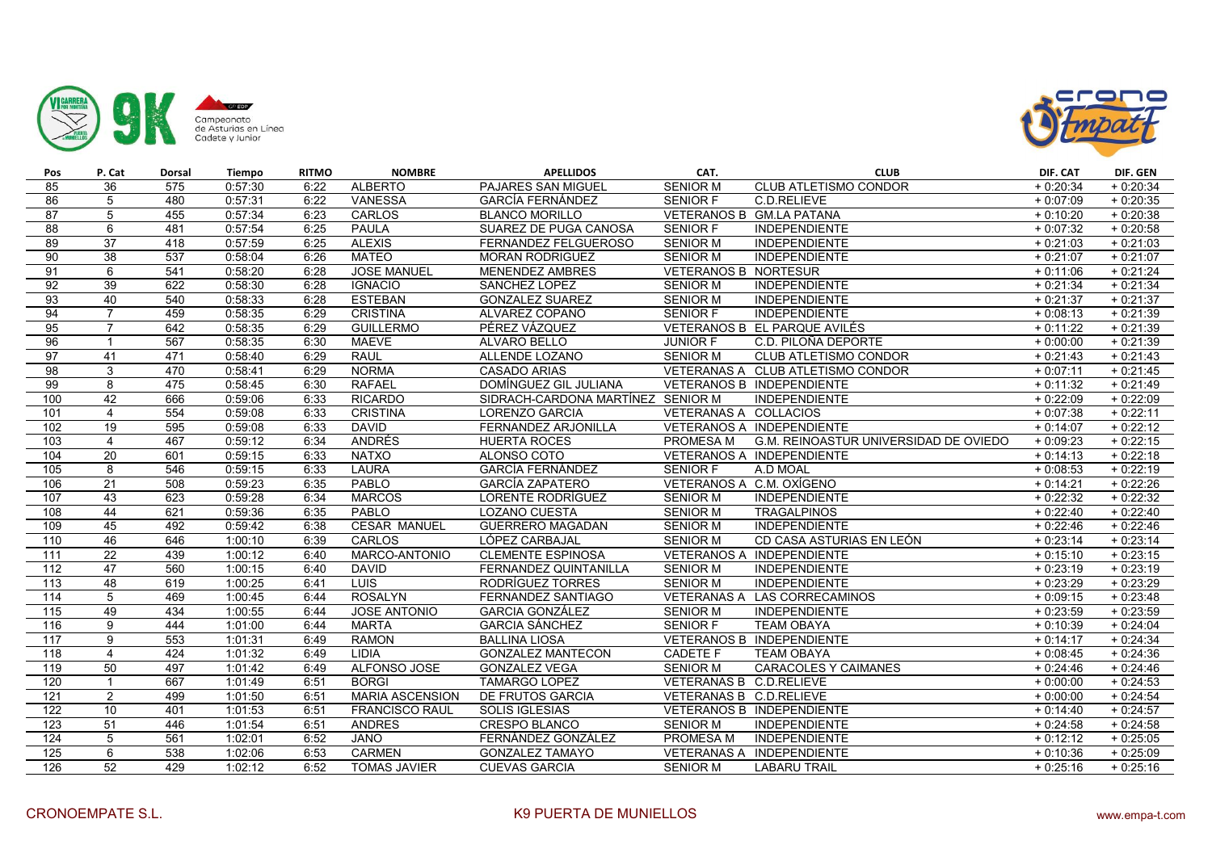| Pos | P. Cat | Dorsal | Tiempo | RITMO | NOMBRE | APELLIDOS | CAT. | CLUB | DIF. CAT | DIF. GEN |
|---|---|---|---|---|---|---|---|---|---|---|
| 85 | 36 | 575 | 0:57:30 | 6:22 | ALBERTO | PAJARES SAN MIGUEL | SENIOR M | CLUB ATLETISMO CONDOR | + 0:20:34 | + 0:20:34 |
| 86 | 5 | 480 | 0:57:31 | 6:22 | VANESSA | GARCÍA FERNÁNDEZ | SENIOR F | C.D.RELIEVE | + 0:07:09 | + 0:20:35 |
| 87 | 5 | 455 | 0:57:34 | 6:23 | CARLOS | BLANCO MORILLO | VETERANOS B | GM.LA PATANA | + 0:10:20 | + 0:20:38 |
| 88 | 6 | 481 | 0:57:54 | 6:25 | PAULA | SUAREZ DE PUGA CANOSA | SENIOR F | INDEPENDIENTE | + 0:07:32 | + 0:20:58 |
| 89 | 37 | 418 | 0:57:59 | 6:25 | ALEXIS | FERNANDEZ FELGUEROSO | SENIOR M | INDEPENDIENTE | + 0:21:03 | + 0:21:03 |
| 90 | 38 | 537 | 0:58:04 | 6:26 | MATEO | MORAN RODRIGUEZ | SENIOR M | INDEPENDIENTE | + 0:21:07 | + 0:21:07 |
| 91 | 6 | 541 | 0:58:20 | 6:28 | JOSE MANUEL | MENENDEZ AMBRES | VETERANOS B | NORTESUR | + 0:11:06 | + 0:21:24 |
| 92 | 39 | 622 | 0:58:30 | 6:28 | IGNACIO | SANCHEZ LOPEZ | SENIOR M | INDEPENDIENTE | + 0:21:34 | + 0:21:34 |
| 93 | 40 | 540 | 0:58:33 | 6:28 | ESTEBAN | GONZALEZ SUAREZ | SENIOR M | INDEPENDIENTE | + 0:21:37 | + 0:21:37 |
| 94 | 7 | 459 | 0:58:35 | 6:29 | CRISTINA | ALVAREZ COPANO | SENIOR F | INDEPENDIENTE | + 0:08:13 | + 0:21:39 |
| 95 | 7 | 642 | 0:58:35 | 6:29 | GUILLERMO | PÉREZ VÁZQUEZ | VETERANOS B | EL PARQUE AVILÉS | + 0:11:22 | + 0:21:39 |
| 96 | 1 | 567 | 0:58:35 | 6:30 | MAEVE | ALVARO BELLO | JUNIOR F | C.D. PILOÑA DEPORTE | + 0:00:00 | + 0:21:39 |
| 97 | 41 | 471 | 0:58:40 | 6:29 | RAUL | ALLENDE LOZANO | SENIOR M | CLUB ATLETISMO CONDOR | + 0:21:43 | + 0:21:43 |
| 98 | 3 | 470 | 0:58:41 | 6:29 | NORMA | CASADO ARIAS | VETERANAS A | CLUB ATLETISMO CONDOR | + 0:07:11 | + 0:21:45 |
| 99 | 8 | 475 | 0:58:45 | 6:30 | RAFAEL | DOMÍNGUEZ GIL JULIANA | VETERANOS B | INDEPENDIENTE | + 0:11:32 | + 0:21:49 |
| 100 | 42 | 666 | 0:59:06 | 6:33 | RICARDO | SIDRACH-CARDONA MARTÍNEZ | SENIOR M | INDEPENDIENTE | + 0:22:09 | + 0:22:09 |
| 101 | 4 | 554 | 0:59:08 | 6:33 | CRISTINA | LORENZO GARCIA | VETERANAS A | COLLACIOS | + 0:07:38 | + 0:22:11 |
| 102 | 19 | 595 | 0:59:08 | 6:33 | DAVID | FERNANDEZ ARJONILLA | VETERANOS A | INDEPENDIENTE | + 0:14:07 | + 0:22:12 |
| 103 | 4 | 467 | 0:59:12 | 6:34 | ANDRÉS | HUERTA ROCES | PROMESA M | G.M. REINOASTUR UNIVERSIDAD DE OVIEDO | + 0:09:23 | + 0:22:15 |
| 104 | 20 | 601 | 0:59:15 | 6:33 | NATXO | ALONSO COTO | VETERANOS A | INDEPENDIENTE | + 0:14:13 | + 0:22:18 |
| 105 | 8 | 546 | 0:59:15 | 6:33 | LAURA | GARCÍA FERNÁNDEZ | SENIOR F | A.D MOAL | + 0:08:53 | + 0:22:19 |
| 106 | 21 | 508 | 0:59:23 | 6:35 | PABLO | GARCÍA ZAPATERO | VETERANOS A | C.M. OXÍGENO | + 0:14:21 | + 0:22:26 |
| 107 | 43 | 623 | 0:59:28 | 6:34 | MARCOS | LORENTE RODRÍGUEZ | SENIOR M | INDEPENDIENTE | + 0:22:32 | + 0:22:32 |
| 108 | 44 | 621 | 0:59:36 | 6:35 | PABLO | LOZANO CUESTA | SENIOR M | TRAGALPINOS | + 0:22:40 | + 0:22:40 |
| 109 | 45 | 492 | 0:59:42 | 6:38 | CESAR MANUEL | GUERRERO MAGADAN | SENIOR M | INDEPENDIENTE | + 0:22:46 | + 0:22:46 |
| 110 | 46 | 646 | 1:00:10 | 6:39 | CARLOS | LÓPEZ CARBAJAL | SENIOR M | CD CASA ASTURIAS EN LEÓN | + 0:23:14 | + 0:23:14 |
| 111 | 22 | 439 | 1:00:12 | 6:40 | MARCO-ANTONIO | CLEMENTE ESPINOSA | VETERANOS A | INDEPENDIENTE | + 0:15:10 | + 0:23:15 |
| 112 | 47 | 560 | 1:00:15 | 6:40 | DAVID | FERNANDEZ QUINTANILLA | SENIOR M | INDEPENDIENTE | + 0:23:19 | + 0:23:19 |
| 113 | 48 | 619 | 1:00:25 | 6:41 | LUIS | RODRÍGUEZ TORRES | SENIOR M | INDEPENDIENTE | + 0:23:29 | + 0:23:29 |
| 114 | 5 | 469 | 1:00:45 | 6:44 | ROSALYN | FERNANDEZ SANTIAGO | VETERANAS A | LAS CORRECAMINOS | + 0:09:15 | + 0:23:48 |
| 115 | 49 | 434 | 1:00:55 | 6:44 | JOSE ANTONIO | GARCIA GONZÁLEZ | SENIOR M | INDEPENDIENTE | + 0:23:59 | + 0:23:59 |
| 116 | 9 | 444 | 1:01:00 | 6:44 | MARTA | GARCIA SÁNCHEZ | SENIOR F | TEAM OBAYA | + 0:10:39 | + 0:24:04 |
| 117 | 9 | 553 | 1:01:31 | 6:49 | RAMON | BALLINA LIOSA | VETERANOS B | INDEPENDIENTE | + 0:14:17 | + 0:24:34 |
| 118 | 4 | 424 | 1:01:32 | 6:49 | LIDIA | GONZALEZ MANTECON | CADETE F | TEAM OBAYA | + 0:08:45 | + 0:24:36 |
| 119 | 50 | 497 | 1:01:42 | 6:49 | ALFONSO JOSE | GONZALEZ VEGA | SENIOR M | CARACOLES Y CAIMANES | + 0:24:46 | + 0:24:46 |
| 120 | 1 | 667 | 1:01:49 | 6:51 | BORGI | TAMARGO LOPEZ | VETERANAS B | C.D.RELIEVE | + 0:00:00 | + 0:24:53 |
| 121 | 2 | 499 | 1:01:50 | 6:51 | MARIA ASCENSION | DE FRUTOS GARCIA | VETERANAS B | C.D.RELIEVE | + 0:00:00 | + 0:24:54 |
| 122 | 10 | 401 | 1:01:53 | 6:51 | FRANCISCO RAUL | SOLIS IGLESIAS | VETERANOS B | INDEPENDIENTE | + 0:14:40 | + 0:24:57 |
| 123 | 51 | 446 | 1:01:54 | 6:51 | ANDRES | CRESPO BLANCO | SENIOR M | INDEPENDIENTE | + 0:24:58 | + 0:24:58 |
| 124 | 5 | 561 | 1:02:01 | 6:52 | JANO | FERNÁNDEZ GONZÁLEZ | PROMESA M | INDEPENDIENTE | + 0:12:12 | + 0:25:05 |
| 125 | 6 | 538 | 1:02:06 | 6:53 | CARMEN | GONZALEZ TAMAYO | VETERANAS A | INDEPENDIENTE | + 0:10:36 | + 0:25:09 |
| 126 | 52 | 429 | 1:02:12 | 6:52 | TOMAS JAVIER | CUEVAS GARCIA | SENIOR M | LABARU TRAIL | + 0:25:16 | + 0:25:16 |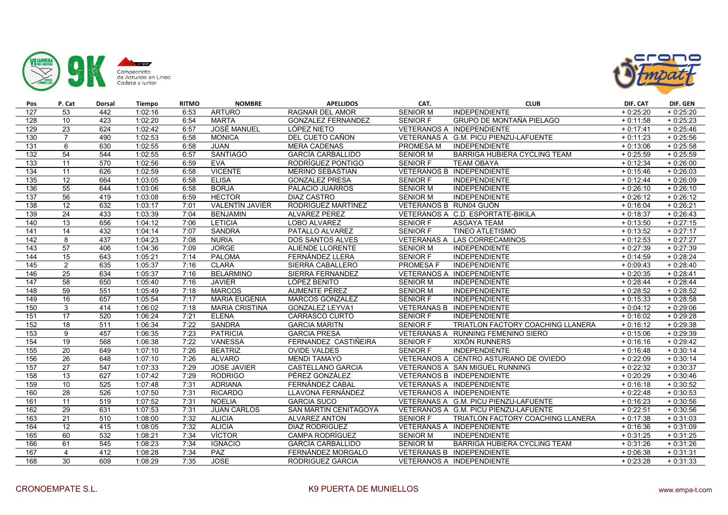| Pos | P. Cat | Dorsal | Tiempo | RITMO | NOMBRE | APELLIDOS | CAT. | CLUB | DIF. CAT | DIF. GEN |
|---|---|---|---|---|---|---|---|---|---|---|
| 127 | 53 | 442 | 1:02:16 | 6:53 | ARTURO | RAGNAR DEL AMOR | SENIOR M | INDEPENDIENTE | + 0:25:20 | + 0:25:20 |
| 128 | 10 | 423 | 1:02:20 | 6:54 | MARTA | GONZALEZ FERNANDEZ | SENIOR F | GRUPO DE MONTAÑA PIELAGO | + 0:11:58 | + 0:25:23 |
| 129 | 23 | 624 | 1:02:42 | 6:57 | JOSÉ MANUEL | LÓPEZ NIETO | VETERANOS A | INDEPENDIENTE | + 0:17:41 | + 0:25:46 |
| 130 | 7 | 490 | 1:02:53 | 6:58 | MONICA | DEL CUETO CAÑON | VETERANAS A | G.M. PICU PIENZU-LAFUENTE | + 0:11:23 | + 0:25:56 |
| 131 | 6 | 630 | 1:02:55 | 6:58 | JUAN | MERA CADENAS | PROMESA M | INDEPENDIENTE | + 0:13:06 | + 0:25:58 |
| 132 | 54 | 544 | 1:02:55 | 6:57 | SANTIAGO | GARCÍA CARBALLIDO | SENIOR M | BARRIGA HUBIERA CYCLING TEAM | + 0:25:59 | + 0:25:59 |
| 133 | 11 | 570 | 1:02:56 | 6:59 | EVA | RODRÍGUEZ PONTIGO | SENIOR F | TEAM OBAYA | + 0:12:34 | + 0:26:00 |
| 134 | 11 | 626 | 1:02:59 | 6:58 | VICENTE | MERINO SEBASTIAN | VETERANOS B | INDEPENDIENTE | + 0:15:46 | + 0:26:03 |
| 135 | 12 | 664 | 1:03:05 | 6:58 | ELISA | GONZALEZ PRESA | SENIOR F | INDEPENDIENTE | + 0:12:44 | + 0:26:09 |
| 136 | 55 | 644 | 1:03:06 | 6:58 | BORJA | PALACIO JUARROS | SENIOR M | INDEPENDIENTE | + 0:26:10 | + 0:26:10 |
| 137 | 56 | 419 | 1:03:08 | 6:59 | HECTOR | DIAZ CASTRO | SENIOR M | INDEPENDIENTE | + 0:26:12 | + 0:26:12 |
| 138 | 12 | 632 | 1:03:17 | 7:01 | VALENTÍN JAVIER | RODRÍGUEZ MARTÍNEZ | VETERANOS B | RUN04 GIJÓN | + 0:16:04 | + 0:26:21 |
| 139 | 24 | 433 | 1:03:39 | 7:04 | BENJAMIN | ALVAREZ PEREZ | VETERANOS A | C.D. ESPORTATE-BIKILA | + 0:18:37 | + 0:26:43 |
| 140 | 13 | 656 | 1:04:12 | 7:06 | LETICIA | LOBO ALVAREZ | SENIOR F | ASGAYA TEAM | + 0:13:50 | + 0:27:15 |
| 141 | 14 | 432 | 1:04:14 | 7:07 | SANDRA | PATALLO ALVAREZ | SENIOR F | TINEO ATLETISMO | + 0:13:52 | + 0:27:17 |
| 142 | 8 | 437 | 1:04:23 | 7:08 | NURIA | DOS SANTOS ALVES | VETERANAS A | LAS CORRECAMINOS | + 0:12:53 | + 0:27:27 |
| 143 | 57 | 406 | 1:04:36 | 7:09 | JORGE | ALIENDE LLORENTE | SENIOR M | INDEPENDIENTE | + 0:27:39 | + 0:27:39 |
| 144 | 15 | 643 | 1:05:21 | 7:14 | PALOMA | FERNÁNDEZ LLERA | SENIOR F | INDEPENDIENTE | + 0:14:59 | + 0:28:24 |
| 145 | 2 | 635 | 1:05:37 | 7:16 | CLARA | SIERRA CABALLERO | PROMESA F | INDEPENDIENTE | + 0:09:43 | + 0:28:40 |
| 146 | 25 | 634 | 1:05:37 | 7:16 | BELARMINO | SIERRA FERNANDEZ | VETERANOS A | INDEPENDIENTE | + 0:20:35 | + 0:28:41 |
| 147 | 58 | 650 | 1:05:40 | 7:16 | JAVIER | LÓPEZ BENITO | SENIOR M | INDEPENDIENTE | + 0:28:44 | + 0:28:44 |
| 148 | 59 | 551 | 1:05:49 | 7:18 | MARCOS | AUMENTE PÉREZ | SENIOR M | INDEPENDIENTE | + 0:28:52 | + 0:28:52 |
| 149 | 16 | 657 | 1:05:54 | 7:17 | MARIA EUGENIA | MARCOS GONZALEZ | SENIOR F | INDEPENDIENTE | + 0:15:33 | + 0:28:58 |
| 150 | 3 | 414 | 1:06:02 | 7:18 | MARIA CRISTINA | GONZALEZ LEYVA1 | VETERANAS B | INDEPENDIENTE | + 0:04:12 | + 0:29:06 |
| 151 | 17 | 520 | 1:06:24 | 7:21 | ELENA | CARRASCO CURTO | SENIOR F | INDEPENDIENTE | + 0:16:02 | + 0:29:28 |
| 152 | 18 | 511 | 1:06:34 | 7:22 | SANDRA | GARCIA MARITN | SENIOR F | TRIATLON FACTORY COACHING LLANERA | + 0:16:12 | + 0:29:38 |
| 153 | 9 | 457 | 1:06:35 | 7:23 | PATRICIA | GARCIA PRESA | VETERANAS A | RUNNING FEMENINO SIERO | + 0:15:06 | + 0:29:39 |
| 154 | 19 | 568 | 1:06:38 | 7:22 | VANESSA | FERNANDEZ CASTIÑEIRA | SENIOR F | XIXÓN RUNNERS | + 0:16:16 | + 0:29:42 |
| 155 | 20 | 649 | 1:07:10 | 7:26 | BEATRIZ | OVIDE VALDES | SENIOR F | INDEPENDIENTE | + 0:16:48 | + 0:30:14 |
| 156 | 26 | 648 | 1:07:10 | 7:26 | ALVARO | MENDI TAMAYO | VETERANOS A | CENTRO ASTURIANO DE OVIEDO | + 0:22:09 | + 0:30:14 |
| 157 | 27 | 547 | 1:07:33 | 7:29 | JOSE JAVIER | CASTELLANO GARCIA | VETERANOS A | SAN MIGUEL RUNNING | + 0:22:32 | + 0:30:37 |
| 158 | 13 | 627 | 1:07:42 | 7:29 | RODRIGO | PÉREZ GONZÁLEZ | VETERANOS B | INDEPENDIENTE | + 0:20:29 | + 0:30:46 |
| 159 | 10 | 525 | 1:07:48 | 7:31 | ADRIANA | FERNÁNDEZ CABAL | VETERANAS A | INDEPENDIENTE | + 0:16:18 | + 0:30:52 |
| 160 | 28 | 526 | 1:07:50 | 7:31 | RICARDO | LLAVONA FERNÁNDEZ | VETERANOS A | INDEPENDIENTE | + 0:22:48 | + 0:30:53 |
| 161 | 11 | 519 | 1:07:52 | 7:31 | NOELIA | GARCIA SUCO | VETERANAS A | G.M. PICU PIENZU-LAFUENTE | + 0:16:23 | + 0:30:56 |
| 162 | 29 | 631 | 1:07:53 | 7:31 | JUAN CARLOS | SAN MARTIN CENITAGOYA | VETERANOS A | G.M. PICU PIENZU-LAFUENTE | + 0:22:51 | + 0:30:56 |
| 163 | 21 | 510 | 1:08:00 | 7:32 | ALICIA | ALVAREZ ANTON | SENIOR F | TRIATLON FACTORY COACHING LLANERA | + 0:17:38 | + 0:31:03 |
| 164 | 12 | 415 | 1:08:05 | 7:32 | ALICIA | DIAZ RODRIGUEZ | VETERANAS A | INDEPENDIENTE | + 0:16:36 | + 0:31:09 |
| 165 | 60 | 532 | 1:08:21 | 7:34 | VÍCTOR | CAMPA RODRÍGUEZ | SENIOR M | INDEPENDIENTE | + 0:31:25 | + 0:31:25 |
| 166 | 61 | 545 | 1:08:23 | 7:34 | IGNACIO | GARCÍA CARBALLIDO | SENIOR M | BARRIGA HUBIERA CYCLING TEAM | + 0:31:26 | + 0:31:26 |
| 167 | 4 | 412 | 1:08:28 | 7:34 | PAZ | FERNÁNDEZ MORGALO | VETERANAS B | INDEPENDIENTE | + 0:06:38 | + 0:31:31 |
| 168 | 30 | 609 | 1:08:29 | 7:35 | JOSE | RODRIGUEZ GARCIA | VETERANOS A | INDEPENDIENTE | + 0:23:28 | + 0:31:33 |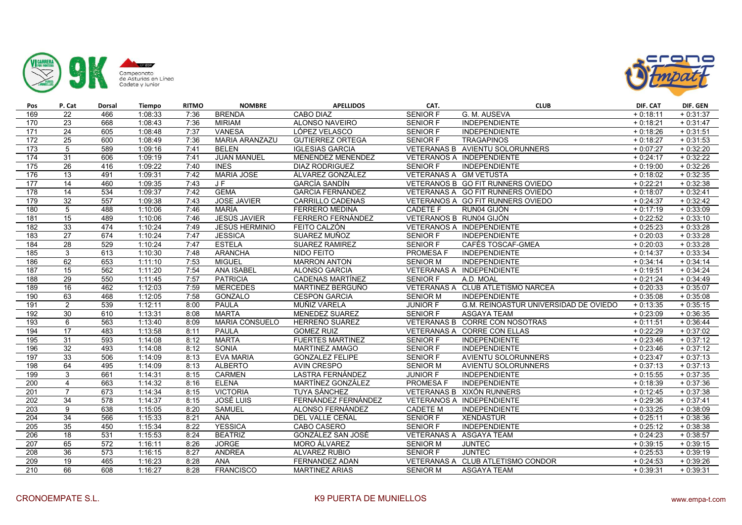| Pos | P. Cat | Dorsal | Tiempo | RITMO | NOMBRE | APELLIDOS | CAT. | CLUB | DIF. CAT | DIF. GEN |
|---|---|---|---|---|---|---|---|---|---|---|
| 169 | 22 | 466 | 1:08:33 | 7:36 | BRENDA | CABO DIAZ | SENIOR F | G. M. AUSEVA | + 0:18:11 | + 0:31:37 |
| 170 | 23 | 668 | 1:08:43 | 7:36 | MIRIAM | ALONSO NAVEIRO | SENIOR F | INDEPENDIENTE | + 0:18:21 | + 0:31:47 |
| 171 | 24 | 605 | 1:08:48 | 7:37 | VANESA | LÓPEZ VELASCO | SENIOR F | INDEPENDIENTE | + 0:18:26 | + 0:31:51 |
| 172 | 25 | 600 | 1:08:49 | 7:36 | MARIA ARANZAZU | GUTIERREZ ORTEGA | SENIOR F | TRAGAPINOS | + 0:18:27 | + 0:31:53 |
| 173 | 5 | 589 | 1:09:16 | 7:41 | BELEN | IGLESIAS GARCIA | VETERANAS B | AVIENTU SOLORUNNERS | + 0:07:27 | + 0:32:20 |
| 174 | 31 | 606 | 1:09:19 | 7:41 | JUAN MANUEL | MENENDEZ MENENDEZ | VETERANOS A | INDEPENDIENTE | + 0:24:17 | + 0:32:22 |
| 175 | 26 | 416 | 1:09:22 | 7:40 | INES | DIAZ RODRIGUEZ | SENIOR F | INDEPENDIENTE | + 0:19:00 | + 0:32:26 |
| 176 | 13 | 491 | 1:09:31 | 7:42 | MARIA JOSE | ÁLVAREZ GONZÁLEZ | VETERANAS A | GM VETUSTA | + 0:18:02 | + 0:32:35 |
| 177 | 14 | 460 | 1:09:35 | 7:43 | J F | GARCÍA SANDÍN | VETERANOS B | GO FIT RUNNERS OVIEDO | + 0:22:21 | + 0:32:38 |
| 178 | 14 | 534 | 1:09:37 | 7:42 | GEMA | GARCIA FERNÁNDEZ | VETERANAS A | GO FIT RUNNERS OVIEDO | + 0:18:07 | + 0:32:41 |
| 179 | 32 | 557 | 1:09:38 | 7:43 | JOSE JAVIER | CARRILLO CADENAS | VETERANOS A | GO FIT RUNNERS OVIEDO | + 0:24:37 | + 0:32:42 |
| 180 | 5 | 488 | 1:10:06 | 7:46 | MARÍA | FERRERO MEDINA | CADETE F | RUN04 GIJÓN | + 0:17:19 | + 0:33:09 |
| 181 | 15 | 489 | 1:10:06 | 7:46 | JESÚS JAVIER | FERRERO FERNÁNDEZ | VETERANOS B | RUN04 GIJÓN | + 0:22:52 | + 0:33:10 |
| 182 | 33 | 474 | 1:10:24 | 7:49 | JESÚS HERMINIO | FEITO CALZÓN | VETERANOS A | INDEPENDIENTE | + 0:25:23 | + 0:33:28 |
| 183 | 27 | 674 | 1:10:24 | 7:47 | JESSICA | SUAREZ MUÑOZ | SENIOR F | INDEPENDIENTE | + 0:20:03 | + 0:33:28 |
| 184 | 28 | 529 | 1:10:24 | 7:47 | ESTELA | SUAREZ RAMIREZ | SENIOR F | CAFÉS TOSCAF-GMEA | + 0:20:03 | + 0:33:28 |
| 185 | 3 | 613 | 1:10:30 | 7:48 | ARANCHA | NIDO FEITO | PROMESA F | INDEPENDIENTE | + 0:14:37 | + 0:33:34 |
| 186 | 62 | 653 | 1:11:10 | 7:53 | MIGUEL | MARRON ANTON | SENIOR M | INDEPENDIENTE | + 0:34:14 | + 0:34:14 |
| 187 | 15 | 562 | 1:11:20 | 7:54 | ANA ISABEL | ALONSO GARCIA | VETERANAS A | INDEPENDIENTE | + 0:19:51 | + 0:34:24 |
| 188 | 29 | 550 | 1:11:45 | 7:57 | PATRICIA | CADENAS MARTÍNEZ | SENIOR F | A.D. MOAL | + 0:21:24 | + 0:34:49 |
| 189 | 16 | 462 | 1:12:03 | 7:59 | MERCEDES | MARTINEZ BERGUÑO | VETERANAS A | CLUB ATLETISMO NARCEA | + 0:20:33 | + 0:35:07 |
| 190 | 63 | 468 | 1:12:05 | 7:58 | GONZALO | CESPON GARCIA | SENIOR M | INDEPENDIENTE | + 0:35:08 | + 0:35:08 |
| 191 | 2 | 539 | 1:12:11 | 8:00 | PAULA | MUÑIZ VARELA | JUNIOR F | G.M. REINOASTUR UNIVERSIDAD DE OVIEDO | + 0:13:35 | + 0:35:15 |
| 192 | 30 | 610 | 1:13:31 | 8:08 | MARTA | MENEDEZ SUAREZ | SENIOR F | ASGAYA TEAM | + 0:23:09 | + 0:36:35 |
| 193 | 6 | 563 | 1:13:40 | 8:09 | MARIA CONSUELO | HERREÑO SUÁREZ | VETERANAS B | CORRE CON NOSOTRAS | + 0:11:51 | + 0:36:44 |
| 194 | 17 | 483 | 1:13:58 | 8:11 | PAULA | GOMEZ RUIZ | VETERANAS A | CORRE CON ELLAS | + 0:22:29 | + 0:37:02 |
| 195 | 31 | 593 | 1:14:08 | 8:12 | MARTA | FUERTES MARTINEZ | SENIOR F | INDEPENDIENTE | + 0:23:46 | + 0:37:12 |
| 196 | 32 | 493 | 1:14:08 | 8:12 | SONIA | MARTINEZ AMAGO | SENIOR F | INDEPENDIENTE | + 0:23:46 | + 0:37:12 |
| 197 | 33 | 506 | 1:14:09 | 8:13 | EVA MARIA | GONZALEZ FELIPE | SENIOR F | AVIENTU SOLORUNNERS | + 0:23:47 | + 0:37:13 |
| 198 | 64 | 495 | 1:14:09 | 8:13 | ALBERTO | AVIN CRESPO | SENIOR M | AVIENTU SOLORUNNERS | + 0:37:13 | + 0:37:13 |
| 199 | 3 | 661 | 1:14:31 | 8:15 | CARMEN | LASTRA FERNÁNDEZ | JUNIOR F | INDEPENDIENTE | + 0:15:55 | + 0:37:35 |
| 200 | 4 | 663 | 1:14:32 | 8:16 | ELENA | MARTÍNEZ GONZÁLEZ | PROMESA F | INDEPENDIENTE | + 0:18:39 | + 0:37:36 |
| 201 | 7 | 673 | 1:14:34 | 8:15 | VICTORIA | TUYA SÁNCHEZ | VETERANAS B | XIXÓN RUNNERS | + 0:12:45 | + 0:37:38 |
| 202 | 34 | 578 | 1:14:37 | 8:15 | JOSÉ LUIS | FERNÁNDEZ FERNÁNDEZ | VETERANOS A | INDEPENDIENTE | + 0:29:36 | + 0:37:41 |
| 203 | 9 | 638 | 1:15:05 | 8:20 | SAMUEL | ALONSO FERNÁNDEZ | CADETE M | INDEPENDIENTE | + 0:33:25 | + 0:38:09 |
| 204 | 34 | 566 | 1:15:33 | 8:21 | ANA | DEL VALLE CEÑAL | SENIOR F | XENDASTUR | + 0:25:11 | + 0:38:36 |
| 205 | 35 | 450 | 1:15:34 | 8:22 | YESSICA | CABO CASERO | SENIOR F | INDEPENDIENTE | + 0:25:12 | + 0:38:38 |
| 206 | 18 | 531 | 1:15:53 | 8:24 | BEATRIZ | GONZÁLEZ SAN JOSÉ | VETERANAS A | ASGAYA TEAM | + 0:24:23 | + 0:38:57 |
| 207 | 65 | 572 | 1:16:11 | 8:26 | JORGE | MORO ÁLVAREZ | SENIOR M | JUNTEC | + 0:39:15 | + 0:39:15 |
| 208 | 36 | 573 | 1:16:15 | 8:27 | ANDREA | ALVAREZ RUBIO | SENIOR F | JUNTEC | + 0:25:53 | + 0:39:19 |
| 209 | 19 | 465 | 1:16:23 | 8:28 | ANA | FERNANDEZ ADAN | VETERANAS A | CLUB ATLETISMO CONDOR | + 0:24:53 | + 0:39:26 |
| 210 | 66 | 608 | 1:16:27 | 8:28 | FRANCISCO | MARTINEZ ARIAS | SENIOR M | ASGAYA TEAM | + 0:39:31 | + 0:39:31 |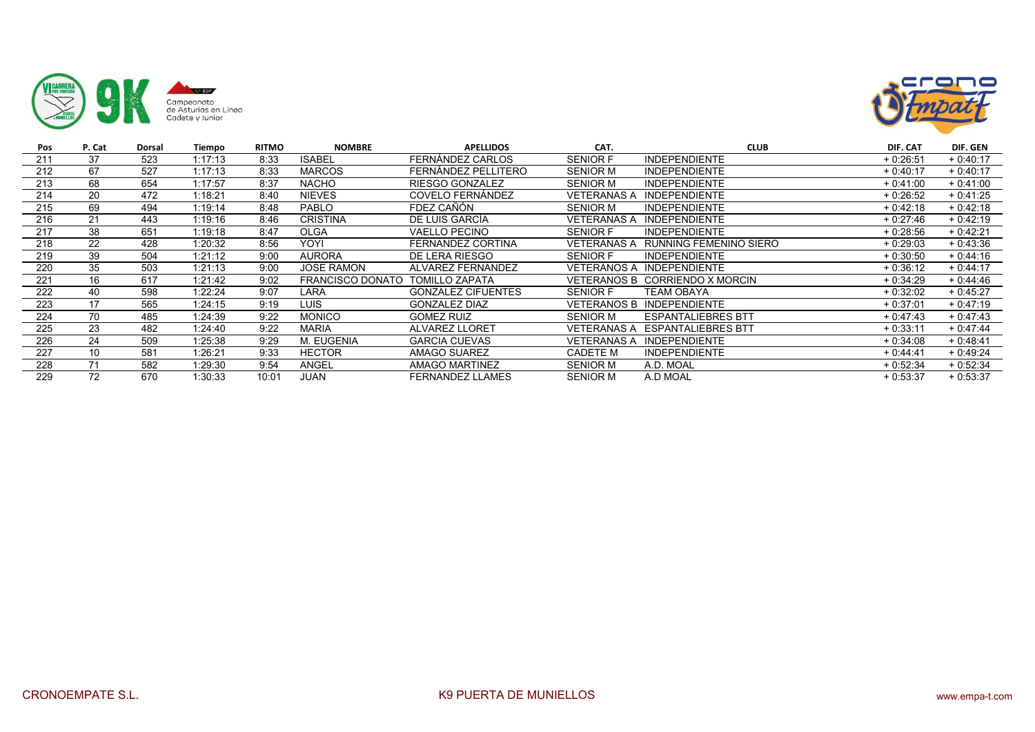| Pos | P. Cat | Dorsal | Tiempo | RITMO | NOMBRE | APELLIDOS | CAT. | CLUB | DIF. CAT | DIF. GEN |
|---|---|---|---|---|---|---|---|---|---|---|
| 211 | 37 | 523 | 1:17:13 | 8:33 | ISABEL | FERNÁNDEZ CARLOS | SENIOR F | INDEPENDIENTE | + 0:26:51 | + 0:40:17 |
| 212 | 67 | 527 | 1:17:13 | 8:33 | MARCOS | FERNÁNDEZ PELLITERO | SENIOR M | INDEPENDIENTE | + 0:40:17 | + 0:40:17 |
| 213 | 68 | 654 | 1:17:57 | 8:37 | NACHO | RIESGO GONZALEZ | SENIOR M | INDEPENDIENTE | + 0:41:00 | + 0:41:00 |
| 214 | 20 | 472 | 1:18:21 | 8:40 | NIEVES | COVELO FERNÁNDEZ | VETERANAS A | INDEPENDIENTE | + 0:26:52 | + 0:41:25 |
| 215 | 69 | 494 | 1:19:14 | 8:48 | PABLO | FDEZ CAÑÓN | SENIOR M | INDEPENDIENTE | + 0:42:18 | + 0:42:18 |
| 216 | 21 | 443 | 1:19:16 | 8:46 | CRISTINA | DE LUIS GARCÍA | VETERANAS A | INDEPENDIENTE | + 0:27:46 | + 0:42:19 |
| 217 | 38 | 651 | 1:19:18 | 8:47 | OLGA | VAELLO PECINO | SENIOR F | INDEPENDIENTE | + 0:28:56 | + 0:42:21 |
| 218 | 22 | 428 | 1:20:32 | 8:56 | YOYI | FERNANDEZ CORTINA | VETERANAS A | RUNNING FEMENINO SIERO | + 0:29:03 | + 0:43:36 |
| 219 | 39 | 504 | 1:21:12 | 9:00 | AURORA | DE LERA RIESGO | SENIOR F | INDEPENDIENTE | + 0:30:50 | + 0:44:16 |
| 220 | 35 | 503 | 1:21:13 | 9:00 | JOSE RAMON | ALVAREZ FERNANDEZ | VETERANOS A | INDEPENDIENTE | + 0:36:12 | + 0:44:17 |
| 221 | 16 | 617 | 1:21:42 | 9:02 | FRANCISCO DONATO | TOMILLO ZAPATA | VETERANOS B | CORRIENDO X MORCIN | + 0:34:29 | + 0:44:46 |
| 222 | 40 | 598 | 1:22:24 | 9:07 | LARA | GONZALEZ CIFUENTES | SENIOR F | TEAM OBAYA | + 0:32:02 | + 0:45:27 |
| 223 | 17 | 565 | 1:24:15 | 9:19 | LUIS | GONZALEZ DIAZ | VETERANOS B | INDEPENDIENTE | + 0:37:01 | + 0:47:19 |
| 224 | 70 | 485 | 1:24:39 | 9:22 | MONICO | GOMEZ RUIZ | SENIOR M | ESPANTALIEBRES BTT | + 0:47:43 | + 0:47:43 |
| 225 | 23 | 482 | 1:24:40 | 9:22 | MARIA | ALVAREZ LLORET | VETERANAS A | ESPANTALIEBRES BTT | + 0:33:11 | + 0:47:44 |
| 226 | 24 | 509 | 1:25:38 | 9:29 | M. EUGENIA | GARCIA CUEVAS | VETERANAS A | INDEPENDIENTE | + 0:34:08 | + 0:48:41 |
| 227 | 10 | 581 | 1:26:21 | 9:33 | HECTOR | AMAGO SUAREZ | CADETE M | INDEPENDIENTE | + 0:44:41 | + 0:49:24 |
| 228 | 71 | 582 | 1:29:30 | 9:54 | ANGEL | AMAGO MARTINEZ | SENIOR M | A.D. MOAL | + 0:52:34 | + 0:52:34 |
| 229 | 72 | 670 | 1:30:33 | 10:01 | JUAN | FERNANDEZ LLAMES | SENIOR M | A.D MOAL | + 0:53:37 | + 0:53:37 |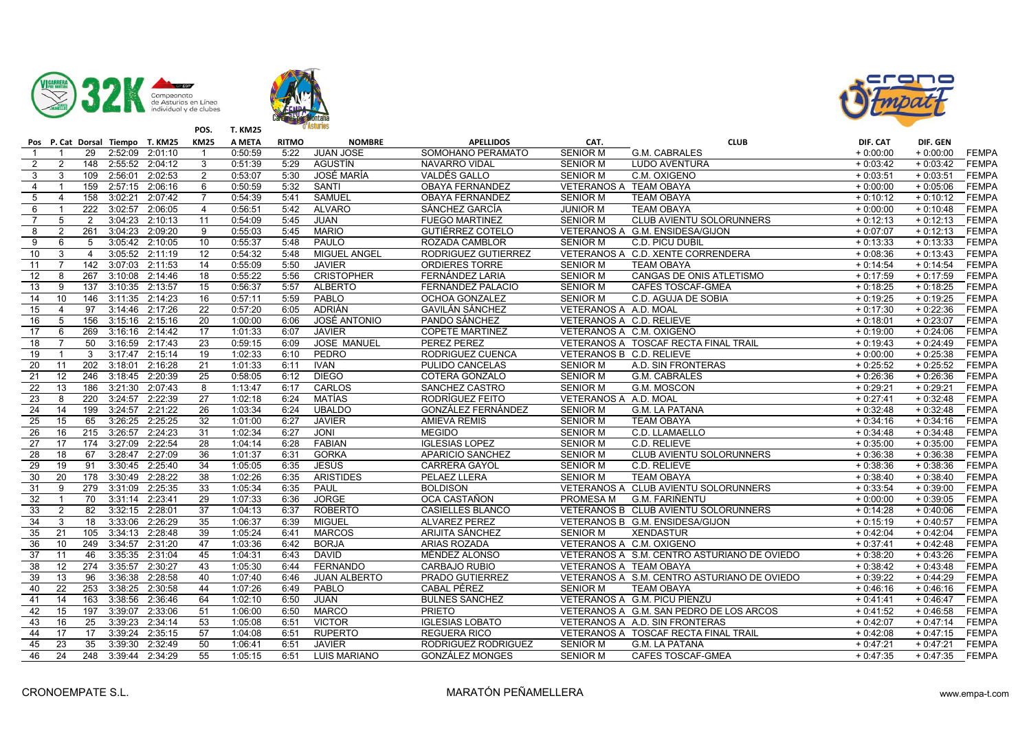| Pos | P. Cat | Dorsal | Tiempo | T. KM25 | POS. KM25 | T. KM25 A META | RITMO | NOMBRE | APELLIDOS | CAT. | CLUB | DIF. CAT | DIF. GEN | |
|---|---|---|---|---|---|---|---|---|---|---|---|---|---|---|
| 1 | 1 | 29 | 2:52:09 | 2:01:10 | 1 | 0:50:59 | 5:22 | JUAN JOSE | SOMOHANO PERAMATO | SENIOR M | G.M. CABRALES | + 0:00:00 | + 0:00:00 | FEMPA |
| 2 | 2 | 148 | 2:55:52 | 2:04:12 | 3 | 0:51:39 | 5:29 | AGUSTÍN | NAVARRO VIDAL | SENIOR M | LUDO AVENTURA | + 0:03:42 | + 0:03:42 | FEMPA |
| 3 | 3 | 109 | 2:56:01 | 2:02:53 | 2 | 0:53:07 | 5:30 | JOSÉ MARÍA | VALDÉS GALLO | SENIOR M | C.M. OXIGENO | + 0:03:51 | + 0:03:51 | FEMPA |
| 4 | 1 | 159 | 2:57:15 | 2:06:16 | 6 | 0:50:59 | 5:32 | SANTI | OBAYA FERNANDEZ | VETERANOS A | TEAM OBAYA | + 0:00:00 | + 0:05:06 | FEMPA |
| 5 | 4 | 158 | 3:02:21 | 2:07:42 | 7 | 0:54:39 | 5:41 | SAMUEL | OBAYA FERNANDEZ | SENIOR M | TEAM OBAYA | + 0:10:12 | + 0:10:12 | FEMPA |
| 6 | 1 | 222 | 3:02:57 | 2:06:05 | 4 | 0:56:51 | 5:42 | ALVARO | SÁNCHEZ GARCÍA | JUNIOR M | TEAM OBAYA | + 0:00:00 | + 0:10:48 | FEMPA |
| 7 | 5 | 2 | 3:04:23 | 2:10:13 | 11 | 0:54:09 | 5:45 | JUAN | FUEGO MARTINEZ | SENIOR M | CLUB AVIENTU SOLORUNNERS | + 0:12:13 | + 0:12:13 | FEMPA |
| 8 | 2 | 261 | 3:04:23 | 2:09:20 | 9 | 0:55:03 | 5:45 | MARIO | GUTIÉRREZ COTELO | VETERANOS A | G.M. ENSIDESA/GIJON | + 0:07:07 | + 0:12:13 | FEMPA |
| 9 | 6 | 5 | 3:05:42 | 2:10:05 | 10 | 0:55:37 | 5:48 | PAULO | ROZADA CAMBLOR | SENIOR M | C.D. PICU DUBIL | + 0:13:33 | + 0:13:33 | FEMPA |
| 10 | 3 | 4 | 3:05:52 | 2:11:19 | 12 | 0:54:32 | 5:48 | MIGUEL ANGEL | RODRIGUEZ GUTIERREZ | VETERANOS A | C.D. XENTE CORRENDERA | + 0:08:36 | + 0:13:43 | FEMPA |
| 11 | 7 | 142 | 3:07:03 | 2:11:53 | 14 | 0:55:09 | 5:50 | JAVIER | ORDIERES TORRE | SENIOR M | TEAM OBAYA | + 0:14:54 | + 0:14:54 | FEMPA |
| 12 | 8 | 267 | 3:10:08 | 2:14:46 | 18 | 0:55:22 | 5:56 | CRISTOPHER | FERNÁNDEZ LARIA | SENIOR M | CANGAS DE ONIS ATLETISMO | + 0:17:59 | + 0:17:59 | FEMPA |
| 13 | 9 | 137 | 3:10:35 | 2:13:57 | 15 | 0:56:37 | 5:57 | ALBERTO | FERNÁNDEZ PALACIO | SENIOR M | CAFES TOSCAF-GMEA | + 0:18:25 | + 0:18:25 | FEMPA |
| 14 | 10 | 146 | 3:11:35 | 2:14:23 | 16 | 0:57:11 | 5:59 | PABLO | OCHOA GONZALEZ | SENIOR M | C.D. AGUJA DE SOBIA | + 0:19:25 | + 0:19:25 | FEMPA |
| 15 | 4 | 97 | 3:14:46 | 2:17:26 | 22 | 0:57:20 | 6:05 | ADRIÁN | GAVILÁN SÁNCHEZ | VETERANOS A | A.D. MOAL | + 0:17:30 | + 0:22:36 | FEMPA |
| 16 | 5 | 156 | 3:15:16 | 2:15:16 | 20 | 1:00:00 | 6:06 | JOSÉ ANTONIO | PANDO SÁNCHEZ | VETERANOS A | C.D. RELIEVE | + 0:18:01 | + 0:23:07 | FEMPA |
| 17 | 6 | 269 | 3:16:16 | 2:14:42 | 17 | 1:01:33 | 6:07 | JAVIER | COPETE MARTINEZ | VETERANOS A | C.M. OXIGENO | + 0:19:00 | + 0:24:06 | FEMPA |
| 18 | 7 | 50 | 3:16:59 | 2:17:43 | 23 | 0:59:15 | 6:09 | JOSE MANUEL | PEREZ PEREZ | VETERANOS A | TOSCAF RECTA FINAL TRAIL | + 0:19:43 | + 0:24:49 | FEMPA |
| 19 | 1 | 3 | 3:17:47 | 2:15:14 | 19 | 1:02:33 | 6:10 | PEDRO | RODRIGUEZ CUENCA | VETERANOS B | C.D. RELIEVE | + 0:00:00 | + 0:25:38 | FEMPA |
| 20 | 11 | 202 | 3:18:01 | 2:16:28 | 21 | 1:01:33 | 6:11 | IVAN | PULIDO CANCELAS | SENIOR M | A.D. SIN FRONTERAS | + 0:25:52 | + 0:25:52 | FEMPA |
| 21 | 12 | 246 | 3:18:45 | 2:20:39 | 25 | 0:58:05 | 6:12 | DIEGO | COTERA GONZALO | SENIOR M | G.M. CABRALES | + 0:26:36 | + 0:26:36 | FEMPA |
| 22 | 13 | 186 | 3:21:30 | 2:07:43 | 8 | 1:13:47 | 6:17 | CARLOS | SANCHEZ CASTRO | SENIOR M | G.M. MOSCON | + 0:29:21 | + 0:29:21 | FEMPA |
| 23 | 8 | 220 | 3:24:57 | 2:22:39 | 27 | 1:02:18 | 6:24 | MATÍAS | RODRÍGUEZ FEITO | VETERANOS A | A.D. MOAL | + 0:27:41 | + 0:32:48 | FEMPA |
| 24 | 14 | 199 | 3:24:57 | 2:21:22 | 26 | 1:03:34 | 6:24 | UBALDO | GONZÁLEZ FERNÁNDEZ | SENIOR M | G.M. LA PATANA | + 0:32:48 | + 0:32:48 | FEMPA |
| 25 | 15 | 65 | 3:26:25 | 2:25:25 | 32 | 1:01:00 | 6:27 | JAVIER | AMIEVA REMIS | SENIOR M | TEAM OBAYA | + 0:34:16 | + 0:34:16 | FEMPA |
| 26 | 16 | 215 | 3:26:57 | 2:24:23 | 31 | 1:02:34 | 6:27 | JONI | MEGIDO | SENIOR M | C.D. LLAMAELLO | + 0:34:48 | + 0:34:48 | FEMPA |
| 27 | 17 | 174 | 3:27:09 | 2:22:54 | 28 | 1:04:14 | 6:28 | FABIAN | IGLESIAS LOPEZ | SENIOR M | C.D. RELIEVE | + 0:35:00 | + 0:35:00 | FEMPA |
| 28 | 18 | 67 | 3:28:47 | 2:27:09 | 36 | 1:01:37 | 6:31 | GORKA | APARICIO SANCHEZ | SENIOR M | CLUB AVIENTU SOLORUNNERS | + 0:36:38 | + 0:36:38 | FEMPA |
| 29 | 19 | 91 | 3:30:45 | 2:25:40 | 34 | 1:05:05 | 6:35 | JESÚS | CARRERA GAYOL | SENIOR M | C.D. RELIEVE | + 0:38:36 | + 0:38:36 | FEMPA |
| 30 | 20 | 178 | 3:30:49 | 2:28:22 | 38 | 1:02:26 | 6:35 | ARISTIDES | PELAEZ LLERA | SENIOR M | TEAM OBAYA | + 0:38:40 | + 0:38:40 | FEMPA |
| 31 | 9 | 279 | 3:31:09 | 2:25:35 | 33 | 1:05:34 | 6:35 | PAUL | BOLDISON | VETERANOS A | CLUB AVIENTU SOLORUNNERS | + 0:33:54 | + 0:39:00 | FEMPA |
| 32 | 1 | 70 | 3:31:14 | 2:23:41 | 29 | 1:07:33 | 6:36 | JORGE | OCA CASTAÑON | PROMESA M | G.M. FARIÑENTU | + 0:00:00 | + 0:39:05 | FEMPA |
| 33 | 2 | 82 | 3:32:15 | 2:28:01 | 37 | 1:04:13 | 6:37 | ROBERTO | CASIELLES BLANCO | VETERANOS B | CLUB AVIENTU SOLORUNNERS | + 0:14:28 | + 0:40:06 | FEMPA |
| 34 | 3 | 18 | 3:33:06 | 2:26:29 | 35 | 1:06:37 | 6:39 | MIGUEL | ALVAREZ PEREZ | VETERANOS B | G.M. ENSIDESA/GIJON | + 0:15:19 | + 0:40:57 | FEMPA |
| 35 | 21 | 105 | 3:34:13 | 2:28:48 | 39 | 1:05:24 | 6:41 | MARCOS | ARIJITA SÁNCHEZ | SENIOR M | XENDASTUR | + 0:42:04 | + 0:42:04 | FEMPA |
| 36 | 10 | 249 | 3:34:57 | 2:31:20 | 47 | 1:03:36 | 6:42 | BORJA | ARIAS ROZADA | VETERANOS A | C.M. OXIGENO | + 0:37:41 | + 0:42:48 | FEMPA |
| 37 | 11 | 46 | 3:35:35 | 2:31:04 | 45 | 1:04:31 | 6:43 | DAVID | MÉNDEZ ALONSO | VETERANOS A | S.M. CENTRO ASTURIANO DE OVIEDO | + 0:38:20 | + 0:43:26 | FEMPA |
| 38 | 12 | 274 | 3:35:57 | 2:30:27 | 43 | 1:05:30 | 6:44 | FERNANDO | CARBAJO RUBIO | VETERANOS A | TEAM OBAYA | + 0:38:42 | + 0:43:48 | FEMPA |
| 39 | 13 | 96 | 3:36:38 | 2:28:58 | 40 | 1:07:40 | 6:46 | JUAN ALBERTO | PRADO GUTIERREZ | VETERANOS A | S.M. CENTRO ASTURIANO DE OVIEDO | + 0:39:22 | + 0:44:29 | FEMPA |
| 40 | 22 | 253 | 3:38:25 | 2:30:58 | 44 | 1:07:26 | 6:49 | PABLO | CABAL PÉREZ | SENIOR M | TEAM OBAYA | + 0:46:16 | + 0:46:16 | FEMPA |
| 41 | 14 | 163 | 3:38:56 | 2:36:46 | 64 | 1:02:10 | 6:50 | JUAN | BULNES SÁNCHEZ | VETERANOS A | G.M. PICU PIENZU | + 0:41:41 | + 0:46:47 | FEMPA |
| 42 | 15 | 197 | 3:39:07 | 2:33:06 | 51 | 1:06:00 | 6:50 | MARCO | PRIETO | VETERANOS A | G.M. SAN PEDRO DE LOS ARCOS | + 0:41:52 | + 0:46:58 | FEMPA |
| 43 | 16 | 25 | 3:39:23 | 2:34:14 | 53 | 1:05:08 | 6:51 | VICTOR | IGLESIAS LOBATO | VETERANOS A | A.D. SIN FRONTERAS | + 0:42:07 | + 0:47:14 | FEMPA |
| 44 | 17 | 17 | 3:39:24 | 2:35:15 | 57 | 1:04:08 | 6:51 | RUPERTO | REGUERA RICO | VETERANOS A | TOSCAF RECTA FINAL TRAIL | + 0:42:08 | + 0:47:15 | FEMPA |
| 45 | 23 | 35 | 3:39:30 | 2:32:49 | 50 | 1:06:41 | 6:51 | JAVIER | RODRIGUEZ RODRIGUEZ | SENIOR M | G.M. LA PATANA | + 0:47:21 | + 0:47:21 | FEMPA |
| 46 | 24 | 248 | 3:39:44 | 2:34:29 | 55 | 1:05:15 | 6:51 | LUIS MARIANO | GONZÁLEZ MONGES | SENIOR M | CAFES TOSCAF-GMEA | + 0:47:35 | + 0:47:35 | FEMPA |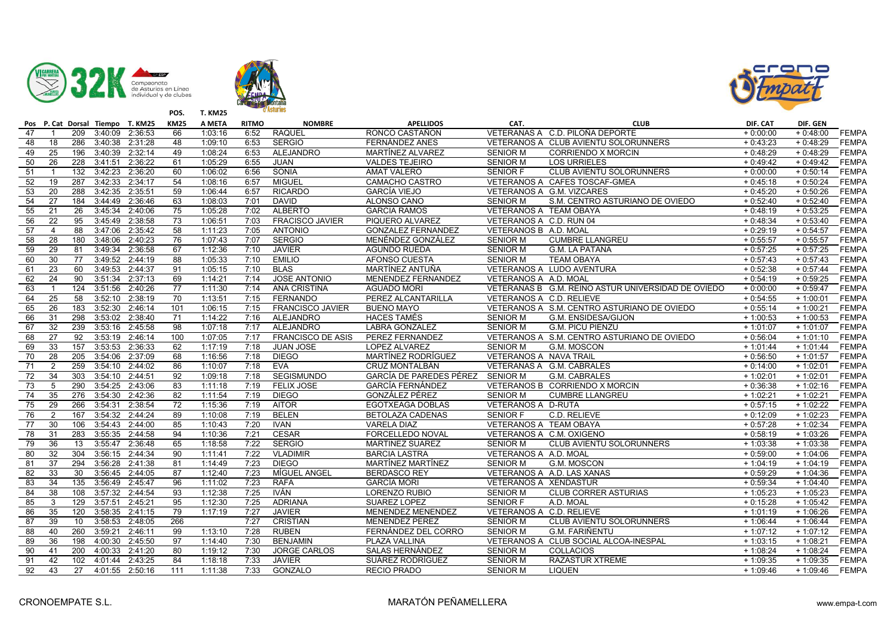| Pos | P. Cat | Dorsal | Tiempo | T. KM25 | POS. KM25 | T. KM25 A META | RITMO | NOMBRE | APELLIDOS | CAT. | CLUB | DIF. CAT | DIF. GEN | |
|---|---|---|---|---|---|---|---|---|---|---|---|---|---|---|
| 47 | 1 | 209 | 3:40:09 | 2:36:53 | 66 | 1:03:16 | 6:52 | RAQUEL | RONCO CASTAÑON | VETERANAS A | C.D. PILOÑA DEPORTE | + 0:00:00 | + 0:48:00 | FEMPA |
| 48 | 18 | 286 | 3:40:38 | 2:31:28 | 48 | 1:09:10 | 6:53 | SERGIO | FERNÁNDEZ ANES | VETERANOS A | CLUB AVIENTU SOLORUNNERS | + 0:43:23 | + 0:48:29 | FEMPA |
| 49 | 25 | 196 | 3:40:39 | 2:32:14 | 49 | 1:08:24 | 6:53 | ALEJANDRO | MARTÍNEZ ALVAREZ | SENIOR M | CORRIENDO X MORCIN | + 0:48:29 | + 0:48:29 | FEMPA |
| 50 | 26 | 228 | 3:41:51 | 2:36:22 | 61 | 1:05:29 | 6:55 | JUAN | VALDES TEJEIRO | SENIOR M | LOS URRIELES | + 0:49:42 | + 0:49:42 | FEMPA |
| 51 | 1 | 132 | 3:42:23 | 2:36:20 | 60 | 1:06:02 | 6:56 | SONIA | AMAT VALERO | SENIOR F | CLUB AVIENTU SOLORUNNERS | + 0:00:00 | + 0:50:14 | FEMPA |
| 52 | 19 | 287 | 3:42:33 | 2:34:17 | 54 | 1:08:16 | 6:57 | MIGUEL | CAMACHO CASTRO | VETERANOS A | CAFES TOSCAF-GMEA | + 0:45:18 | + 0:50:24 | FEMPA |
| 53 | 20 | 288 | 3:42:35 | 2:35:51 | 59 | 1:06:44 | 6:57 | RICARDO | GARCÍA VIEJO | VETERANOS A | G.M. VIZCARES | + 0:45:20 | + 0:50:26 | FEMPA |
| 54 | 27 | 184 | 3:44:49 | 2:36:46 | 63 | 1:08:03 | 7:01 | DAVID | ALONSO CANO | SENIOR M | S.M. CENTRO ASTURIANO DE OVIEDO | + 0:52:40 | + 0:52:40 | FEMPA |
| 55 | 21 | 26 | 3:45:34 | 2:40:06 | 75 | 1:05:28 | 7:02 | ALBERTO | GARCIA RAMOS | VETERANOS A | TEAM OBAYA | + 0:48:19 | + 0:53:25 | FEMPA |
| 56 | 22 | 95 | 3:45:49 | 2:38:58 | 73 | 1:06:51 | 7:03 | FRANCISCO JAVIER | PIQUERO ALVAREZ | VETERANOS A | C.D. RUN 04 | + 0:48:34 | + 0:53:40 | FEMPA |
| 57 | 4 | 88 | 3:47:06 | 2:35:42 | 58 | 1:11:23 | 7:05 | ANTONIO | GONZALEZ FERNANDEZ | VETERANOS B | A.D. MOAL | + 0:29:19 | + 0:54:57 | FEMPA |
| 58 | 28 | 180 | 3:48:06 | 2:40:23 | 76 | 1:07:43 | 7:07 | SERGIO | MENÉNDEZ GONZÁLEZ | SENIOR M | CUMBRE LLANGREU | + 0:55:57 | + 0:55:57 | FEMPA |
| 59 | 29 | 81 | 3:49:34 | 2:36:58 | 67 | 1:12:36 | 7:10 | JAVIER | AGUNDO RUEDA | SENIOR M | G.M. LA PATANA | + 0:57:25 | + 0:57:25 | FEMPA |
| 60 | 30 | 77 | 3:49:52 | 2:44:19 | 88 | 1:05:33 | 7:10 | EMILIO | AFONSO CUESTA | SENIOR M | TEAM OBAYA | + 0:57:43 | + 0:57:43 | FEMPA |
| 61 | 23 | 60 | 3:49:53 | 2:44:37 | 91 | 1:05:15 | 7:10 | BLAS | MARTÍNEZ ANTUÑA | VETERANOS A | LUDO AVENTURA | + 0:52:38 | + 0:57:44 | FEMPA |
| 62 | 24 | 90 | 3:51:34 | 2:37:13 | 69 | 1:14:21 | 7:14 | JOSE ANTONIO | MENENDEZ FERNANDEZ | VETERANOS A | A.D. MOAL | + 0:54:19 | + 0:59:25 | FEMPA |
| 63 | 1 | 124 | 3:51:56 | 2:40:26 | 77 | 1:11:30 | 7:14 | ANA CRISTINA | AGUADO MORI | VETERANAS B | G.M. REINO ASTUR UNIVERSIDAD DE OVIEDO | + 0:00:00 | + 0:59:47 | FEMPA |
| 64 | 25 | 58 | 3:52:10 | 2:38:19 | 70 | 1:13:51 | 7:15 | FERNANDO | PEREZ ALCANTARILLA | VETERANOS A | C.D. RELIEVE | + 0:54:55 | + 1:00:01 | FEMPA |
| 65 | 26 | 183 | 3:52:30 | 2:46:14 | 101 | 1:06:15 | 7:15 | FRANCISCO JAVIER | BUENO MAYO | VETERANOS A | S.M. CENTRO ASTURIANO DE OVIEDO | + 0:55:14 | + 1:00:21 | FEMPA |
| 66 | 31 | 298 | 3:53:02 | 2:38:40 | 71 | 1:14:22 | 7:16 | ALEJANDRO | HACES TAMÉS | SENIOR M | G.M. ENSIDESA/GIJON | + 1:00:53 | + 1:00:53 | FEMPA |
| 67 | 32 | 239 | 3:53:16 | 2:45:58 | 98 | 1:07:18 | 7:17 | ALEJANDRO | LABRA GONZALEZ | SENIOR M | G.M. PICU PIENZU | + 1:01:07 | + 1:01:07 | FEMPA |
| 68 | 27 | 92 | 3:53:19 | 2:46:14 | 100 | 1:07:05 | 7:17 | FRANCISCO DE ASIS | PEREZ FERNANDEZ | VETERANOS A | S.M. CENTRO ASTURIANO DE OVIEDO | + 0:56:04 | + 1:01:10 | FEMPA |
| 69 | 33 | 157 | 3:53:53 | 2:36:33 | 62 | 1:17:19 | 7:18 | JUAN JOSE | LOPEZ ALVAREZ | SENIOR M | G.M. MOSCON | + 1:01:44 | + 1:01:44 | FEMPA |
| 70 | 28 | 205 | 3:54:06 | 2:37:09 | 68 | 1:16:56 | 7:18 | DIEGO | MARTÍNEZ RODRÍGUEZ | VETERANOS A | NAVA TRAIL | + 0:56:50 | + 1:01:57 | FEMPA |
| 71 | 2 | 259 | 3:54:10 | 2:44:02 | 86 | 1:10:07 | 7:18 | EVA | CRUZ MONTALBÁN | VETERANAS A | G.M. CABRALES | + 0:14:00 | + 1:02:01 | FEMPA |
| 72 | 34 | 303 | 3:54:10 | 2:44:51 | 92 | 1:09:18 | 7:18 | SEGISMUNDO | GARCÍA DE PAREDES PÉREZ | SENIOR M | G.M. CABRALES | + 1:02:01 | + 1:02:01 | FEMPA |
| 73 | 5 | 290 | 3:54:25 | 2:43:06 | 83 | 1:11:18 | 7:19 | FELIX JOSE | GARCÍA FERNÁNDEZ | VETERANOS B | CORRIENDO X MORCIN | + 0:36:38 | + 1:02:16 | FEMPA |
| 74 | 35 | 276 | 3:54:30 | 2:42:36 | 82 | 1:11:54 | 7:19 | DIEGO | GONZÁLEZ PÉREZ | SENIOR M | CUMBRE LLANGREU | + 1:02:21 | + 1:02:21 | FEMPA |
| 75 | 29 | 266 | 3:54:31 | 2:38:54 | 72 | 1:15:36 | 7:19 | AITOR | EGOTXEAGA DOBLAS | VETERANOS A | D-RUTA | + 0:57:15 | + 1:02:22 | FEMPA |
| 76 | 2 | 167 | 3:54:32 | 2:44:24 | 89 | 1:10:08 | 7:19 | BELEN | BETOLAZA CADENAS | SENIOR F | C.D. RELIEVE | + 0:12:09 | + 1:02:23 | FEMPA |
| 77 | 30 | 106 | 3:54:43 | 2:44:00 | 85 | 1:10:43 | 7:20 | IVAN | VARELA DIAZ | VETERANOS A | TEAM OBAYA | + 0:57:28 | + 1:02:34 | FEMPA |
| 78 | 31 | 283 | 3:55:35 | 2:44:58 | 94 | 1:10:36 | 7:21 | CESAR | FORCELLEDO NOVAL | VETERANOS A | C.M. OXIGENO | + 0:58:19 | + 1:03:26 | FEMPA |
| 79 | 36 | 13 | 3:55:47 | 2:36:48 | 65 | 1:18:58 | 7:22 | SERGIO | MARTINEZ SUAREZ | SENIOR M | CLUB AVIENTU SOLORUNNERS | + 1:03:38 | + 1:03:38 | FEMPA |
| 80 | 32 | 304 | 3:56:15 | 2:44:34 | 90 | 1:11:41 | 7:22 | VLADIMIR | BARCIA LASTRA | VETERANOS A | A.D. MOAL | + 0:59:00 | + 1:04:06 | FEMPA |
| 81 | 37 | 294 | 3:56:28 | 2:41:38 | 81 | 1:14:49 | 7:23 | DIEGO | MARTÍNEZ MARTÍNEZ | SENIOR M | G.M. MOSCON | + 1:04:19 | + 1:04:19 | FEMPA |
| 82 | 33 | 30 | 3:56:45 | 2:44:05 | 87 | 1:12:40 | 7:23 | MÍGUEL ANGEL | BERDASCO REY | VETERANOS A | A.D. LAS XANAS | + 0:59:29 | + 1:04:36 | FEMPA |
| 83 | 34 | 135 | 3:56:49 | 2:45:47 | 96 | 1:11:02 | 7:23 | RAFA | GARCÍA MORI | VETERANOS A | XENDASTUR | + 0:59:34 | + 1:04:40 | FEMPA |
| 84 | 38 | 108 | 3:57:32 | 2:44:54 | 93 | 1:12:38 | 7:25 | IVÁN | LORENZO RUBIO | SENIOR M | CLUB CORRER ASTURIAS | + 1:05:23 | + 1:05:23 | FEMPA |
| 85 | 3 | 129 | 3:57:51 | 2:45:21 | 95 | 1:12:30 | 7:25 | ADRIANA | SUAREZ LOPEZ | SENIOR F | A.D. MOAL | + 0:15:28 | + 1:05:42 | FEMPA |
| 86 | 35 | 120 | 3:58:35 | 2:41:15 | 79 | 1:17:19 | 7:27 | JAVIER | MENENDEZ MENENDEZ | VETERANOS A | C.D. RELIEVE | + 1:01:19 | + 1:06:26 | FEMPA |
| 87 | 39 | 10 | 3:58:53 | 2:48:05 | 266 | | 7:27 | CRISTIAN | MENENDEZ PEREZ | SENIOR M | CLUB AVIENTU SOLORUNNERS | + 1:06:44 | + 1:06:44 | FEMPA |
| 88 | 40 | 260 | 3:59:21 | 2:46:11 | 99 | 1:13:10 | 7:28 | RUBEN | FERNÁNDEZ DEL CORRO | SENIOR M | G.M. FARIÑENTU | + 1:07:12 | + 1:07:12 | FEMPA |
| 89 | 36 | 198 | 4:00:30 | 2:45:50 | 97 | 1:14:40 | 7:30 | BENJAMIN | PLAZA VALLINA | VETERANOS A | CLUB SOCIAL ALCOA-INESPAL | + 1:03:15 | + 1:08:21 | FEMPA |
| 90 | 41 | 200 | 4:00:33 | 2:41:20 | 80 | 1:19:12 | 7:30 | JORGE CARLOS | SALAS HERNÁNDEZ | SENIOR M | COLLACIOS | + 1:08:24 | + 1:08:24 | FEMPA |
| 91 | 42 | 102 | 4:01:44 | 2:43:25 | 84 | 1:18:18 | 7:33 | JAVIER | SUÁREZ RODRÍGUEZ | SENIOR M | RAZASTUR XTREME | + 1:09:35 | + 1:09:35 | FEMPA |
| 92 | 43 | 27 | 4:01:55 | 2:50:16 | 111 | 1:11:38 | 7:33 | GONZALO | RECIO PRADO | SENIOR M | LIQUEN | + 1:09:46 | + 1:09:46 | FEMPA |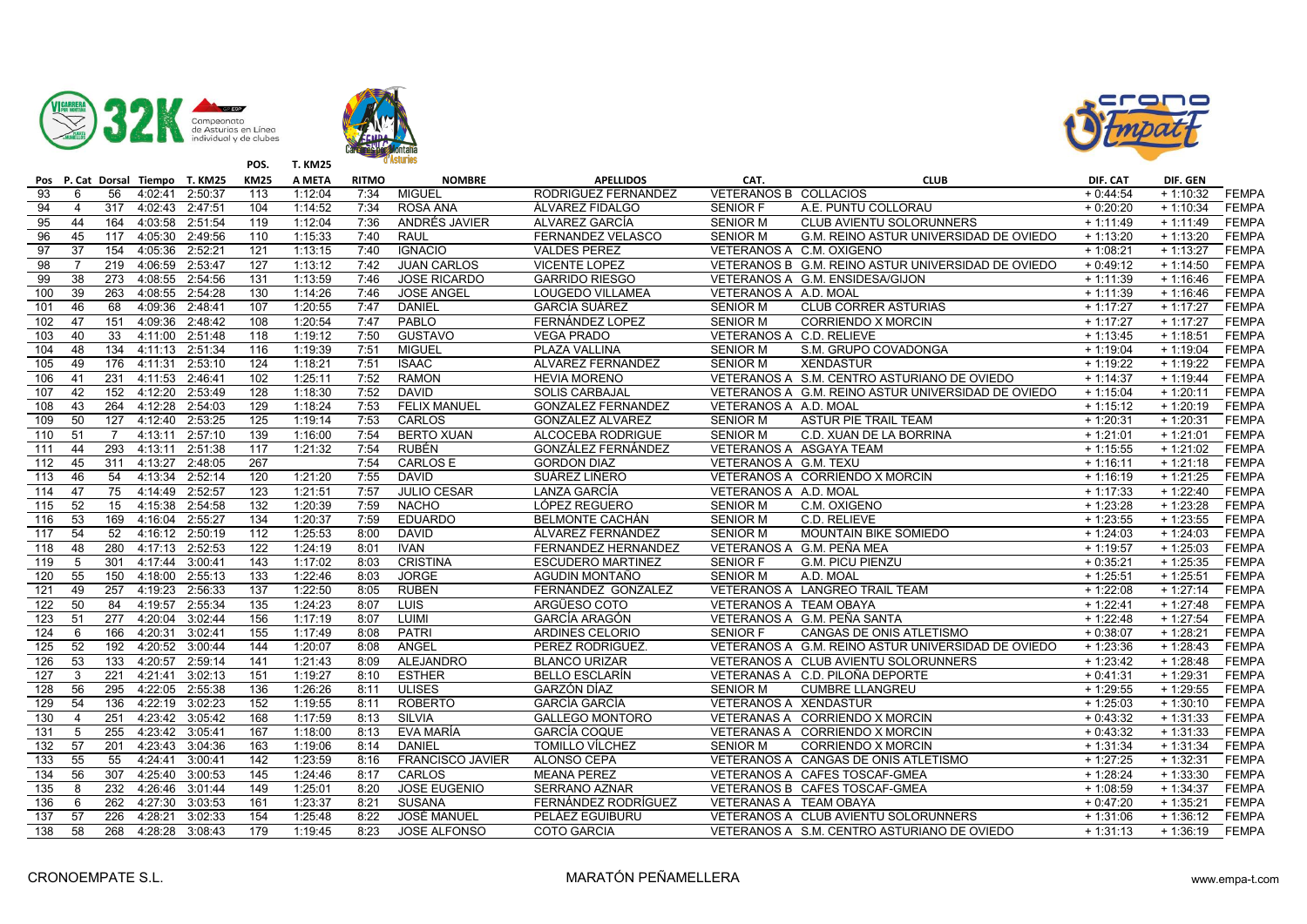| Pos | P. Cat | Dorsal | Tiempo | T. KM25 | POS. KM25 | T. KM25 A META | RITMO | NOMBRE | APELLIDOS | CAT. | CLUB | DIF. CAT | DIF. GEN | |
|---|---|---|---|---|---|---|---|---|---|---|---|---|---|---|
| 93 | 6 | 56 | 4:02:41 | 2:50:37 | 113 | 1:12:04 | 7:34 | MIGUEL | RODRIGUEZ FERNANDEZ | VETERANOS B | COLLACIOS | + 0:44:54 | + 1:10:32 | FEMPA |
| 94 | 4 | 317 | 4:02:43 | 2:47:51 | 104 | 1:14:52 | 7:34 | ROSA ANA | ÁLVAREZ FIDALGO | SENIOR F | A.E. PUNTU COLLORAU | + 0:20:20 | + 1:10:34 | FEMPA |
| 95 | 44 | 164 | 4:03:58 | 2:51:54 | 119 | 1:12:04 | 7:36 | ANDRÉS JAVIER | ALVAREZ GARCÍA | SENIOR M | CLUB AVIENTU SOLORUNNERS | + 1:11:49 | + 1:11:49 | FEMPA |
| 96 | 45 | 117 | 4:05:30 | 2:49:56 | 110 | 1:15:33 | 7:40 | RAUL | FERNANDEZ VELASCO | SENIOR M | G.M. REINO ASTUR UNIVERSIDAD DE OVIEDO | + 1:13:20 | + 1:13:20 | FEMPA |
| 97 | 37 | 154 | 4:05:36 | 2:52:21 | 121 | 1:13:15 | 7:40 | IGNACIO | VALDES PEREZ | VETERANOS A | C.M. OXIGENO | + 1:08:21 | + 1:13:27 | FEMPA |
| 98 | 7 | 219 | 4:06:59 | 2:53:47 | 127 | 1:13:12 | 7:42 | JUAN CARLOS | VICENTE LOPEZ | VETERANOS B | G.M. REINO ASTUR UNIVERSIDAD DE OVIEDO | + 0:49:12 | + 1:14:50 | FEMPA |
| 99 | 38 | 273 | 4:08:55 | 2:54:56 | 131 | 1:13:59 | 7:46 | JOSE RICARDO | GARRIDO RIESGO | VETERANOS A | G.M. ENSIDESA/GIJON | + 1:11:39 | + 1:16:46 | FEMPA |
| 100 | 39 | 263 | 4:08:55 | 2:54:28 | 130 | 1:14:26 | 7:46 | JOSE ANGEL | LOUGEDO VILLAMEA | VETERANOS A | A.D. MOAL | + 1:11:39 | + 1:16:46 | FEMPA |
| 101 | 46 | 68 | 4:09:36 | 2:48:41 | 107 | 1:20:55 | 7:47 | DANIEL | GARCÍA SUÁREZ | SENIOR M | CLUB CORRER ASTURIAS | + 1:17:27 | + 1:17:27 | FEMPA |
| 102 | 47 | 151 | 4:09:36 | 2:48:42 | 108 | 1:20:54 | 7:47 | PABLO | FERNÁNDEZ LOPEZ | SENIOR M | CORRIENDO X MORCIN | + 1:17:27 | + 1:17:27 | FEMPA |
| 103 | 40 | 33 | 4:11:00 | 2:51:48 | 118 | 1:19:12 | 7:50 | GUSTAVO | VEGA PRADO | VETERANOS A | C.D. RELIEVE | + 1:13:45 | + 1:18:51 | FEMPA |
| 104 | 48 | 134 | 4:11:13 | 2:51:34 | 116 | 1:19:39 | 7:51 | MIGUEL | PLAZA VALLINA | SENIOR M | S.M. GRUPO COVADONGA | + 1:19:04 | + 1:19:04 | FEMPA |
| 105 | 49 | 176 | 4:11:31 | 2:53:10 | 124 | 1:18:21 | 7:51 | ISAAC | ALVAREZ FERNANDEZ | SENIOR M | XENDASTUR | + 1:19:22 | + 1:19:22 | FEMPA |
| 106 | 41 | 231 | 4:11:53 | 2:46:41 | 102 | 1:25:11 | 7:52 | RAMON | HEVIA MORENO | VETERANOS A | S.M. CENTRO ASTURIANO DE OVIEDO | + 1:14:37 | + 1:19:44 | FEMPA |
| 107 | 42 | 152 | 4:12:20 | 2:53:49 | 128 | 1:18:30 | 7:52 | DAVID | SOLIS CARBAJAL | VETERANOS A | G.M. REINO ASTUR UNIVERSIDAD DE OVIEDO | + 1:15:04 | + 1:20:11 | FEMPA |
| 108 | 43 | 264 | 4:12:28 | 2:54:03 | 129 | 1:18:24 | 7:53 | FELIX MANUEL | GONZALEZ FERNANDEZ | VETERANOS A | A.D. MOAL | + 1:15:12 | + 1:20:19 | FEMPA |
| 109 | 50 | 127 | 4:12:40 | 2:53:25 | 125 | 1:19:14 | 7:53 | CARLOS | GONZALEZ ALVAREZ | SENIOR M | ASTUR PIE TRAIL TEAM | + 1:20:31 | + 1:20:31 | FEMPA |
| 110 | 51 | 7 | 4:13:11 | 2:57:10 | 139 | 1:16:00 | 7:54 | BERTO XUAN | ALCOCEBA RODRIGUE | SENIOR M | C.D. XUAN DE LA BORRINA | + 1:21:01 | + 1:21:01 | FEMPA |
| 111 | 44 | 293 | 4:13:11 | 2:51:38 | 117 | 1:21:32 | 7:54 | RUBÉN | GONZÁLEZ FERNÁNDEZ | VETERANOS A | ASGAYA TEAM | + 1:15:55 | + 1:21:02 | FEMPA |
| 112 | 45 | 311 | 4:13:27 | 2:48:05 | 267 | | 7:54 | CARLOS E | GORDON DIAZ | VETERANOS A | G.M. TEXU | + 1:16:11 | + 1:21:18 | FEMPA |
| 113 | 46 | 54 | 4:13:34 | 2:52:14 | 120 | 1:21:20 | 7:55 | DAVID | SUÁREZ LINERO | VETERANOS A | CORRIENDO X MORCIN | + 1:16:19 | + 1:21:25 | FEMPA |
| 114 | 47 | 75 | 4:14:49 | 2:52:57 | 123 | 1:21:51 | 7:57 | JULIO CESAR | LANZA GARCÍA | VETERANOS A | A.D. MOAL | + 1:17:33 | + 1:22:40 | FEMPA |
| 115 | 52 | 15 | 4:15:38 | 2:54:58 | 132 | 1:20:39 | 7:59 | NACHO | LÓPEZ REGUERO | SENIOR M | C.M. OXIGENO | + 1:23:28 | + 1:23:28 | FEMPA |
| 116 | 53 | 169 | 4:16:04 | 2:55:27 | 134 | 1:20:37 | 7:59 | EDUARDO | BELMONTE CACHÁN | SENIOR M | C.D. RELIEVE | + 1:23:55 | + 1:23:55 | FEMPA |
| 117 | 54 | 52 | 4:16:12 | 2:50:19 | 112 | 1:25:53 | 8:00 | DAVID | ÁLVAREZ FERNÁNDEZ | SENIOR M | MOUNTAIN BIKE SOMIEDO | + 1:24:03 | + 1:24:03 | FEMPA |
| 118 | 48 | 280 | 4:17:13 | 2:52:53 | 122 | 1:24:19 | 8:01 | IVAN | FERNANDEZ HERNANDEZ | VETERANOS A | G.M. PEÑA MEA | + 1:19:57 | + 1:25:03 | FEMPA |
| 119 | 5 | 301 | 4:17:44 | 3:00:41 | 143 | 1:17:02 | 8:03 | CRISTINA | ESCUDERO MARTINEZ | SENIOR F | G.M. PICU PIENZU | + 0:35:21 | + 1:25:35 | FEMPA |
| 120 | 55 | 150 | 4:18:00 | 2:55:13 | 133 | 1:22:46 | 8:03 | JORGE | AGUDIN MONTAÑO | SENIOR M | A.D. MOAL | + 1:25:51 | + 1:25:51 | FEMPA |
| 121 | 49 | 257 | 4:19:23 | 2:56:33 | 137 | 1:22:50 | 8:05 | RUBEN | FERNÁNDEZ GONZALEZ | VETERANOS A | LANGREO TRAIL TEAM | + 1:22:08 | + 1:27:14 | FEMPA |
| 122 | 50 | 84 | 4:19:57 | 2:55:34 | 135 | 1:24:23 | 8:07 | LUIS | ARGÜESO COTO | VETERANOS A | TEAM OBAYA | + 1:22:41 | + 1:27:48 | FEMPA |
| 123 | 51 | 277 | 4:20:04 | 3:02:44 | 156 | 1:17:19 | 8:07 | LUIMI | GARCÍA ARAGÓN | VETERANOS A | G.M. PEÑA SANTA | + 1:22:48 | + 1:27:54 | FEMPA |
| 124 | 6 | 166 | 4:20:31 | 3:02:41 | 155 | 1:17:49 | 8:08 | PATRI | ARDINES CELORIO | SENIOR F | CANGAS DE ONIS ATLETISMO | + 0:38:07 | + 1:28:21 | FEMPA |
| 125 | 52 | 192 | 4:20:52 | 3:00:44 | 144 | 1:20:07 | 8:08 | ANGEL | PEREZ RODRIGUEZ. | VETERANOS A | G.M. REINO ASTUR UNIVERSIDAD DE OVIEDO | + 1:23:36 | + 1:28:43 | FEMPA |
| 126 | 53 | 133 | 4:20:57 | 2:59:14 | 141 | 1:21:43 | 8:09 | ALEJANDRO | BLANCO URIZAR | VETERANOS A | CLUB AVIENTU SOLORUNNERS | + 1:23:42 | + 1:28:48 | FEMPA |
| 127 | 3 | 221 | 4:21:41 | 3:02:13 | 151 | 1:19:27 | 8:10 | ESTHER | BELLO ESCLARÍN | VETERANAS A | C.D. PILOÑA DEPORTE | + 0:41:31 | + 1:29:31 | FEMPA |
| 128 | 56 | 295 | 4:22:05 | 2:55:38 | 136 | 1:26:26 | 8:11 | ULISES | GARZÓN DÍAZ | SENIOR M | CUMBRE LLANGREU | + 1:29:55 | + 1:29:55 | FEMPA |
| 129 | 54 | 136 | 4:22:19 | 3:02:23 | 152 | 1:19:55 | 8:11 | ROBERTO | GARCÍA GARCÍA | VETERANOS A | XENDASTUR | + 1:25:03 | + 1:30:10 | FEMPA |
| 130 | 4 | 251 | 4:23:42 | 3:05:42 | 168 | 1:17:59 | 8:13 | SILVIA | GALLEGO MONTORO | VETERANAS A | CORRIENDO X MORCIN | + 0:43:32 | + 1:31:33 | FEMPA |
| 131 | 5 | 255 | 4:23:42 | 3:05:41 | 167 | 1:18:00 | 8:13 | EVA MARÍA | GARCÍA COQUE | VETERANAS A | CORRIENDO X MORCIN | + 0:43:32 | + 1:31:33 | FEMPA |
| 132 | 57 | 201 | 4:23:43 | 3:04:36 | 163 | 1:19:06 | 8:14 | DANIEL | TOMILLO VÍLCHEZ | SENIOR M | CORRIENDO X MORCIN | + 1:31:34 | + 1:31:34 | FEMPA |
| 133 | 55 | 55 | 4:24:41 | 3:00:41 | 142 | 1:23:59 | 8:16 | FRANCISCO JAVIER | ALONSO CEPA | VETERANOS A | CANGAS DE ONIS ATLETISMO | + 1:27:25 | + 1:32:31 | FEMPA |
| 134 | 56 | 307 | 4:25:40 | 3:00:53 | 145 | 1:24:46 | 8:17 | CARLOS | MEANA PEREZ | VETERANOS A | CAFES TOSCAF-GMEA | + 1:28:24 | + 1:33:30 | FEMPA |
| 135 | 8 | 232 | 4:26:46 | 3:01:44 | 149 | 1:25:01 | 8:20 | JOSE EUGENIO | SERRANO AZNAR | VETERANOS B | CAFES TOSCAF-GMEA | + 1:08:59 | + 1:34:37 | FEMPA |
| 136 | 6 | 262 | 4:27:30 | 3:03:53 | 161 | 1:23:37 | 8:21 | SUSANA | FERNÁNDEZ RODRÍGUEZ | VETERANAS A | TEAM OBAYA | + 0:47:20 | + 1:35:21 | FEMPA |
| 137 | 57 | 226 | 4:28:21 | 3:02:33 | 154 | 1:25:48 | 8:22 | JOSÉ MANUEL | PELÁEZ EGUIBURU | VETERANOS A | CLUB AVIENTU SOLORUNNERS | + 1:31:06 | + 1:36:12 | FEMPA |
| 138 | 58 | 268 | 4:28:28 | 3:08:43 | 179 | 1:19:45 | 8:23 | JOSE ALFONSO | COTO GARCIA | VETERANOS A | S.M. CENTRO ASTURIANO DE OVIEDO | + 1:31:13 | + 1:36:19 | FEMPA |

CRONOEMPATE S.L. MARATÓN PEÑAMELLERA www.empa-t.com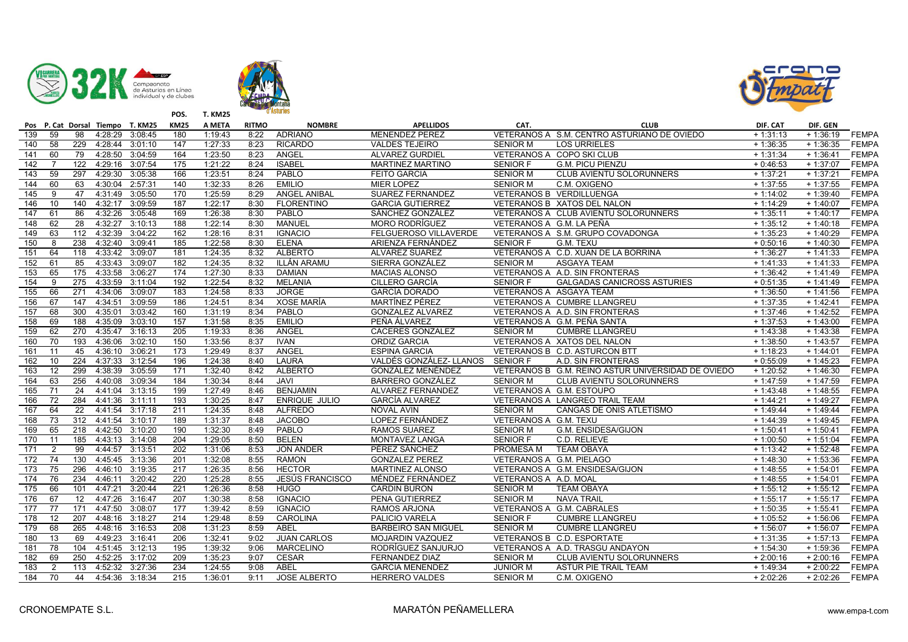| Pos | P. Cat | Dorsal | Tiempo | T. KM25 | POS. KM25 | T. KM25 A META | RITMO | NOMBRE | APELLIDOS | CAT. | CLUB | DIF. CAT | DIF. GEN | |
|---|---|---|---|---|---|---|---|---|---|---|---|---|---|---|
| 139 | 59 | 98 | 4:28:29 | 3:08:45 | 180 | 1:19:43 | 8:22 | ADRIANO | MENENDEZ PEREZ | VETERANOS A | S.M. CENTRO ASTURIANO DE OVIEDO | + 1:31:13 | + 1:36:19 | FEMPA |
| 140 | 58 | 229 | 4:28:44 | 3:01:10 | 147 | 1:27:33 | 8:23 | RICARDO | VALDES TEJEIRO | SENIOR M | LOS URRIELES | + 1:36:35 | + 1:36:35 | FEMPA |
| 141 | 60 | 79 | 4:28:50 | 3:04:59 | 164 | 1:23:50 | 8:23 | ANGEL | ALVAREZ GURDIEL | VETERANOS A | COPO SKI CLUB | + 1:31:34 | + 1:36:41 | FEMPA |
| 142 | 7 | 122 | 4:29:16 | 3:07:54 | 175 | 1:21:22 | 8:24 | ISABEL | MARTINEZ MARTINO | SENIOR F | G.M. PICU PIENZU | + 0:46:53 | + 1:37:07 | FEMPA |
| 143 | 59 | 297 | 4:29:30 | 3:05:38 | 166 | 1:23:51 | 8:24 | PABLO | FEITO GARCIA | SENIOR M | CLUB AVIENTU SOLORUNNERS | + 1:37:21 | + 1:37:21 | FEMPA |
| 144 | 60 | 63 | 4:30:04 | 2:57:31 | 140 | 1:32:33 | 8:26 | EMILIO | MIER LOPEZ | SENIOR M | C.M. OXIGENO | + 1:37:55 | + 1:37:55 | FEMPA |
| 145 | 9 | 47 | 4:31:49 | 3:05:50 | 170 | 1:25:59 | 8:29 | ANGEL ANIBAL | SUAREZ FERNANDEZ | VETERANOS B | VERDILLUENGA | + 1:14:02 | + 1:39:40 | FEMPA |
| 146 | 10 | 140 | 4:32:17 | 3:09:59 | 187 | 1:22:17 | 8:30 | FLORENTINO | GARCIA GUTIERREZ | VETERANOS B | XATOS DEL NALON | + 1:14:29 | + 1:40:07 | FEMPA |
| 147 | 61 | 86 | 4:32:26 | 3:05:48 | 169 | 1:26:38 | 8:30 | PABLO | SÁNCHEZ GONZÁLEZ | VETERANOS A | CLUB AVIENTU SOLORUNNERS | + 1:35:11 | + 1:40:17 | FEMPA |
| 148 | 62 | 28 | 4:32:27 | 3:10:13 | 188 | 1:22:14 | 8:30 | MANUEL | MORO RODRÍGUEZ | VETERANOS A | G.M. LA PEÑA | + 1:35:12 | + 1:40:18 | FEMPA |
| 149 | 63 | 112 | 4:32:39 | 3:04:22 | 162 | 1:28:16 | 8:31 | IGNACIO | FELGUEROSO VILLAVERDE | VETERANOS A | S.M. GRUPO COVADONGA | + 1:35:23 | + 1:40:29 | FEMPA |
| 150 | 8 | 238 | 4:32:40 | 3:09:41 | 185 | 1:22:58 | 8:30 | ELENA | ARIENZA FERNÁNDEZ | SENIOR F | G.M. TEXU | + 0:50:16 | + 1:40:30 | FEMPA |
| 151 | 64 | 118 | 4:33:42 | 3:09:07 | 181 | 1:24:35 | 8:32 | ALBERTO | ALVAREZ SUAREZ | VETERANOS A | C.D. XUAN DE LA BORRINA | + 1:36:27 | + 1:41:33 | FEMPA |
| 152 | 61 | 85 | 4:33:43 | 3:09:07 | 182 | 1:24:35 | 8:32 | ILLÁN ARAMU | SIERRA GONZÁLEZ | SENIOR M | ASGAYA TEAM | + 1:41:33 | + 1:41:33 | FEMPA |
| 153 | 65 | 175 | 4:33:58 | 3:06:27 | 174 | 1:27:30 | 8:33 | DAMIAN | MACIAS ALONSO | VETERANOS A | A.D. SIN FRONTERAS | + 1:36:42 | + 1:41:49 | FEMPA |
| 154 | 9 | 275 | 4:33:59 | 3:11:04 | 192 | 1:22:54 | 8:32 | MELANIA | CILLERO GARCÍA | SENIOR F | GALGADAS CANICROSS ASTURIES | + 0:51:35 | + 1:41:49 | FEMPA |
| 155 | 66 | 271 | 4:34:06 | 3:09:07 | 183 | 1:24:58 | 8:33 | JORGE | GARCÍA DORADO | VETERANOS A | ASGAYA TEAM | + 1:36:50 | + 1:41:56 | FEMPA |
| 156 | 67 | 147 | 4:34:51 | 3:09:59 | 186 | 1:24:51 | 8:34 | XOSE MARÍA | MARTÍNEZ PÉREZ | VETERANOS A | CUMBRE LLANGREU | + 1:37:35 | + 1:42:41 | FEMPA |
| 157 | 68 | 300 | 4:35:01 | 3:03:42 | 160 | 1:31:19 | 8:34 | PABLO | GONZALEZ ALVAREZ | VETERANOS A | A.D. SIN FRONTERAS | + 1:37:46 | + 1:42:52 | FEMPA |
| 158 | 69 | 188 | 4:35:09 | 3:03:10 | 157 | 1:31:58 | 8:35 | EMILIO | PEÑA ÁLVAREZ | VETERANOS A | G.M. PEÑA SANTA | + 1:37:53 | + 1:43:00 | FEMPA |
| 159 | 62 | 270 | 4:35:47 | 3:16:13 | 205 | 1:19:33 | 8:36 | ANGEL | CACERES GONZALEZ | SENIOR M | CUMBRE LLANGREU | + 1:43:38 | + 1:43:38 | FEMPA |
| 160 | 70 | 193 | 4:36:06 | 3:02:10 | 150 | 1:33:56 | 8:37 | IVAN | ORDIZ GARCIA | VETERANOS A | XATOS DEL NALON | + 1:38:50 | + 1:43:57 | FEMPA |
| 161 | 11 | 45 | 4:36:10 | 3:06:21 | 173 | 1:29:49 | 8:37 | ANGEL | ESPINA GARCIA | VETERANOS B | C.D. ASTURCON BTT | + 1:18:23 | + 1:44:01 | FEMPA |
| 162 | 10 | 224 | 4:37:33 | 3:12:54 | 196 | 1:24:38 | 8:40 | LAURA | VALDÉS GONZÁLEZ- LLANOS | SENIOR F | A.D. SIN FRONTERAS | + 0:55:09 | + 1:45:23 | FEMPA |
| 163 | 12 | 299 | 4:38:39 | 3:05:59 | 171 | 1:32:40 | 8:42 | ALBERTO | GONZÁLEZ MENÉNDEZ | VETERANOS B | G.M. REINO ASTUR UNIVERSIDAD DE OVIEDO | + 1:20:52 | + 1:46:30 | FEMPA |
| 164 | 63 | 256 | 4:40:08 | 3:09:34 | 184 | 1:30:34 | 8:44 | JAVI | BARRERO GONZÁLEZ | SENIOR M | CLUB AVIENTU SOLORUNNERS | + 1:47:59 | + 1:47:59 | FEMPA |
| 165 | 71 | 24 | 4:41:04 | 3:13:15 | 199 | 1:27:49 | 8:46 | BENJAMIN | ALVAREZ FERNANDEZ | VETERANOS A | G.M. ESTOUPO | + 1:43:48 | + 1:48:55 | FEMPA |
| 166 | 72 | 284 | 4:41:36 | 3:11:11 | 193 | 1:30:25 | 8:47 | ENRIQUE JULIO | GARCÍA ALVAREZ | VETERANOS A | LANGREO TRAIL TEAM | + 1:44:21 | + 1:49:27 | FEMPA |
| 167 | 64 | 22 | 4:41:54 | 3:17:18 | 211 | 1:24:35 | 8:48 | ALFREDO | NOVAL AVIN | SENIOR M | CANGAS DE ONIS ATLETISMO | + 1:49:44 | + 1:49:44 | FEMPA |
| 168 | 73 | 312 | 4:41:54 | 3:10:17 | 189 | 1:31:37 | 8:48 | JACOBO | LOPEZ FERNÁNDEZ | VETERANOS A | G.M. TEXU | + 1:44:39 | + 1:49:45 | FEMPA |
| 169 | 65 | 218 | 4:42:50 | 3:10:20 | 190 | 1:32:30 | 8:49 | PABLO | RAMOS SUAREZ | SENIOR M | G.M. ENSIDESA/GIJON | + 1:50:41 | + 1:50:41 | FEMPA |
| 170 | 11 | 185 | 4:43:13 | 3:14:08 | 204 | 1:29:05 | 8:50 | BELEN | MONTAVEZ LANGA | SENIOR F | C.D. RELIEVE | + 1:00:50 | + 1:51:04 | FEMPA |
| 171 | 2 | 99 | 4:44:57 | 3:13:51 | 202 | 1:31:06 | 8:53 | JON ANDER | PÉREZ SÁNCHEZ | PROMESA M | TEAM OBAYA | + 1:13:42 | + 1:52:48 | FEMPA |
| 172 | 74 | 130 | 4:45:45 | 3:13:36 | 201 | 1:32:08 | 8:55 | RAMON | GONZALEZ PEREZ | VETERANOS A | G.M. PIELAGO | + 1:48:30 | + 1:53:36 | FEMPA |
| 173 | 75 | 296 | 4:46:10 | 3:19:35 | 217 | 1:26:35 | 8:56 | HECTOR | MARTINEZ ALONSO | VETERANOS A | G.M. ENSIDESA/GIJON | + 1:48:55 | + 1:54:01 | FEMPA |
| 174 | 76 | 234 | 4:46:11 | 3:20:42 | 220 | 1:25:28 | 8:55 | JESÚS FRANCISCO | MÉNDEZ FERNÁNDEZ | VETERANOS A | A.D. MOAL | + 1:48:55 | + 1:54:01 | FEMPA |
| 175 | 66 | 101 | 4:47:21 | 3:20:44 | 221 | 1:26:36 | 8:58 | HUGO | CARDIN BURON | SENIOR M | TEAM OBAYA | + 1:55:12 | + 1:55:12 | FEMPA |
| 176 | 67 | 12 | 4:47:26 | 3:16:47 | 207 | 1:30:38 | 8:58 | IGNACIO | PENA GUTIERREZ | SENIOR M | NAVA TRAIL | + 1:55:17 | + 1:55:17 | FEMPA |
| 177 | 77 | 171 | 4:47:50 | 3:08:07 | 177 | 1:39:42 | 8:59 | IGNACIO | RAMOS ARJONA | VETERANOS A | G.M. CABRALES | + 1:50:35 | + 1:55:41 | FEMPA |
| 178 | 12 | 207 | 4:48:16 | 3:18:27 | 214 | 1:29:48 | 8:59 | CAROLINA | PALICIO VARELA | SENIOR F | CUMBRE LLANGREU | + 1:05:52 | + 1:56:06 | FEMPA |
| 179 | 68 | 265 | 4:48:16 | 3:16:53 | 208 | 1:31:23 | 8:59 | ABEL | BARBEIRO SAN MIGUEL | SENIOR M | CUMBRE LLANGREU | + 1:56:07 | + 1:56:07 | FEMPA |
| 180 | 13 | 69 | 4:49:23 | 3:16:41 | 206 | 1:32:41 | 9:02 | JUAN CARLOS | MOJARDIN VAZQUEZ | VETERANOS B | C.D. ESPORTATE | + 1:31:35 | + 1:57:13 | FEMPA |
| 181 | 78 | 104 | 4:51:45 | 3:12:13 | 195 | 1:39:32 | 9:06 | MARCELINO | RODRÍGUEZ SANJURJO | VETERANOS A | A.D. TRASGU ANDAYON | + 1:54:30 | + 1:59:36 | FEMPA |
| 182 | 69 | 250 | 4:52:25 | 3:17:02 | 209 | 1:35:23 | 9:07 | CESAR | FERNANDEZ DIAZ | SENIOR M | CLUB AVIENTU SOLORUNNERS | + 2:00:16 | + 2:00:16 | FEMPA |
| 183 | 2 | 113 | 4:52:32 | 3:27:36 | 234 | 1:24:55 | 9:08 | ABEL | GARCIA MENENDEZ | JUNIOR M | ASTUR PIE TRAIL TEAM | + 1:49:34 | + 2:00:22 | FEMPA |
| 184 | 70 | 44 | 4:54:36 | 3:18:34 | 215 | 1:36:01 | 9:11 | JOSE ALBERTO | HERRERO VALDES | SENIOR M | C.M. OXIGENO | + 2:02:26 | + 2:02:26 | FEMPA |

CRONOEMPATE S.L. MARATÓN PEÑAMELLERA www.empa-t.com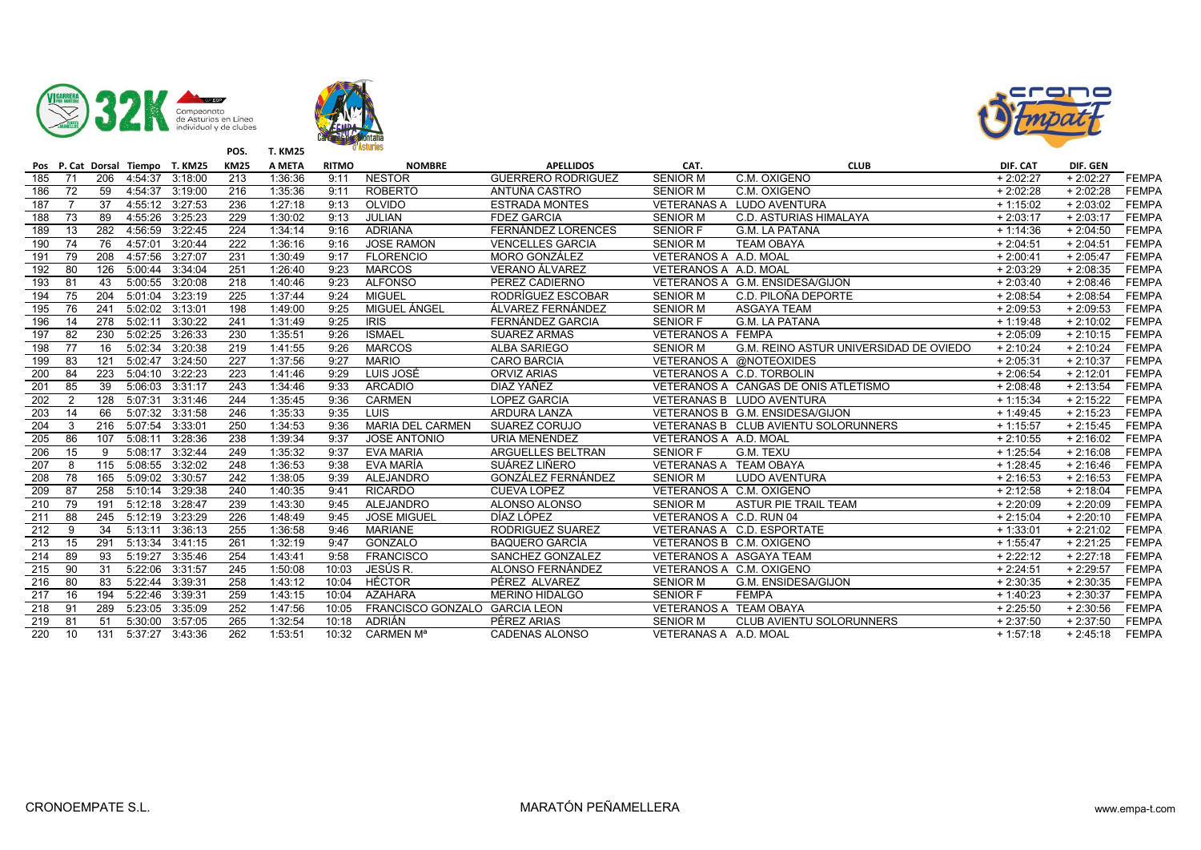| Pos | P. Cat | Dorsal | Tiempo | T. KM25 | POS. KM25 | T. KM25 A META | RITMO | NOMBRE | APELLIDOS | CAT. | CLUB | DIF. CAT | DIF. GEN | |
|---|---|---|---|---|---|---|---|---|---|---|---|---|---|---|
| 185 | 71 | 206 | 4:54:37 | 3:18:00 | 213 | 1:36:36 | 9:11 | NESTOR | GUERRERO RODRIGUEZ | SENIOR M | C.M. OXIGENO | + 2:02:27 | + 2:02:27 | FEMPA |
| 186 | 72 | 59 | 4:54:37 | 3:19:00 | 216 | 1:35:36 | 9:11 | ROBERTO | ANTUÑA CASTRO | SENIOR M | C.M. OXIGENO | + 2:02:28 | + 2:02:28 | FEMPA |
| 187 | 7 | 37 | 4:55:12 | 3:27:53 | 236 | 1:27:18 | 9:13 | OLVIDO | ESTRADA MONTES | VETERANAS A | LUDO AVENTURA | + 1:15:02 | + 2:03:02 | FEMPA |
| 188 | 73 | 89 | 4:55:26 | 3:25:23 | 229 | 1:30:02 | 9:13 | JULIAN | FDEZ GARCIA | SENIOR M | C.D. ASTURIAS HIMALAYA | + 2:03:17 | + 2:03:17 | FEMPA |
| 189 | 13 | 282 | 4:56:59 | 3:22:45 | 224 | 1:34:14 | 9:16 | ADRIANA | FERNÁNDEZ LORENCES | SENIOR F | G.M. LA PATANA | + 1:14:36 | + 2:04:50 | FEMPA |
| 190 | 74 | 76 | 4:57:01 | 3:20:44 | 222 | 1:36:16 | 9:16 | JOSE RAMON | VENCELLES GARCIA | SENIOR M | TEAM OBAYA | + 2:04:51 | + 2:04:51 | FEMPA |
| 191 | 79 | 208 | 4:57:56 | 3:27:07 | 231 | 1:30:49 | 9:17 | FLORENCIO | MORO GONZÁLEZ | VETERANOS A | A.D. MOAL | + 2:00:41 | + 2:05:47 | FEMPA |
| 192 | 80 | 126 | 5:00:44 | 3:34:04 | 251 | 1:26:40 | 9:23 | MARCOS | VERANO ÁLVAREZ | VETERANOS A | A.D. MOAL | + 2:03:29 | + 2:08:35 | FEMPA |
| 193 | 81 | 43 | 5:00:55 | 3:20:08 | 218 | 1:40:46 | 9:23 | ALFONSO | PEREZ CADIERNO | VETERANOS A | G.M. ENSIDESA/GIJON | + 2:03:40 | + 2:08:46 | FEMPA |
| 194 | 75 | 204 | 5:01:04 | 3:23:19 | 225 | 1:37:44 | 9:24 | MIGUEL | RODRÍGUEZ ESCOBAR | SENIOR M | C.D. PILOÑA DEPORTE | + 2:08:54 | + 2:08:54 | FEMPA |
| 195 | 76 | 241 | 5:02:02 | 3:13:01 | 198 | 1:49:00 | 9:25 | MIGUEL ÁNGEL | ÁLVAREZ FERNÁNDEZ | SENIOR M | ASGAYA TEAM | + 2:09:53 | + 2:09:53 | FEMPA |
| 196 | 14 | 278 | 5:02:11 | 3:30:22 | 241 | 1:31:49 | 9:25 | IRIS | FERNÁNDEZ GARCIA | SENIOR F | G.M. LA PATANA | + 1:19:48 | + 2:10:02 | FEMPA |
| 197 | 82 | 230 | 5:02:25 | 3:26:33 | 230 | 1:35:51 | 9:26 | ISMAEL | SUAREZ ARMAS | VETERANOS A | FEMPA | + 2:05:09 | + 2:10:15 | FEMPA |
| 198 | 77 | 16 | 5:02:34 | 3:20:38 | 219 | 1:41:55 | 9:26 | MARCOS | ALBA SARIEGO | SENIOR M | G.M. REINO ASTUR UNIVERSIDAD DE OVIEDO | + 2:10:24 | + 2:10:24 | FEMPA |
| 199 | 83 | 121 | 5:02:47 | 3:24:50 | 227 | 1:37:56 | 9:27 | MARIO | CARO BARCIA | VETERANOS A | @NOTEOXIDES | + 2:05:31 | + 2:10:37 | FEMPA |
| 200 | 84 | 223 | 5:04:10 | 3:22:23 | 223 | 1:41:46 | 9:29 | LUIS JOSÉ | ORVIZ ARIAS | VETERANOS A | C.D. TORBOLIN | + 2:06:54 | + 2:12:01 | FEMPA |
| 201 | 85 | 39 | 5:06:03 | 3:31:17 | 243 | 1:34:46 | 9:33 | ARCADIO | DIAZ YAÑEZ | VETERANOS A | CANGAS DE ONIS ATLETISMO | + 2:08:48 | + 2:13:54 | FEMPA |
| 202 | 2 | 128 | 5:07:31 | 3:31:46 | 244 | 1:35:45 | 9:36 | CARMEN | LOPEZ GARCIA | VETERANAS B | LUDO AVENTURA | + 1:15:34 | + 2:15:22 | FEMPA |
| 203 | 14 | 66 | 5:07:32 | 3:31:58 | 246 | 1:35:33 | 9:35 | LUIS | ARDURA LANZA | VETERANOS B | G.M. ENSIDESA/GIJON | + 1:49:45 | + 2:15:23 | FEMPA |
| 204 | 3 | 216 | 5:07:54 | 3:33:01 | 250 | 1:34:53 | 9:36 | MARIA DEL CARMEN | SUAREZ CORUJO | VETERANAS B | CLUB AVIENTU SOLORUNNERS | + 1:15:57 | + 2:15:45 | FEMPA |
| 205 | 86 | 107 | 5:08:11 | 3:28:36 | 238 | 1:39:34 | 9:37 | JOSE ANTONIO | URIA MENENDEZ | VETERANOS A | A.D. MOAL | + 2:10:55 | + 2:16:02 | FEMPA |
| 206 | 15 | 9 | 5:08:17 | 3:32:44 | 249 | 1:35:32 | 9:37 | EVA MARIA | ARGUELLES BELTRAN | SENIOR F | G.M. TEXU | + 1:25:54 | + 2:16:08 | FEMPA |
| 207 | 8 | 115 | 5:08:55 | 3:32:02 | 248 | 1:36:53 | 9:38 | EVA MARÍA | SUÁREZ LIÑERO | VETERANAS A | TEAM OBAYA | + 1:28:45 | + 2:16:46 | FEMPA |
| 208 | 78 | 165 | 5:09:02 | 3:30:57 | 242 | 1:38:05 | 9:39 | ALEJANDRO | GONZÁLEZ FERNÁNDEZ | SENIOR M | LUDO AVENTURA | + 2:16:53 | + 2:16:53 | FEMPA |
| 209 | 87 | 258 | 5:10:14 | 3:29:38 | 240 | 1:40:35 | 9:41 | RICARDO | CUEVA LOPEZ | VETERANOS A | C.M. OXIGENO | + 2:12:58 | + 2:18:04 | FEMPA |
| 210 | 79 | 191 | 5:12:18 | 3:28:47 | 239 | 1:43:30 | 9:45 | ALEJANDRO | ALONSO ALONSO | SENIOR M | ASTUR PIE TRAIL TEAM | + 2:20:09 | + 2:20:09 | FEMPA |
| 211 | 88 | 245 | 5:12:19 | 3:23:29 | 226 | 1:48:49 | 9:45 | JOSE MIGUEL | DÍAZ LÓPEZ | VETERANOS A | C.D. RUN 04 | + 2:15:04 | + 2:20:10 | FEMPA |
| 212 | 9 | 34 | 5:13:11 | 3:36:13 | 255 | 1:36:58 | 9:46 | MARIANE | RODRIGUEZ SUAREZ | VETERANAS A | C.D. ESPORTATE | + 1:33:01 | + 2:21:02 | FEMPA |
| 213 | 15 | 291 | 5:13:34 | 3:41:15 | 261 | 1:32:19 | 9:47 | GONZALO | BAQUERO GARCIA | VETERANOS B | C.M. OXIGENO | + 1:55:47 | + 2:21:25 | FEMPA |
| 214 | 89 | 93 | 5:19:27 | 3:35:46 | 254 | 1:43:41 | 9:58 | FRANCISCO | SANCHEZ GONZALEZ | VETERANOS A | ASGAYA TEAM | + 2:22:12 | + 2:27:18 | FEMPA |
| 215 | 90 | 31 | 5:22:06 | 3:31:57 | 245 | 1:50:08 | 10:03 | JESÚS R. | ALONSO FERNÁNDEZ | VETERANOS A | C.M. OXIGENO | + 2:24:51 | + 2:29:57 | FEMPA |
| 216 | 80 | 83 | 5:22:44 | 3:39:31 | 258 | 1:43:12 | 10:04 | HÉCTOR | PÉREZ ALVAREZ | SENIOR M | G.M. ENSIDESA/GIJON | + 2:30:35 | + 2:30:35 | FEMPA |
| 217 | 16 | 194 | 5:22:46 | 3:39:31 | 259 | 1:43:15 | 10:04 | AZAHARA | MERINO HIDALGO | SENIOR F | FEMPA | + 1:40:23 | + 2:30:37 | FEMPA |
| 218 | 91 | 289 | 5:23:05 | 3:35:09 | 252 | 1:47:56 | 10:05 | FRANCISCO GONZALO | GARCIA LEON | VETERANOS A | TEAM OBAYA | + 2:25:50 | + 2:30:56 | FEMPA |
| 219 | 81 | 51 | 5:30:00 | 3:57:05 | 265 | 1:32:54 | 10:18 | ADRIÁN | PÉREZ ARIAS | SENIOR M | CLUB AVIENTU SOLORUNNERS | + 2:37:50 | + 2:37:50 | FEMPA |
| 220 | 10 | 131 | 5:37:27 | 3:43:36 | 262 | 1:53:51 | 10:32 | CARMEN Mª | CADENAS ALONSO | VETERANAS A | A.D. MOAL | + 1:57:18 | + 2:45:18 | FEMPA |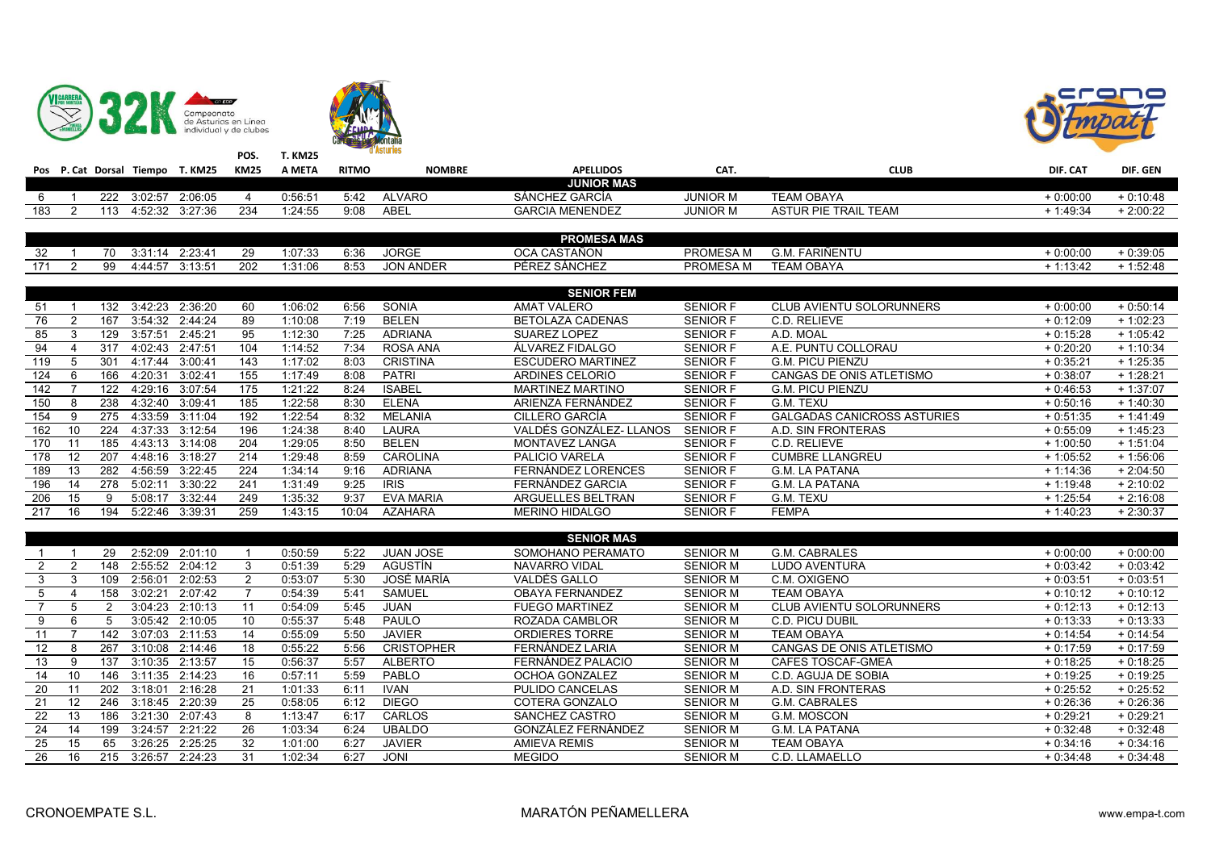| Pos | P. Cat | Dorsal | Tiempo | T. KM25 | POS. KM25 | T. KM25 A META | RITMO | NOMBRE | APELLIDOS | CAT. | CLUB | DIF. CAT | DIF. GEN |
|---|---|---|---|---|---|---|---|---|---|---|---|---|---|
| | | | | | | | | | **JUNIOR MAS** | | | | |
| 6 | 1 | 222 | 3:02:57 | 2:06:05 | 4 | 0:56:51 | 5:42 | ALVARO | SÁNCHEZ GARCÍA | JUNIOR M | TEAM OBAYA | + 0:00:00 | + 0:10:48 |
| 183 | 2 | 113 | 4:52:32 | 3:27:36 | 234 | 1:24:55 | 9:08 | ABEL | GARCIA MENENDEZ | JUNIOR M | ASTUR PIE TRAIL TEAM | + 1:49:34 | + 2:00:22 |
| | | | | | | | | | **PROMESA MAS** | | | | |
| 32 | 1 | 70 | 3:31:14 | 2:23:41 | 29 | 1:07:33 | 6:36 | JORGE | OCA CASTAÑON | PROMESA M | G.M. FARIÑENTU | + 0:00:00 | + 0:39:05 |
| 171 | 2 | 99 | 4:44:57 | 3:13:51 | 202 | 1:31:06 | 8:53 | JON ANDER | PÉREZ SÁNCHEZ | PROMESA M | TEAM OBAYA | + 1:13:42 | + 1:52:48 |
| | | | | | | | | | **SENIOR FEM** | | | | |
| 51 | 1 | 132 | 3:42:23 | 2:36:20 | 60 | 1:06:02 | 6:56 | SONIA | AMAT VALERO | SENIOR F | CLUB AVIENTU SOLORUNNERS | + 0:00:00 | + 0:50:14 |
| 76 | 2 | 167 | 3:54:32 | 2:44:24 | 89 | 1:10:08 | 7:19 | BELEN | BETOLAZA CADENAS | SENIOR F | C.D. RELIEVE | + 0:12:09 | + 1:02:23 |
| 85 | 3 | 129 | 3:57:51 | 2:45:21 | 95 | 1:12:30 | 7:25 | ADRIANA | SUAREZ LOPEZ | SENIOR F | A.D. MOAL | + 0:15:28 | + 1:05:42 |
| 94 | 4 | 317 | 4:02:43 | 2:47:51 | 104 | 1:14:52 | 7:34 | ROSA ANA | ÁLVAREZ FIDALGO | SENIOR F | A.E. PUNTU COLLORAU | + 0:20:20 | + 1:10:34 |
| 119 | 5 | 301 | 4:17:44 | 3:00:41 | 143 | 1:17:02 | 8:03 | CRISTINA | ESCUDERO MARTINEZ | SENIOR F | G.M. PICU PIENZU | + 0:35:21 | + 1:25:35 |
| 124 | 6 | 166 | 4:20:31 | 3:02:41 | 155 | 1:17:49 | 8:08 | PATRI | ARDINES CELORIO | SENIOR F | CANGAS DE ONIS ATLETISMO | + 0:38:07 | + 1:28:21 |
| 142 | 7 | 122 | 4:29:16 | 3:07:54 | 175 | 1:21:22 | 8:24 | ISABEL | MARTINEZ MARTINO | SENIOR F | G.M. PICU PIENZU | + 0:46:53 | + 1:37:07 |
| 150 | 8 | 238 | 4:32:40 | 3:09:41 | 185 | 1:22:58 | 8:30 | ELENA | ARIENZA FERNÁNDEZ | SENIOR F | G.M. TEXU | + 0:50:16 | + 1:40:30 |
| 154 | 9 | 275 | 4:33:59 | 3:11:04 | 192 | 1:22:54 | 8:32 | MELANIA | CILLERO GARCÍA | SENIOR F | GALGADAS CANICROSS ASTURIES | + 0:51:35 | + 1:41:49 |
| 162 | 10 | 224 | 4:37:33 | 3:12:54 | 196 | 1:24:38 | 8:40 | LAURA | VALDÉS GONZÁLEZ- LLANOS | SENIOR F | A.D. SIN FRONTERAS | + 0:55:09 | + 1:45:23 |
| 170 | 11 | 185 | 4:43:13 | 3:14:08 | 204 | 1:29:05 | 8:50 | BELEN | MONTAVEZ LANGA | SENIOR F | C.D. RELIEVE | + 1:00:50 | + 1:51:04 |
| 178 | 12 | 207 | 4:48:16 | 3:18:27 | 214 | 1:29:48 | 8:59 | CAROLINA | PALICIO VARELA | SENIOR F | CUMBRE LLANGREU | + 1:05:52 | + 1:56:06 |
| 189 | 13 | 282 | 4:56:59 | 3:22:45 | 224 | 1:34:14 | 9:16 | ADRIANA | FERNÁNDEZ LORENCES | SENIOR F | G.M. LA PATANA | + 1:14:36 | + 2:04:50 |
| 196 | 14 | 278 | 5:02:11 | 3:30:22 | 241 | 1:31:49 | 9:25 | IRIS | FERNÁNDEZ GARCIA | SENIOR F | G.M. LA PATANA | + 1:19:48 | + 2:10:02 |
| 206 | 15 | 9 | 5:08:17 | 3:32:44 | 249 | 1:35:32 | 9:37 | EVA MARIA | ARGUELLES BELTRAN | SENIOR F | G.M. TEXU | + 1:25:54 | + 2:16:08 |
| 217 | 16 | 194 | 5:22:46 | 3:39:31 | 259 | 1:43:15 | 10:04 | AZAHARA | MERINO HIDALGO | SENIOR F | FEMPA | + 1:40:23 | + 2:30:37 |
| | | | | | | | | | **SENIOR MAS** | | | | |
| 1 | 1 | 29 | 2:52:09 | 2:01:10 | 1 | 0:50:59 | 5:22 | JUAN JOSE | SOMOHANO PERAMATO | SENIOR M | G.M. CABRALES | + 0:00:00 | + 0:00:00 |
| 2 | 2 | 148 | 2:55:52 | 2:04:12 | 3 | 0:51:39 | 5:29 | AGUSTÍN | NAVARRO VIDAL | SENIOR M | LUDO AVENTURA | + 0:03:42 | + 0:03:42 |
| 3 | 3 | 109 | 2:56:01 | 2:02:53 | 2 | 0:53:07 | 5:30 | JOSÉ MARÍA | VALDÉS GALLO | SENIOR M | C.M. OXIGENO | + 0:03:51 | + 0:03:51 |
| 5 | 4 | 158 | 3:02:21 | 2:07:42 | 7 | 0:54:39 | 5:41 | SAMUEL | OBAYA FERNANDEZ | SENIOR M | TEAM OBAYA | + 0:10:12 | + 0:10:12 |
| 7 | 5 | 2 | 3:04:23 | 2:10:13 | 11 | 0:54:09 | 5:45 | JUAN | FUEGO MARTINEZ | SENIOR M | CLUB AVIENTU SOLORUNNERS | + 0:12:13 | + 0:12:13 |
| 9 | 6 | 5 | 3:05:42 | 2:10:05 | 10 | 0:55:37 | 5:48 | PAULO | ROZADA CAMBLOR | SENIOR M | C.D. PICU DUBIL | + 0:13:33 | + 0:13:33 |
| 11 | 7 | 142 | 3:07:03 | 2:11:53 | 14 | 0:55:09 | 5:50 | JAVIER | ORDIERES TORRE | SENIOR M | TEAM OBAYA | + 0:14:54 | + 0:14:54 |
| 12 | 8 | 267 | 3:10:08 | 2:14:46 | 18 | 0:55:22 | 5:56 | CRISTOPHER | FERNÁNDEZ LARIA | SENIOR M | CANGAS DE ONIS ATLETISMO | + 0:17:59 | + 0:17:59 |
| 13 | 9 | 137 | 3:10:35 | 2:13:57 | 15 | 0:56:37 | 5:57 | ALBERTO | FERNÁNDEZ PALACIO | SENIOR M | CAFES TOSCAF-GMEA | + 0:18:25 | + 0:18:25 |
| 14 | 10 | 146 | 3:11:35 | 2:14:23 | 16 | 0:57:11 | 5:59 | PABLO | OCHOA GONZALEZ | SENIOR M | C.D. AGUJA DE SOBIA | + 0:19:25 | + 0:19:25 |
| 20 | 11 | 202 | 3:18:01 | 2:16:28 | 21 | 1:01:33 | 6:11 | IVAN | PULIDO CANCELAS | SENIOR M | A.D. SIN FRONTERAS | + 0:25:52 | + 0:25:52 |
| 21 | 12 | 246 | 3:18:45 | 2:20:39 | 25 | 0:58:05 | 6:12 | DIEGO | COTERA GONZALO | SENIOR M | G.M. CABRALES | + 0:26:36 | + 0:26:36 |
| 22 | 13 | 186 | 3:21:30 | 2:07:43 | 8 | 1:13:47 | 6:17 | CARLOS | SANCHEZ CASTRO | SENIOR M | G.M. MOSCON | + 0:29:21 | + 0:29:21 |
| 24 | 14 | 199 | 3:24:57 | 2:21:22 | 26 | 1:03:34 | 6:24 | UBALDO | GONZÁLEZ FERNÁNDEZ | SENIOR M | G.M. LA PATANA | + 0:32:48 | + 0:32:48 |
| 25 | 15 | 65 | 3:26:25 | 2:25:25 | 32 | 1:01:00 | 6:27 | JAVIER | AMIEVA REMIS | SENIOR M | TEAM OBAYA | + 0:34:16 | + 0:34:16 |
| 26 | 16 | 215 | 3:26:57 | 2:24:23 | 31 | 1:02:34 | 6:27 | JONI | MEGIDO | SENIOR M | C.D. LLAMAELLO | + 0:34:48 | + 0:34:48 |

CRONOEMPATE S.L. MARATÓN PEÑAMELLERA www.empa-t.com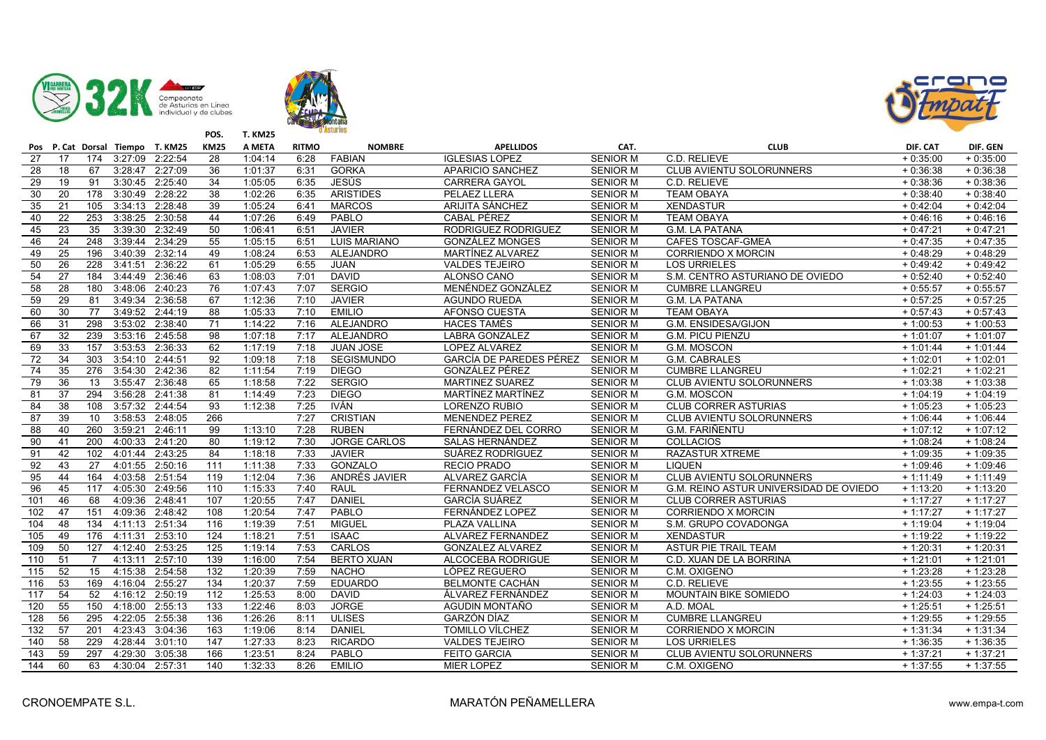| Pos | P. Cat | Dorsal | Tiempo | T. KM25 | POS. KM25 | T. KM25 A META | RITMO | NOMBRE | APELLIDOS | CAT. | CLUB | DIF. CAT | DIF. GEN |
|---|---|---|---|---|---|---|---|---|---|---|---|---|---|
| 27 | 17 | 174 | 3:27:09 | 2:22:54 | 28 | 1:04:14 | 6:28 | FABIAN | IGLESIAS LOPEZ | SENIOR M | C.D. RELIEVE | + 0:35:00 | + 0:35:00 |
| 28 | 18 | 67 | 3:28:47 | 2:27:09 | 36 | 1:01:37 | 6:31 | GORKA | APARICIO SANCHEZ | SENIOR M | CLUB AVIENTU SOLORUNNERS | + 0:36:38 | + 0:36:38 |
| 29 | 19 | 91 | 3:30:45 | 2:25:40 | 34 | 1:05:05 | 6:35 | JESÚS | CARRERA GAYOL | SENIOR M | C.D. RELIEVE | + 0:38:36 | + 0:38:36 |
| 30 | 20 | 178 | 3:30:49 | 2:28:22 | 38 | 1:02:26 | 6:35 | ARISTIDES | PELAEZ LLERA | SENIOR M | TEAM OBAYA | + 0:38:40 | + 0:38:40 |
| 35 | 21 | 105 | 3:34:13 | 2:28:48 | 39 | 1:05:24 | 6:41 | MARCOS | ARIJITA SÁNCHEZ | SENIOR M | XENDASTUR | + 0:42:04 | + 0:42:04 |
| 40 | 22 | 253 | 3:38:25 | 2:30:58 | 44 | 1:07:26 | 6:49 | PABLO | CABAL PÉREZ | SENIOR M | TEAM OBAYA | + 0:46:16 | + 0:46:16 |
| 45 | 23 | 35 | 3:39:30 | 2:32:49 | 50 | 1:06:41 | 6:51 | JAVIER | RODRIGUEZ RODRIGUEZ | SENIOR M | G.M. LA PATANA | + 0:47:21 | + 0:47:21 |
| 46 | 24 | 248 | 3:39:44 | 2:34:29 | 55 | 1:05:15 | 6:51 | LUIS MARIANO | GONZÁLEZ MONGES | SENIOR M | CAFES TOSCAF-GMEA | + 0:47:35 | + 0:47:35 |
| 49 | 25 | 196 | 3:40:39 | 2:32:14 | 49 | 1:08:24 | 6:53 | ALEJANDRO | MARTÍNEZ ALVAREZ | SENIOR M | CORRIENDO X MORCIN | + 0:48:29 | + 0:48:29 |
| 50 | 26 | 228 | 3:41:51 | 2:36:22 | 61 | 1:05:29 | 6:55 | JUAN | VALDES TEJEIRO | SENIOR M | LOS URRIELES | + 0:49:42 | + 0:49:42 |
| 54 | 27 | 184 | 3:44:49 | 2:36:46 | 63 | 1:08:03 | 7:01 | DAVID | ALONSO CANO | SENIOR M | S.M. CENTRO ASTURIANO DE OVIEDO | + 0:52:40 | + 0:52:40 |
| 58 | 28 | 180 | 3:48:06 | 2:40:23 | 76 | 1:07:43 | 7:07 | SERGIO | MENÉNDEZ GONZÁLEZ | SENIOR M | CUMBRE LLANGREU | + 0:55:57 | + 0:55:57 |
| 59 | 29 | 81 | 3:49:34 | 2:36:58 | 67 | 1:12:36 | 7:10 | JAVIER | AGUNDO RUEDA | SENIOR M | G.M. LA PATANA | + 0:57:25 | + 0:57:25 |
| 60 | 30 | 77 | 3:49:52 | 2:44:19 | 88 | 1:05:33 | 7:10 | EMILIO | AFONSO CUESTA | SENIOR M | TEAM OBAYA | + 0:57:43 | + 0:57:43 |
| 66 | 31 | 298 | 3:53:02 | 2:38:40 | 71 | 1:14:22 | 7:16 | ALEJANDRO | HACES TAMÉS | SENIOR M | G.M. ENSIDESA/GIJON | + 1:00:53 | + 1:00:53 |
| 67 | 32 | 239 | 3:53:16 | 2:45:58 | 98 | 1:07:18 | 7:17 | ALEJANDRO | LABRA GONZALEZ | SENIOR M | G.M. PICU PIENZU | + 1:01:07 | + 1:01:07 |
| 69 | 33 | 157 | 3:53:53 | 2:36:33 | 62 | 1:17:19 | 7:18 | JUAN JOSE | LOPEZ ALVAREZ | SENIOR M | G.M. MOSCON | + 1:01:44 | + 1:01:44 |
| 72 | 34 | 303 | 3:54:10 | 2:44:51 | 92 | 1:09:18 | 7:18 | SEGISMUNDO | GARCÍA DE PAREDES PÉREZ | SENIOR M | G.M. CABRALES | + 1:02:01 | + 1:02:01 |
| 74 | 35 | 276 | 3:54:30 | 2:42:36 | 82 | 1:11:54 | 7:19 | DIEGO | GONZÁLEZ PÉREZ | SENIOR M | CUMBRE LLANGREU | + 1:02:21 | + 1:02:21 |
| 79 | 36 | 13 | 3:55:47 | 2:36:48 | 65 | 1:18:58 | 7:22 | SERGIO | MARTINEZ SUAREZ | SENIOR M | CLUB AVIENTU SOLORUNNERS | + 1:03:38 | + 1:03:38 |
| 81 | 37 | 294 | 3:56:28 | 2:41:38 | 81 | 1:14:49 | 7:23 | DIEGO | MARTÍNEZ MARTÍNEZ | SENIOR M | G.M. MOSCON | + 1:04:19 | + 1:04:19 |
| 84 | 38 | 108 | 3:57:32 | 2:44:54 | 93 | 1:12:38 | 7:25 | IVÁN | LORENZO RUBIO | SENIOR M | CLUB CORRER ASTURIAS | + 1:05:23 | + 1:05:23 |
| 87 | 39 | 10 | 3:58:53 | 2:48:05 | 266 | | 7:27 | CRISTIAN | MENENDEZ PEREZ | SENIOR M | CLUB AVIENTU SOLORUNNERS | + 1:06:44 | + 1:06:44 |
| 88 | 40 | 260 | 3:59:21 | 2:46:11 | 99 | 1:13:10 | 7:28 | RUBEN | FERNÁNDEZ DEL CORRO | SENIOR M | G.M. FARIÑENTU | + 1:07:12 | + 1:07:12 |
| 90 | 41 | 200 | 4:00:33 | 2:41:20 | 80 | 1:19:12 | 7:30 | JORGE CARLOS | SALAS HERNÁNDEZ | SENIOR M | COLLACIOS | + 1:08:24 | + 1:08:24 |
| 91 | 42 | 102 | 4:01:44 | 2:43:25 | 84 | 1:18:18 | 7:33 | JAVIER | SUÁREZ RODRÍGUEZ | SENIOR M | RAZASTUR XTREME | + 1:09:35 | + 1:09:35 |
| 92 | 43 | 27 | 4:01:55 | 2:50:16 | 111 | 1:11:38 | 7:33 | GONZALO | RECIO PRADO | SENIOR M | LIQUEN | + 1:09:46 | + 1:09:46 |
| 95 | 44 | 164 | 4:03:58 | 2:51:54 | 119 | 1:12:04 | 7:36 | ANDRÉS JAVIER | ALVAREZ GARCÍA | SENIOR M | CLUB AVIENTU SOLORUNNERS | + 1:11:49 | + 1:11:49 |
| 96 | 45 | 117 | 4:05:30 | 2:49:56 | 110 | 1:15:33 | 7:40 | RAUL | FERNANDEZ VELASCO | SENIOR M | G.M. REINO ASTUR UNIVERSIDAD DE OVIEDO | + 1:13:20 | + 1:13:20 |
| 101 | 46 | 68 | 4:09:36 | 2:48:41 | 107 | 1:20:55 | 7:47 | DANIEL | GARCÍA SUÁREZ | SENIOR M | CLUB CORRER ASTURIAS | + 1:17:27 | + 1:17:27 |
| 102 | 47 | 151 | 4:09:36 | 2:48:42 | 108 | 1:20:54 | 7:47 | PABLO | FERNÁNDEZ LOPEZ | SENIOR M | CORRIENDO X MORCIN | + 1:17:27 | + 1:17:27 |
| 104 | 48 | 134 | 4:11:13 | 2:51:34 | 116 | 1:19:39 | 7:51 | MIGUEL | PLAZA VALLINA | SENIOR M | S.M. GRUPO COVADONGA | + 1:19:04 | + 1:19:04 |
| 105 | 49 | 176 | 4:11:31 | 2:53:10 | 124 | 1:18:21 | 7:51 | ISAAC | ALVAREZ FERNANDEZ | SENIOR M | XENDASTUR | + 1:19:22 | + 1:19:22 |
| 109 | 50 | 127 | 4:12:40 | 2:53:25 | 125 | 1:19:14 | 7:53 | CARLOS | GONZALEZ ALVAREZ | SENIOR M | ASTUR PIE TRAIL TEAM | + 1:20:31 | + 1:20:31 |
| 110 | 51 | 7 | 4:13:11 | 2:57:10 | 139 | 1:16:00 | 7:54 | BERTO XUAN | ALCOCEBA RODRIGUE | SENIOR M | C.D. XUAN DE LA BORRINA | + 1:21:01 | + 1:21:01 |
| 115 | 52 | 15 | 4:15:38 | 2:54:58 | 132 | 1:20:39 | 7:59 | NACHO | LÓPEZ REGUERO | SENIOR M | C.M. OXIGENO | + 1:23:28 | + 1:23:28 |
| 116 | 53 | 169 | 4:16:04 | 2:55:27 | 134 | 1:20:37 | 7:59 | EDUARDO | BELMONTE CACHÁN | SENIOR M | C.D. RELIEVE | + 1:23:55 | + 1:23:55 |
| 117 | 54 | 52 | 4:16:12 | 2:50:19 | 112 | 1:25:53 | 8:00 | DAVID | ÁLVAREZ FERNÁNDEZ | SENIOR M | MOUNTAIN BIKE SOMIEDO | + 1:24:03 | + 1:24:03 |
| 120 | 55 | 150 | 4:18:00 | 2:55:13 | 133 | 1:22:46 | 8:03 | JORGE | AGUDIN MONTAÑO | SENIOR M | A.D. MOAL | + 1:25:51 | + 1:25:51 |
| 128 | 56 | 295 | 4:22:05 | 2:55:38 | 136 | 1:26:26 | 8:11 | ULISES | GARZÓN DÍAZ | SENIOR M | CUMBRE LLANGREU | + 1:29:55 | + 1:29:55 |
| 132 | 57 | 201 | 4:23:43 | 3:04:36 | 163 | 1:19:06 | 8:14 | DANIEL | TOMILLO VÍLCHEZ | SENIOR M | CORRIENDO X MORCIN | + 1:31:34 | + 1:31:34 |
| 140 | 58 | 229 | 4:28:44 | 3:01:10 | 147 | 1:27:33 | 8:23 | RICARDO | VALDES TEJEIRO | SENIOR M | LOS URRIELES | + 1:36:35 | + 1:36:35 |
| 143 | 59 | 297 | 4:29:30 | 3:05:38 | 166 | 1:23:51 | 8:24 | PABLO | FEITO GARCIA | SENIOR M | CLUB AVIENTU SOLORUNNERS | + 1:37:21 | + 1:37:21 |
| 144 | 60 | 63 | 4:30:04 | 2:57:31 | 140 | 1:32:33 | 8:26 | EMILIO | MIER LOPEZ | SENIOR M | C.M. OXIGENO | + 1:37:55 | + 1:37:55 |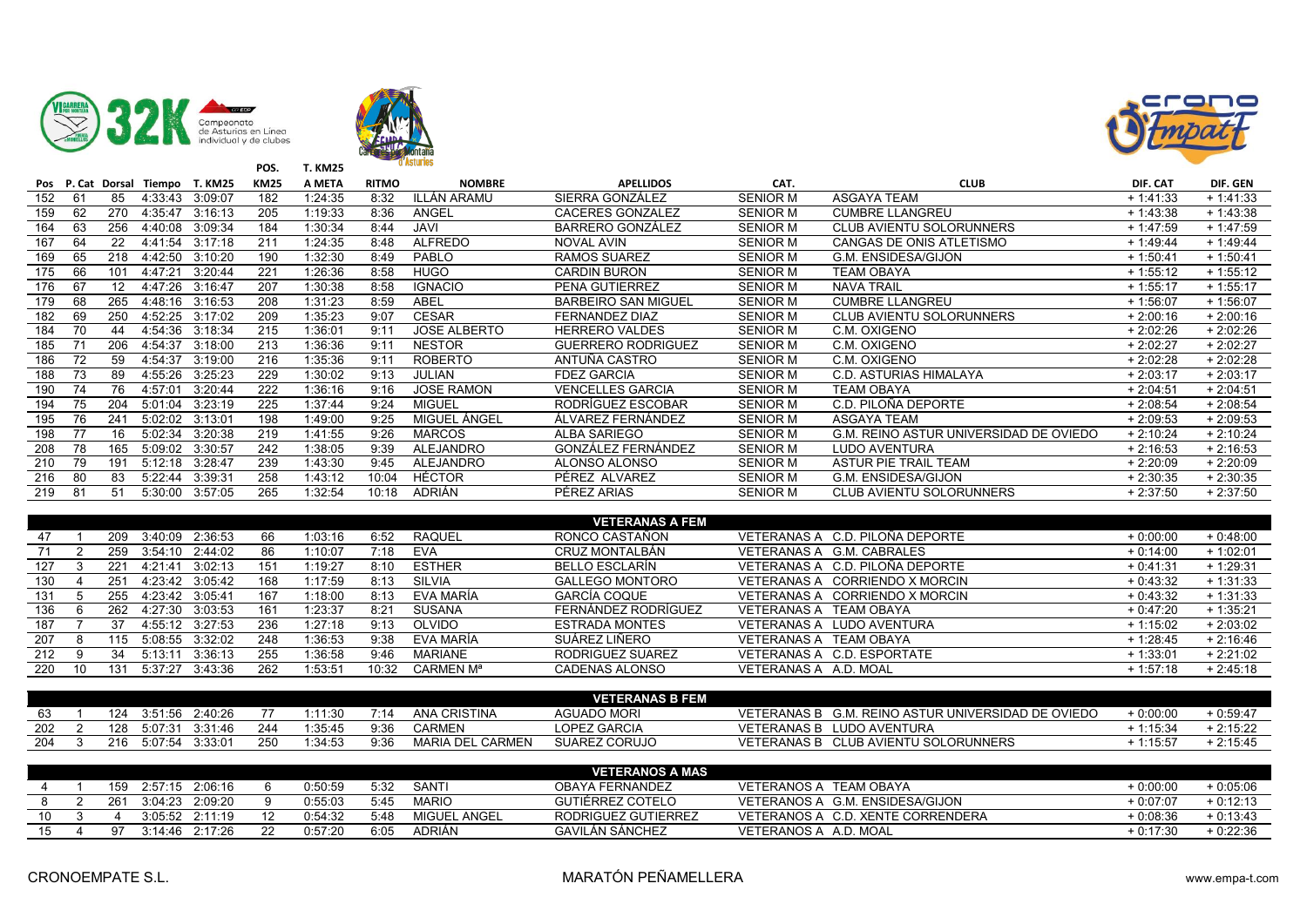| Pos | P. Cat | Dorsal | Tiempo | T. KM25 | POS. KM25 | T. KM25 A META | RITMO | NOMBRE | APELLIDOS | CAT. | CLUB | DIF. CAT | DIF. GEN |
|---|---|---|---|---|---|---|---|---|---|---|---|---|---|
| 152 | 61 | 85 | 4:33:43 | 3:09:07 | 182 | 1:24:35 | 8:32 | ILLÁN ARAMU | SIERRA GONZÁLEZ | SENIOR M | ASGAYA TEAM | + 1:41:33 | + 1:41:33 |
| 159 | 62 | 270 | 4:35:47 | 3:16:13 | 205 | 1:19:33 | 8:36 | ANGEL | CACERES GONZALEZ | SENIOR M | CUMBRE LLANGREU | + 1:43:38 | + 1:43:38 |
| 164 | 63 | 256 | 4:40:08 | 3:09:34 | 184 | 1:30:34 | 8:44 | JAVI | BARRERO GONZÁLEZ | SENIOR M | CLUB AVIENTU SOLORUNNERS | + 1:47:59 | + 1:47:59 |
| 167 | 64 | 22 | 4:41:54 | 3:17:18 | 211 | 1:24:35 | 8:48 | ALFREDO | NOVAL AVIN | SENIOR M | CANGAS DE ONIS ATLETISMO | + 1:49:44 | + 1:49:44 |
| 169 | 65 | 218 | 4:42:50 | 3:10:20 | 190 | 1:32:30 | 8:49 | PABLO | RAMOS SUAREZ | SENIOR M | G.M. ENSIDESA/GIJON | + 1:50:41 | + 1:50:41 |
| 175 | 66 | 101 | 4:47:21 | 3:20:44 | 221 | 1:26:36 | 8:58 | HUGO | CARDIN BURON | SENIOR M | TEAM OBAYA | + 1:55:12 | + 1:55:12 |
| 176 | 67 | 12 | 4:47:26 | 3:16:47 | 207 | 1:30:38 | 8:58 | IGNACIO | PENA GUTIERREZ | SENIOR M | NAVA TRAIL | + 1:55:17 | + 1:55:17 |
| 179 | 68 | 265 | 4:48:16 | 3:16:53 | 208 | 1:31:23 | 8:59 | ABEL | BARBEIRO SAN MIGUEL | SENIOR M | CUMBRE LLANGREU | + 1:56:07 | + 1:56:07 |
| 182 | 69 | 250 | 4:52:25 | 3:17:02 | 209 | 1:35:23 | 9:07 | CESAR | FERNANDEZ DIAZ | SENIOR M | CLUB AVIENTU SOLORUNNERS | + 2:00:16 | + 2:00:16 |
| 184 | 70 | 44 | 4:54:36 | 3:18:34 | 215 | 1:36:01 | 9:11 | JOSE ALBERTO | HERRERO VALDES | SENIOR M | C.M. OXIGENO | + 2:02:26 | + 2:02:26 |
| 185 | 71 | 206 | 4:54:37 | 3:18:00 | 213 | 1:36:36 | 9:11 | NESTOR | GUERRERO RODRIGUEZ | SENIOR M | C.M. OXIGENO | + 2:02:27 | + 2:02:27 |
| 186 | 72 | 59 | 4:54:37 | 3:19:00 | 216 | 1:35:36 | 9:11 | ROBERTO | ANTUÑA CASTRO | SENIOR M | C.M. OXIGENO | + 2:02:28 | + 2:02:28 |
| 188 | 73 | 89 | 4:55:26 | 3:25:23 | 229 | 1:30:02 | 9:13 | JULIAN | FDEZ GARCIA | SENIOR M | C.D. ASTURIAS HIMALAYA | + 2:03:17 | + 2:03:17 |
| 190 | 74 | 76 | 4:57:01 | 3:20:44 | 222 | 1:36:16 | 9:16 | JOSE RAMON | VENCELLES GARCIA | SENIOR M | TEAM OBAYA | + 2:04:51 | + 2:04:51 |
| 194 | 75 | 204 | 5:01:04 | 3:23:19 | 225 | 1:37:44 | 9:24 | MIGUEL | RODRÍGUEZ ESCOBAR | SENIOR M | C.D. PILOÑA DEPORTE | + 2:08:54 | + 2:08:54 |
| 195 | 76 | 241 | 5:02:02 | 3:13:01 | 198 | 1:49:00 | 9:25 | MIGUEL ÁNGEL | ÁLVAREZ FERNÁNDEZ | SENIOR M | ASGAYA TEAM | + 2:09:53 | + 2:09:53 |
| 198 | 77 | 16 | 5:02:34 | 3:20:38 | 219 | 1:41:55 | 9:26 | MARCOS | ALBA SARIEGO | SENIOR M | G.M. REINO ASTUR UNIVERSIDAD DE OVIEDO | + 2:10:24 | + 2:10:24 |
| 208 | 78 | 165 | 5:09:02 | 3:30:57 | 242 | 1:38:05 | 9:39 | ALEJANDRO | GONZÁLEZ FERNÁNDEZ | SENIOR M | LUDO AVENTURA | + 2:16:53 | + 2:16:53 |
| 210 | 79 | 191 | 5:12:18 | 3:28:47 | 239 | 1:43:30 | 9:45 | ALEJANDRO | ALONSO ALONSO | SENIOR M | ASTUR PIE TRAIL TEAM | + 2:20:09 | + 2:20:09 |
| 216 | 80 | 83 | 5:22:44 | 3:39:31 | 258 | 1:43:12 | 10:04 | HÉCTOR | PÉREZ ALVAREZ | SENIOR M | G.M. ENSIDESA/GIJON | + 2:30:35 | + 2:30:35 |
| 219 | 81 | 51 | 5:30:00 | 3:57:05 | 265 | 1:32:54 | 10:18 | ADRIÁN | PÉREZ ARIAS | SENIOR M | CLUB AVIENTU SOLORUNNERS | + 2:37:50 | + 2:37:50 |
| | | | | | | | | | **VETERANAS A FEM** | | | | |
| 47 | 1 | 209 | 3:40:09 | 2:36:53 | 66 | 1:03:16 | 6:52 | RAQUEL | RONCO CASTAÑON | VETERANAS A | C.D. PILOÑA DEPORTE | + 0:00:00 | + 0:48:00 |
| 71 | 2 | 259 | 3:54:10 | 2:44:02 | 86 | 1:10:07 | 7:18 | EVA | CRUZ MONTALBÁN | VETERANAS A | G.M. CABRALES | + 0:14:00 | + 1:02:01 |
| 127 | 3 | 221 | 4:21:41 | 3:02:13 | 151 | 1:19:27 | 8:10 | ESTHER | BELLO ESCLARÍN | VETERANAS A | C.D. PILOÑA DEPORTE | + 0:41:31 | + 1:29:31 |
| 130 | 4 | 251 | 4:23:42 | 3:05:42 | 168 | 1:17:59 | 8:13 | SILVIA | GALLEGO MONTORO | VETERANAS A | CORRIENDO X MORCIN | + 0:43:32 | + 1:31:33 |
| 131 | 5 | 255 | 4:23:42 | 3:05:41 | 167 | 1:18:00 | 8:13 | EVA MARÍA | GARCÍA COQUE | VETERANAS A | CORRIENDO X MORCIN | + 0:43:32 | + 1:31:33 |
| 136 | 6 | 262 | 4:27:30 | 3:03:53 | 161 | 1:23:37 | 8:21 | SUSANA | FERNÁNDEZ RODRÍGUEZ | VETERANAS A | TEAM OBAYA | + 0:47:20 | + 1:35:21 |
| 187 | 7 | 37 | 4:55:12 | 3:27:53 | 236 | 1:27:18 | 9:13 | OLVIDO | ESTRADA MONTES | VETERANAS A | LUDO AVENTURA | + 1:15:02 | + 2:03:02 |
| 207 | 8 | 115 | 5:08:55 | 3:32:02 | 248 | 1:36:53 | 9:38 | EVA MARÍA | SUÁREZ LIÑERO | VETERANAS A | TEAM OBAYA | + 1:28:45 | + 2:16:46 |
| 212 | 9 | 34 | 5:13:11 | 3:36:13 | 255 | 1:36:58 | 9:46 | MARIANE | RODRIGUEZ SUAREZ | VETERANAS A | C.D. ESPORTATE | + 1:33:01 | + 2:21:02 |
| 220 | 10 | 131 | 5:37:27 | 3:43:36 | 262 | 1:53:51 | 10:32 | CARMEN Mª | CADENAS ALONSO | VETERANAS A | A.D. MOAL | + 1:57:18 | + 2:45:18 |
| | | | | | | | | | **VETERANAS B FEM** | | | | |
| 63 | 1 | 124 | 3:51:56 | 2:40:26 | 77 | 1:11:30 | 7:14 | ANA CRISTINA | AGUADO MORI | VETERANAS B | G.M. REINO ASTUR UNIVERSIDAD DE OVIEDO | + 0:00:00 | + 0:59:47 |
| 202 | 2 | 128 | 5:07:31 | 3:31:46 | 244 | 1:35:45 | 9:36 | CARMEN | LOPEZ GARCIA | VETERANAS B | LUDO AVENTURA | + 1:15:34 | + 2:15:22 |
| 204 | 3 | 216 | 5:07:54 | 3:33:01 | 250 | 1:34:53 | 9:36 | MARIA DEL CARMEN | SUAREZ CORUJO | VETERANAS B | CLUB AVIENTU SOLORUNNERS | + 1:15:57 | + 2:15:45 |
| | | | | | | | | | **VETERANOS A MAS** | | | | |
| 4 | 1 | 159 | 2:57:15 | 2:06:16 | 6 | 0:50:59 | 5:32 | SANTI | OBAYA FERNANDEZ | VETERANOS A | TEAM OBAYA | + 0:00:00 | + 0:05:06 |
| 8 | 2 | 261 | 3:04:23 | 2:09:20 | 9 | 0:55:03 | 5:45 | MARIO | GUTIÉRREZ COTELO | VETERANOS A | G.M. ENSIDESA/GIJON | + 0:07:07 | + 0:12:13 |
| 10 | 3 | 4 | 3:05:52 | 2:11:19 | 12 | 0:54:32 | 5:48 | MIGUEL ANGEL | RODRIGUEZ GUTIERREZ | VETERANOS A | C.D. XENTE CORRENDERA | + 0:08:36 | + 0:13:43 |
| 15 | 4 | 97 | 3:14:46 | 2:17:26 | 22 | 0:57:20 | 6:05 | ADRIÁN | GAVILÁN SÁNCHEZ | VETERANOS A | A.D. MOAL | + 0:17:30 | + 0:22:36 |

CRONOEMPATE S.L. — MARATÓN PEÑAMELLERA — www.empa-t.com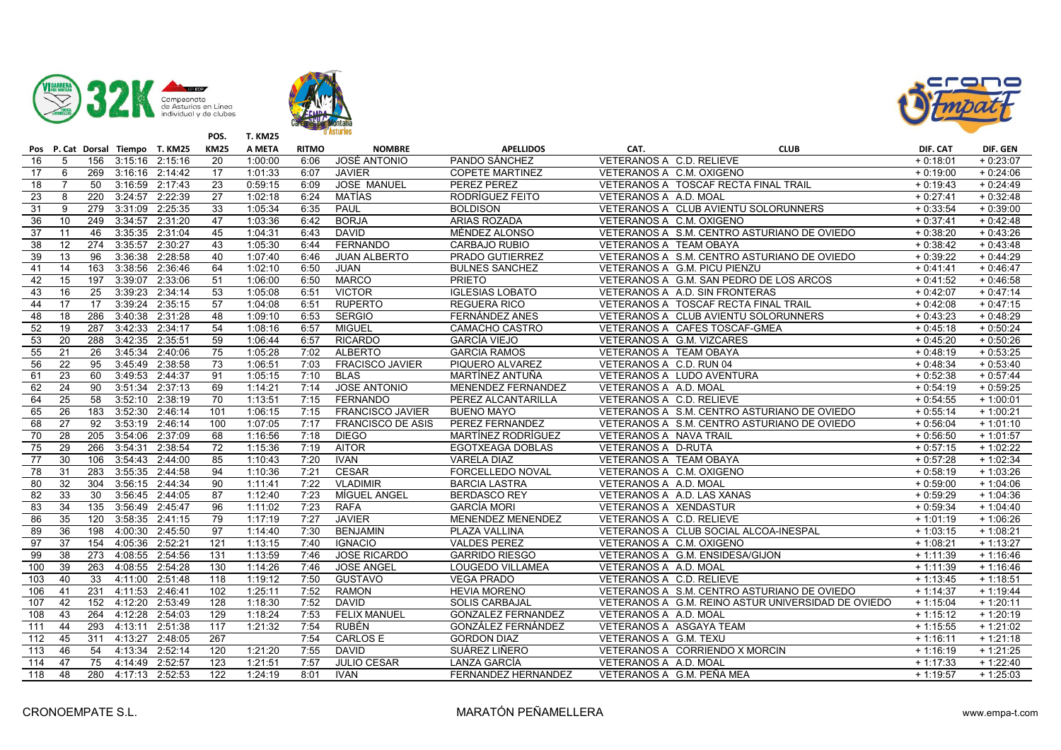| Pos | P. Cat | Dorsal | Tiempo | T. KM25 | POS. KM25 | T. KM25 A META | RITMO | NOMBRE | APELLIDOS | CAT. | CLUB | DIF. CAT | DIF. GEN |
|---|---|---|---|---|---|---|---|---|---|---|---|---|---|
| 16 | 5 | 156 | 3:15:16 | 2:15:16 | 20 | 1:00:00 | 6:06 | JOSÉ ANTONIO | PANDO SÁNCHEZ | VETERANOS A | C.D. RELIEVE | + 0:18:01 | + 0:23:07 |
| 17 | 6 | 269 | 3:16:16 | 2:14:42 | 17 | 1:01:33 | 6:07 | JAVIER | COPETE MARTINEZ | VETERANOS A | C.M. OXIGENO | + 0:19:00 | + 0:24:06 |
| 18 | 7 | 50 | 3:16:59 | 2:17:43 | 23 | 0:59:15 | 6:09 | JOSE MANUEL | PEREZ PEREZ | VETERANOS A | TOSCAF RECTA FINAL TRAIL | + 0:19:43 | + 0:24:49 |
| 23 | 8 | 220 | 3:24:57 | 2:22:39 | 27 | 1:02:18 | 6:24 | MATÍAS | RODRÍGUEZ FEITO | VETERANOS A | A.D. MOAL | + 0:27:41 | + 0:32:48 |
| 31 | 9 | 279 | 3:31:09 | 2:25:35 | 33 | 1:05:34 | 6:35 | PAUL | BOLDISON | VETERANOS A | CLUB AVIENTU SOLORUNNERS | + 0:33:54 | + 0:39:00 |
| 36 | 10 | 249 | 3:34:57 | 2:31:20 | 47 | 1:03:36 | 6:42 | BORJA | ARIAS ROZADA | VETERANOS A | C.M. OXIGENO | + 0:37:41 | + 0:42:48 |
| 37 | 11 | 46 | 3:35:35 | 2:31:04 | 45 | 1:04:31 | 6:43 | DAVID | MÉNDEZ ALONSO | VETERANOS A | S.M. CENTRO ASTURIANO DE OVIEDO | + 0:38:20 | + 0:43:26 |
| 38 | 12 | 274 | 3:35:57 | 2:30:27 | 43 | 1:05:30 | 6:44 | FERNANDO | CARBAJO RUBIO | VETERANOS A | TEAM OBAYA | + 0:38:42 | + 0:43:48 |
| 39 | 13 | 96 | 3:36:38 | 2:28:58 | 40 | 1:07:40 | 6:46 | JUAN ALBERTO | PRADO GUTIERREZ | VETERANOS A | S.M. CENTRO ASTURIANO DE OVIEDO | + 0:39:22 | + 0:44:29 |
| 41 | 14 | 163 | 3:38:56 | 2:36:46 | 64 | 1:02:10 | 6:50 | JUAN | BULNES SANCHEZ | VETERANOS A | G.M. PICU PIENZU | + 0:41:41 | + 0:46:47 |
| 42 | 15 | 197 | 3:39:07 | 2:33:06 | 51 | 1:06:00 | 6:50 | MARCO | PRIETO | VETERANOS A | G.M. SAN PEDRO DE LOS ARCOS | + 0:41:52 | + 0:46:58 |
| 43 | 16 | 25 | 3:39:23 | 2:34:14 | 53 | 1:05:08 | 6:51 | VICTOR | IGLESIAS LOBATO | VETERANOS A | A.D. SIN FRONTERAS | + 0:42:07 | + 0:47:14 |
| 44 | 17 | 17 | 3:39:24 | 2:35:15 | 57 | 1:04:08 | 6:51 | RUPERTO | REGUERA RICO | VETERANOS A | TOSCAF RECTA FINAL TRAIL | + 0:42:08 | + 0:47:15 |
| 48 | 18 | 286 | 3:40:38 | 2:31:28 | 48 | 1:09:10 | 6:53 | SERGIO | FERNÁNDEZ ANES | VETERANOS A | CLUB AVIENTU SOLORUNNERS | + 0:43:23 | + 0:48:29 |
| 52 | 19 | 287 | 3:42:33 | 2:34:17 | 54 | 1:08:16 | 6:57 | MIGUEL | CAMACHO CASTRO | VETERANOS A | CAFES TOSCAF-GMEA | + 0:45:18 | + 0:50:24 |
| 53 | 20 | 288 | 3:42:35 | 2:35:51 | 59 | 1:06:44 | 6:57 | RICARDO | GARCÍA VIEJO | VETERANOS A | G.M. VIZCARES | + 0:45:20 | + 0:50:26 |
| 55 | 21 | 26 | 3:45:34 | 2:40:06 | 75 | 1:05:28 | 7:02 | ALBERTO | GARCIA RAMOS | VETERANOS A | TEAM OBAYA | + 0:48:19 | + 0:53:25 |
| 56 | 22 | 95 | 3:45:49 | 2:38:58 | 73 | 1:06:51 | 7:03 | FRACISCO JAVIER | PIQUERO ALVAREZ | VETERANOS A | C.D. RUN 04 | + 0:48:34 | + 0:53:40 |
| 61 | 23 | 60 | 3:49:53 | 2:44:37 | 91 | 1:05:15 | 7:10 | BLAS | MARTÍNEZ ANTUÑA | VETERANOS A | LUDO AVENTURA | + 0:52:38 | + 0:57:44 |
| 62 | 24 | 90 | 3:51:34 | 2:37:13 | 69 | 1:14:21 | 7:14 | JOSE ANTONIO | MENENDEZ FERNANDEZ | VETERANOS A | A.D. MOAL | + 0:54:19 | + 0:59:25 |
| 64 | 25 | 58 | 3:52:10 | 2:38:19 | 70 | 1:13:51 | 7:15 | FERNANDO | PEREZ ALCANTARILLA | VETERANOS A | C.D. RELIEVE | + 0:54:55 | + 1:00:01 |
| 65 | 26 | 183 | 3:52:30 | 2:46:14 | 101 | 1:06:15 | 7:15 | FRANCISCO JAVIER | BUENO MAYO | VETERANOS A | S.M. CENTRO ASTURIANO DE OVIEDO | + 0:55:14 | + 1:00:21 |
| 68 | 27 | 92 | 3:53:19 | 2:46:14 | 100 | 1:07:05 | 7:17 | FRANCISCO DE ASIS | PEREZ FERNANDEZ | VETERANOS A | S.M. CENTRO ASTURIANO DE OVIEDO | + 0:56:04 | + 1:01:10 |
| 70 | 28 | 205 | 3:54:06 | 2:37:09 | 68 | 1:16:56 | 7:18 | DIEGO | MARTÍNEZ RODRÍGUEZ | VETERANOS A | NAVA TRAIL | + 0:56:50 | + 1:01:57 |
| 75 | 29 | 266 | 3:54:31 | 2:38:54 | 72 | 1:15:36 | 7:19 | AITOR | EGOTXEAGA DOBLAS | VETERANOS A | D-RUTA | + 0:57:15 | + 1:02:22 |
| 77 | 30 | 106 | 3:54:43 | 2:44:00 | 85 | 1:10:43 | 7:20 | IVAN | VARELA DIAZ | VETERANOS A | TEAM OBAYA | + 0:57:28 | + 1:02:34 |
| 78 | 31 | 283 | 3:55:35 | 2:44:58 | 94 | 1:10:36 | 7:21 | CESAR | FORCELLEDO NOVAL | VETERANOS A | C.M. OXIGENO | + 0:58:19 | + 1:03:26 |
| 80 | 32 | 304 | 3:56:15 | 2:44:34 | 90 | 1:11:41 | 7:22 | VLADIMIR | BARCIA LASTRA | VETERANOS A | A.D. MOAL | + 0:59:00 | + 1:04:06 |
| 82 | 33 | 30 | 3:56:45 | 2:44:05 | 87 | 1:12:40 | 7:23 | MÍGUEL ANGEL | BERDASCO REY | VETERANOS A | A.D. LAS XANAS | + 0:59:29 | + 1:04:36 |
| 83 | 34 | 135 | 3:56:49 | 2:45:47 | 96 | 1:11:02 | 7:23 | RAFA | GARCÍA MORI | VETERANOS A | XENDASTUR | + 0:59:34 | + 1:04:40 |
| 86 | 35 | 120 | 3:58:35 | 2:41:15 | 79 | 1:17:19 | 7:27 | JAVIER | MENENDEZ MENENDEZ | VETERANOS A | C.D. RELIEVE | + 1:01:19 | + 1:06:26 |
| 89 | 36 | 198 | 4:00:30 | 2:45:50 | 97 | 1:14:40 | 7:30 | BENJAMIN | PLAZA VALLINA | VETERANOS A | CLUB SOCIAL ALCOA-INESPAL | + 1:03:15 | + 1:08:21 |
| 97 | 37 | 154 | 4:05:36 | 2:52:21 | 121 | 1:13:15 | 7:40 | IGNACIO | VALDES PEREZ | VETERANOS A | C.M. OXIGENO | + 1:08:21 | + 1:13:27 |
| 99 | 38 | 273 | 4:08:55 | 2:54:56 | 131 | 1:13:59 | 7:46 | JOSE RICARDO | GARRIDO RIESGO | VETERANOS A | G.M. ENSIDESA/GIJON | + 1:11:39 | + 1:16:46 |
| 100 | 39 | 263 | 4:08:55 | 2:54:28 | 130 | 1:14:26 | 7:46 | JOSE ANGEL | LOUGEDO VILLAMEA | VETERANOS A | A.D. MOAL | + 1:11:39 | + 1:16:46 |
| 103 | 40 | 33 | 4:11:00 | 2:51:48 | 118 | 1:19:12 | 7:50 | GUSTAVO | VEGA PRADO | VETERANOS A | C.D. RELIEVE | + 1:13:45 | + 1:18:51 |
| 106 | 41 | 231 | 4:11:53 | 2:46:41 | 102 | 1:25:11 | 7:52 | RAMON | HEVIA MORENO | VETERANOS A | S.M. CENTRO ASTURIANO DE OVIEDO | + 1:14:37 | + 1:19:44 |
| 107 | 42 | 152 | 4:12:20 | 2:53:49 | 128 | 1:18:30 | 7:52 | DAVID | SOLIS CARBAJAL | VETERANOS A | G.M. REINO ASTUR UNIVERSIDAD DE OVIEDO | + 1:15:04 | + 1:20:11 |
| 108 | 43 | 264 | 4:12:28 | 2:54:03 | 129 | 1:18:24 | 7:53 | FELIX MANUEL | GONZALEZ FERNANDEZ | VETERANOS A | A.D. MOAL | + 1:15:12 | + 1:20:19 |
| 111 | 44 | 293 | 4:13:11 | 2:51:38 | 117 | 1:21:32 | 7:54 | RUBÉN | GONZÁLEZ FERNÁNDEZ | VETERANOS A | ASGAYA TEAM | + 1:15:55 | + 1:21:02 |
| 112 | 45 | 311 | 4:13:27 | 2:48:05 | 267 | | 7:54 | CARLOS E | GORDON DIAZ | VETERANOS A | G.M. TEXU | + 1:16:11 | + 1:21:18 |
| 113 | 46 | 54 | 4:13:34 | 2:52:14 | 120 | 1:21:20 | 7:55 | DAVID | SUÁREZ LIÑERO | VETERANOS A | CORRIENDO X MORCIN | + 1:16:19 | + 1:21:25 |
| 114 | 47 | 75 | 4:14:49 | 2:52:57 | 123 | 1:21:51 | 7:57 | JULIO CESAR | LANZA GARCÍA | VETERANOS A | A.D. MOAL | + 1:17:33 | + 1:22:40 |
| 118 | 48 | 280 | 4:17:13 | 2:52:53 | 122 | 1:24:19 | 8:01 | IVAN | FERNANDEZ HERNANDEZ | VETERANOS A | G.M. PEÑA MEA | + 1:19:57 | + 1:25:03 |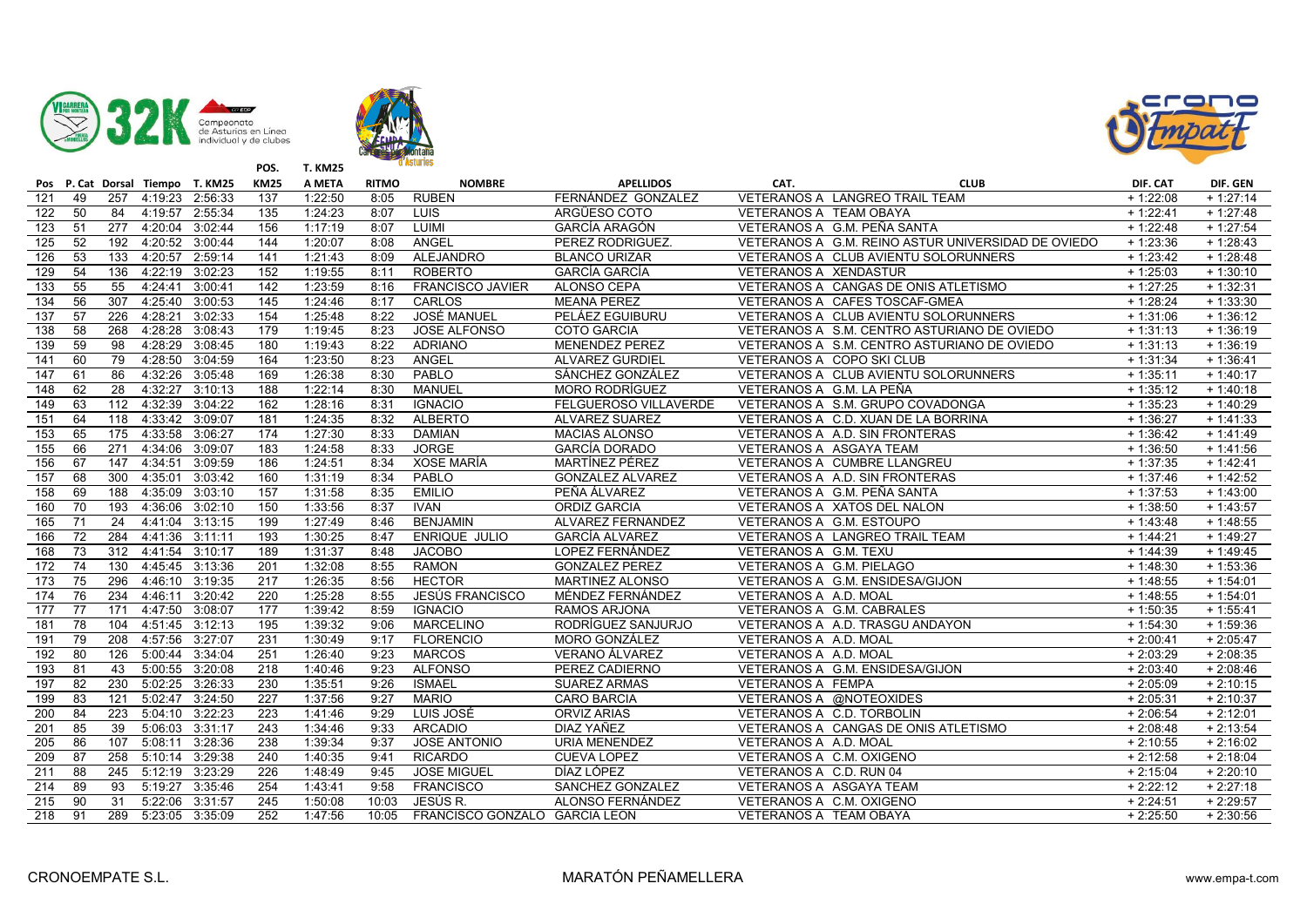| Pos | P. Cat | Dorsal | Tiempo | T. KM25 | POS. KM25 | T. KM25 A META | RITMO | NOMBRE | APELLIDOS | CAT. | CLUB | DIF. CAT | DIF. GEN |
|---|---|---|---|---|---|---|---|---|---|---|---|---|---|
| 121 | 49 | 257 | 4:19:23 | 2:56:33 | 137 | 1:22:50 | 8:05 | RUBEN | FERNÁNDEZ GONZALEZ | VETERANOS A | LANGREO TRAIL TEAM | + 1:22:08 | + 1:27:14 |
| 122 | 50 | 84 | 4:19:57 | 2:55:34 | 135 | 1:24:23 | 8:07 | LUIS | ARGÜESO COTO | VETERANOS A | TEAM OBAYA | + 1:22:41 | + 1:27:48 |
| 123 | 51 | 277 | 4:20:04 | 3:02:44 | 156 | 1:17:19 | 8:07 | LUIMI | GARCÍA ARAGÓN | VETERANOS A | G.M. PEÑA SANTA | + 1:22:48 | + 1:27:54 |
| 125 | 52 | 192 | 4:20:52 | 3:00:44 | 144 | 1:20:07 | 8:08 | ANGEL | PEREZ RODRIGUEZ. | VETERANOS A | G.M. REINO ASTUR UNIVERSIDAD DE OVIEDO | + 1:23:36 | + 1:28:43 |
| 126 | 53 | 133 | 4:20:57 | 2:59:14 | 141 | 1:21:43 | 8:09 | ALEJANDRO | BLANCO URIZAR | VETERANOS A | CLUB AVIENTU SOLORUNNERS | + 1:23:42 | + 1:28:48 |
| 129 | 54 | 136 | 4:22:19 | 3:02:23 | 152 | 1:19:55 | 8:11 | ROBERTO | GARCÍA GARCÍA | VETERANOS A | XENDASTUR | + 1:25:03 | + 1:30:10 |
| 133 | 55 | 55 | 4:24:41 | 3:00:41 | 142 | 1:23:59 | 8:16 | FRANCISCO JAVIER | ALONSO CEPA | VETERANOS A | CANGAS DE ONIS ATLETISMO | + 1:27:25 | + 1:32:31 |
| 134 | 56 | 307 | 4:25:40 | 3:00:53 | 145 | 1:24:46 | 8:17 | CARLOS | MEANA PEREZ | VETERANOS A | CAFES TOSCAF-GMEA | + 1:28:24 | + 1:33:30 |
| 137 | 57 | 226 | 4:28:21 | 3:02:33 | 154 | 1:25:48 | 8:22 | JOSÉ MANUEL | PELÁEZ EGUIBURU | VETERANOS A | CLUB AVIENTU SOLORUNNERS | + 1:31:06 | + 1:36:12 |
| 138 | 58 | 268 | 4:28:28 | 3:08:43 | 179 | 1:19:45 | 8:23 | JOSE ALFONSO | COTO GARCIA | VETERANOS A | S.M. CENTRO ASTURIANO DE OVIEDO | + 1:31:13 | + 1:36:19 |
| 139 | 59 | 98 | 4:28:29 | 3:08:45 | 180 | 1:19:43 | 8:22 | ADRIANO | MENENDEZ PEREZ | VETERANOS A | S.M. CENTRO ASTURIANO DE OVIEDO | + 1:31:13 | + 1:36:19 |
| 141 | 60 | 79 | 4:28:50 | 3:04:59 | 164 | 1:23:50 | 8:23 | ANGEL | ALVAREZ GURDIEL | VETERANOS A | COPO SKI CLUB | + 1:31:34 | + 1:36:41 |
| 147 | 61 | 86 | 4:32:26 | 3:05:48 | 169 | 1:26:38 | 8:30 | PABLO | SÁNCHEZ GONZÁLEZ | VETERANOS A | CLUB AVIENTU SOLORUNNERS | + 1:35:11 | + 1:40:17 |
| 148 | 62 | 28 | 4:32:27 | 3:10:13 | 188 | 1:22:14 | 8:30 | MANUEL | MORO RODRÍGUEZ | VETERANOS A | G.M. LA PEÑA | + 1:35:12 | + 1:40:18 |
| 149 | 63 | 112 | 4:32:39 | 3:04:22 | 162 | 1:28:16 | 8:31 | IGNACIO | FELGUEROSO VILLAVERDE | VETERANOS A | S.M. GRUPO COVADONGA | + 1:35:23 | + 1:40:29 |
| 151 | 64 | 118 | 4:33:42 | 3:09:07 | 181 | 1:24:35 | 8:32 | ALBERTO | ALVAREZ SUAREZ | VETERANOS A | C.D. XUAN DE LA BORRINA | + 1:36:27 | + 1:41:33 |
| 153 | 65 | 175 | 4:33:58 | 3:06:27 | 174 | 1:27:30 | 8:33 | DAMIAN | MACIAS ALONSO | VETERANOS A | A.D. SIN FRONTERAS | + 1:36:42 | + 1:41:49 |
| 155 | 66 | 271 | 4:34:06 | 3:09:07 | 183 | 1:24:58 | 8:33 | JORGE | GARCÍA DORADO | VETERANOS A | ASGAYA TEAM | + 1:36:50 | + 1:41:56 |
| 156 | 67 | 147 | 4:34:51 | 3:09:59 | 186 | 1:24:51 | 8:34 | XOSE MARÍA | MARTÍNEZ PÉREZ | VETERANOS A | CUMBRE LLANGREU | + 1:37:35 | + 1:42:41 |
| 157 | 68 | 300 | 4:35:01 | 3:03:42 | 160 | 1:31:19 | 8:34 | PABLO | GONZALEZ ALVAREZ | VETERANOS A | A.D. SIN FRONTERAS | + 1:37:46 | + 1:42:52 |
| 158 | 69 | 188 | 4:35:09 | 3:03:10 | 157 | 1:31:58 | 8:35 | EMILIO | PEÑA ÁLVAREZ | VETERANOS A | G.M. PEÑA SANTA | + 1:37:53 | + 1:43:00 |
| 160 | 70 | 193 | 4:36:06 | 3:02:10 | 150 | 1:33:56 | 8:37 | IVAN | ORDIZ GARCIA | VETERANOS A | XATOS DEL NALON | + 1:38:50 | + 1:43:57 |
| 165 | 71 | 24 | 4:41:04 | 3:13:15 | 199 | 1:27:49 | 8:46 | BENJAMIN | ALVAREZ FERNANDEZ | VETERANOS A | G.M. ESTOUPO | + 1:43:48 | + 1:48:55 |
| 166 | 72 | 284 | 4:41:36 | 3:11:11 | 193 | 1:30:25 | 8:47 | ENRIQUE JULIO | GARCÍA ALVAREZ | VETERANOS A | LANGREO TRAIL TEAM | + 1:44:21 | + 1:49:27 |
| 168 | 73 | 312 | 4:41:54 | 3:10:17 | 189 | 1:31:37 | 8:48 | JACOBO | LOPEZ FERNÁNDEZ | VETERANOS A | G.M. TEXU | + 1:44:39 | + 1:49:45 |
| 172 | 74 | 130 | 4:45:45 | 3:13:36 | 201 | 1:32:08 | 8:55 | RAMON | GONZALEZ PEREZ | VETERANOS A | G.M. PIELAGO | + 1:48:30 | + 1:53:36 |
| 173 | 75 | 296 | 4:46:10 | 3:19:35 | 217 | 1:26:35 | 8:56 | HECTOR | MARTINEZ ALONSO | VETERANOS A | G.M. ENSIDESA/GIJON | + 1:48:55 | + 1:54:01 |
| 174 | 76 | 234 | 4:46:11 | 3:20:42 | 220 | 1:25:28 | 8:55 | JESÚS FRANCISCO | MÉNDEZ FERNÁNDEZ | VETERANOS A | A.D. MOAL | + 1:48:55 | + 1:54:01 |
| 177 | 77 | 171 | 4:47:50 | 3:08:07 | 177 | 1:39:42 | 8:59 | IGNACIO | RAMOS ARJONA | VETERANOS A | G.M. CABRALES | + 1:50:35 | + 1:55:41 |
| 181 | 78 | 104 | 4:51:45 | 3:12:13 | 195 | 1:39:32 | 9:06 | MARCELINO | RODRÍGUEZ SANJURJO | VETERANOS A | A.D. TRASGU ANDAYON | + 1:54:30 | + 1:59:36 |
| 191 | 79 | 208 | 4:57:56 | 3:27:07 | 231 | 1:30:49 | 9:17 | FLORENCIO | MORO GONZÁLEZ | VETERANOS A | A.D. MOAL | + 2:00:41 | + 2:05:47 |
| 192 | 80 | 126 | 5:00:44 | 3:34:04 | 251 | 1:26:40 | 9:23 | MARCOS | VERANO ÁLVAREZ | VETERANOS A | A.D. MOAL | + 2:03:29 | + 2:08:35 |
| 193 | 81 | 43 | 5:00:55 | 3:20:08 | 218 | 1:40:46 | 9:23 | ALFONSO | PEREZ CADIERNO | VETERANOS A | G.M. ENSIDESA/GIJON | + 2:03:40 | + 2:08:46 |
| 197 | 82 | 230 | 5:02:25 | 3:26:33 | 230 | 1:35:51 | 9:26 | ISMAEL | SUAREZ ARMAS | VETERANOS A | FEMPA | + 2:05:09 | + 2:10:15 |
| 199 | 83 | 121 | 5:02:47 | 3:24:50 | 227 | 1:37:56 | 9:27 | MARIO | CARO BARCIA | VETERANOS A | @NOTEOXIDES | + 2:05:31 | + 2:10:37 |
| 200 | 84 | 223 | 5:04:10 | 3:22:23 | 223 | 1:41:46 | 9:29 | LUIS JOSÉ | ORVIZ ARIAS | VETERANOS A | C.D. TORBOLIN | + 2:06:54 | + 2:12:01 |
| 201 | 85 | 39 | 5:06:03 | 3:31:17 | 243 | 1:34:46 | 9:33 | ARCADIO | DIAZ YAÑEZ | VETERANOS A | CANGAS DE ONIS ATLETISMO | + 2:08:48 | + 2:13:54 |
| 205 | 86 | 107 | 5:08:11 | 3:28:36 | 238 | 1:39:34 | 9:37 | JOSE ANTONIO | URIA MENENDEZ | VETERANOS A | A.D. MOAL | + 2:10:55 | + 2:16:02 |
| 209 | 87 | 258 | 5:10:14 | 3:29:38 | 240 | 1:40:35 | 9:41 | RICARDO | CUEVA LOPEZ | VETERANOS A | C.M. OXIGENO | + 2:12:58 | + 2:18:04 |
| 211 | 88 | 245 | 5:12:19 | 3:23:29 | 226 | 1:48:49 | 9:45 | JOSE MIGUEL | DÍAZ LÓPEZ | VETERANOS A | C.D. RUN 04 | + 2:15:04 | + 2:20:10 |
| 214 | 89 | 93 | 5:19:27 | 3:35:46 | 254 | 1:43:41 | 9:58 | FRANCISCO | SANCHEZ GONZALEZ | VETERANOS A | ASGAYA TEAM | + 2:22:12 | + 2:27:18 |
| 215 | 90 | 31 | 5:22:06 | 3:31:57 | 245 | 1:50:08 | 10:03 | JESÚS R. | ALONSO FERNÁNDEZ | VETERANOS A | C.M. OXIGENO | + 2:24:51 | + 2:29:57 |
| 218 | 91 | 289 | 5:23:05 | 3:35:09 | 252 | 1:47:56 | 10:05 | FRANCISCO GONZALO | GARCIA LEON | VETERANOS A | TEAM OBAYA | + 2:25:50 | + 2:30:56 |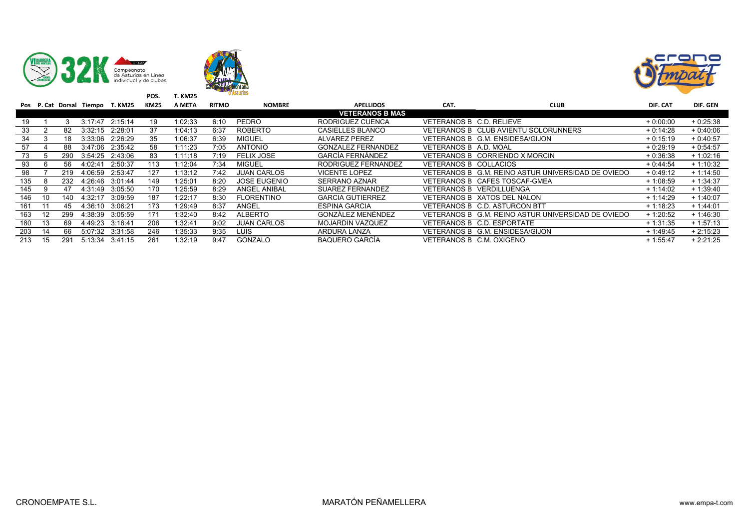| Pos | P. Cat | Dorsal | Tiempo | T. KM25 | POS. KM25 | T. KM25 A META | RITMO | NOMBRE | APELLIDOS | CAT. | CLUB | DIF. CAT | DIF. GEN |
|---|---|---|---|---|---|---|---|---|---|---|---|---|---|
| | | | | | | | | | **VETERANOS B MAS** | | | | |
| 19 | 1 | 3 | 3:17:47 | 2:15:14 | 19 | 1:02:33 | 6:10 | PEDRO | RODRIGUEZ CUENCA | VETERANOS B | C.D. RELIEVE | + 0:00:00 | + 0:25:38 |
| 33 | 2 | 82 | 3:32:15 | 2:28:01 | 37 | 1:04:13 | 6:37 | ROBERTO | CASIELLES BLANCO | VETERANOS B | CLUB AVIENTU SOLORUNNERS | + 0:14:28 | + 0:40:06 |
| 34 | 3 | 18 | 3:33:06 | 2:26:29 | 35 | 1:06:37 | 6:39 | MIGUEL | ALVAREZ PEREZ | VETERANOS B | G.M. ENSIDESA/GIJON | + 0:15:19 | + 0:40:57 |
| 57 | 4 | 88 | 3:47:06 | 2:35:42 | 58 | 1:11:23 | 7:05 | ANTONIO | GONZALEZ FERNANDEZ | VETERANOS B | A.D. MOAL | + 0:29:19 | + 0:54:57 |
| 73 | 5 | 290 | 3:54:25 | 2:43:06 | 83 | 1:11:18 | 7:19 | FELIX JOSE | GARCÍA FERNÁNDEZ | VETERANOS B | CORRIENDO X MORCIN | + 0:36:38 | + 1:02:16 |
| 93 | 6 | 56 | 4:02:41 | 2:50:37 | 113 | 1:12:04 | 7:34 | MIGUEL | RODRIGUEZ FERNANDEZ | VETERANOS B | COLLACIOS | + 0:44:54 | + 1:10:32 |
| 98 | 7 | 219 | 4:06:59 | 2:53:47 | 127 | 1:13:12 | 7:42 | JUAN CARLOS | VICENTE LOPEZ | VETERANOS B | G.M. REINO ASTUR UNIVERSIDAD DE OVIEDO | + 0:49:12 | + 1:14:50 |
| 135 | 8 | 232 | 4:26:46 | 3:01:44 | 149 | 1:25:01 | 8:20 | JOSE EUGENIO | SERRANO AZNAR | VETERANOS B | CAFES TOSCAF-GMEA | + 1:08:59 | + 1:34:37 |
| 145 | 9 | 47 | 4:31:49 | 3:05:50 | 170 | 1:25:59 | 8:29 | ANGEL ANIBAL | SUAREZ FERNANDEZ | VETERANOS B | VERDILLUENGA | + 1:14:02 | + 1:39:40 |
| 146 | 10 | 140 | 4:32:17 | 3:09:59 | 187 | 1:22:17 | 8:30 | FLORENTINO | GARCIA GUTIERREZ | VETERANOS B | XATOS DEL NALON | + 1:14:29 | + 1:40:07 |
| 161 | 11 | 45 | 4:36:10 | 3:06:21 | 173 | 1:29:49 | 8:37 | ANGEL | ESPINA GARCIA | VETERANOS B | C.D. ASTURCON BTT | + 1:18:23 | + 1:44:01 |
| 163 | 12 | 299 | 4:38:39 | 3:05:59 | 171 | 1:32:40 | 8:42 | ALBERTO | GONZÁLEZ MENÉNDEZ | VETERANOS B | G.M. REINO ASTUR UNIVERSIDAD DE OVIEDO | + 1:20:52 | + 1:46:30 |
| 180 | 13 | 69 | 4:49:23 | 3:16:41 | 206 | 1:32:41 | 9:02 | JUAN CARLOS | MOJARDIN VAZQUEZ | VETERANOS B | C.D. ESPORTATE | + 1:31:35 | + 1:57:13 |
| 203 | 14 | 66 | 5:07:32 | 3:31:58 | 246 | 1:35:33 | 9:35 | LUIS | ARDURA LANZA | VETERANOS B | G.M. ENSIDESA/GIJON | + 1:49:45 | + 2:15:23 |
| 213 | 15 | 291 | 5:13:34 | 3:41:15 | 261 | 1:32:19 | 9:47 | GONZALO | BAQUERO GARCÍA | VETERANOS B | C.M. OXIGENO | + 1:55:47 | + 2:21:25 |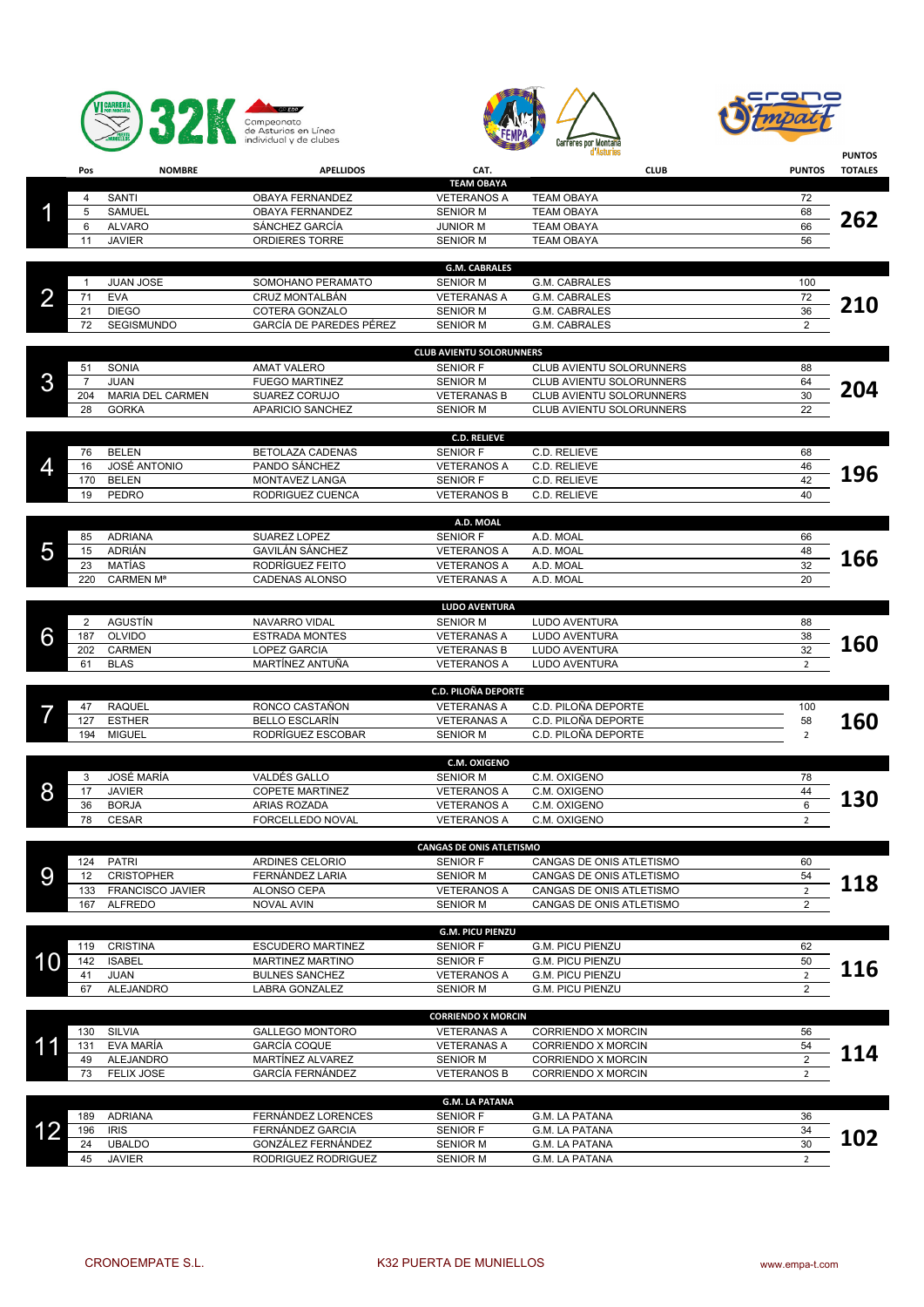32K Campeonato de Asturias en Línea individual y de clubes

| Pos | NOMBRE | APELLIDOS | CAT. | CLUB | PUNTOS | PUNTOS TOTALES |
|---|---|---|---|---|---|---|
| **1** | | | **TEAM OBAYA** | | | **262** |
| 4 | SANTI | OBAYA FERNANDEZ | VETERANOS A | TEAM OBAYA | 72 | |
| 5 | SAMUEL | OBAYA FERNANDEZ | SENIOR M | TEAM OBAYA | 68 | |
| 6 | ALVARO | SÁNCHEZ GARCÍA | JUNIOR M | TEAM OBAYA | 66 | |
| 11 | JAVIER | ORDIERES TORRE | SENIOR M | TEAM OBAYA | 56 | |
| **2** | | | **G.M. CABRALES** | | | **210** |
| 1 | JUAN JOSE | SOMOHANO PERAMATO | SENIOR M | G.M. CABRALES | 100 | |
| 71 | EVA | CRUZ MONTALBÁN | VETERANAS A | G.M. CABRALES | 72 | |
| 21 | DIEGO | COTERA GONZALO | SENIOR M | G.M. CABRALES | 36 | |
| 72 | SEGISMUNDO | GARCÍA DE PAREDES PÉREZ | SENIOR M | G.M. CABRALES | 2 | |
| **3** | | | **CLUB AVIENTU SOLORUNNERS** | | | **204** |
| 51 | SONIA | AMAT VALERO | SENIOR F | CLUB AVIENTU SOLORUNNERS | 88 | |
| 7 | JUAN | FUEGO MARTINEZ | SENIOR M | CLUB AVIENTU SOLORUNNERS | 64 | |
| 204 | MARIA DEL CARMEN | SUAREZ CORUJO | VETERANAS B | CLUB AVIENTU SOLORUNNERS | 30 | |
| 28 | GORKA | APARICIO SANCHEZ | SENIOR M | CLUB AVIENTU SOLORUNNERS | 22 | |
| **4** | | | **C.D. RELIEVE** | | | **196** |
| 76 | BELEN | BETOLAZA CADENAS | SENIOR F | C.D. RELIEVE | 68 | |
| 16 | JOSÉ ANTONIO | PANDO SÁNCHEZ | VETERANOS A | C.D. RELIEVE | 46 | |
| 170 | BELEN | MONTAVEZ LANGA | SENIOR F | C.D. RELIEVE | 42 | |
| 19 | PEDRO | RODRIGUEZ CUENCA | VETERANOS B | C.D. RELIEVE | 40 | |
| **5** | | | **A.D. MOAL** | | | **166** |
| 85 | ADRIANA | SUAREZ LOPEZ | SENIOR F | A.D. MOAL | 66 | |
| 15 | ADRIÁN | GAVILÁN SÁNCHEZ | VETERANOS A | A.D. MOAL | 48 | |
| 23 | MATÍAS | RODRÍGUEZ FEITO | VETERANOS A | A.D. MOAL | 32 | |
| 220 | CARMEN Mª | CADENAS ALONSO | VETERANAS A | A.D. MOAL | 20 | |
| **6** | | | **LUDO AVENTURA** | | | **160** |
| 2 | AGUSTÍN | NAVARRO VIDAL | SENIOR M | LUDO AVENTURA | 88 | |
| 187 | OLVIDO | ESTRADA MONTES | VETERANAS A | LUDO AVENTURA | 38 | |
| 202 | CARMEN | LOPEZ GARCIA | VETERANAS B | LUDO AVENTURA | 32 | |
| 61 | BLAS | MARTÍNEZ ANTUÑA | VETERANOS A | LUDO AVENTURA | 2 | |
| **7** | | | **C.D. PILOÑA DEPORTE** | | | **160** |
| 47 | RAQUEL | RONCO CASTAÑON | VETERANAS A | C.D. PILOÑA DEPORTE | 100 | |
| 127 | ESTHER | BELLO ESCLARÍN | VETERANAS A | C.D. PILOÑA DEPORTE | 58 | |
| 194 | MIGUEL | RODRÍGUEZ ESCOBAR | SENIOR M | C.D. PILOÑA DEPORTE | 2 | |
| **8** | | | **C.M. OXIGENO** | | | **130** |
| 3 | JOSÉ MARÍA | VALDÉS GALLO | SENIOR M | C.M. OXIGENO | 78 | |
| 17 | JAVIER | COPETE MARTINEZ | VETERANOS A | C.M. OXIGENO | 44 | |
| 36 | BORJA | ARIAS ROZADA | VETERANOS A | C.M. OXIGENO | 6 | |
| 78 | CESAR | FORCELLEDO NOVAL | VETERANOS A | C.M. OXIGENO | 2 | |
| **9** | | | **CANGAS DE ONIS ATLETISMO** | | | **118** |
| 124 | PATRI | ARDINES CELORIO | SENIOR F | CANGAS DE ONIS ATLETISMO | 60 | |
| 12 | CRISTOPHER | FERNÁNDEZ LARIA | SENIOR M | CANGAS DE ONIS ATLETISMO | 54 | |
| 133 | FRANCISCO JAVIER | ALONSO CEPA | VETERANOS A | CANGAS DE ONIS ATLETISMO | 2 | |
| 167 | ALFREDO | NOVAL AVIN | SENIOR M | CANGAS DE ONIS ATLETISMO | 2 | |
| **10** | | | **G.M. PICU PIENZU** | | | **116** |
| 119 | CRISTINA | ESCUDERO MARTINEZ | SENIOR F | G.M. PICU PIENZU | 62 | |
| 142 | ISABEL | MARTINEZ MARTINO | SENIOR F | G.M. PICU PIENZU | 50 | |
| 41 | JUAN | BULNES SANCHEZ | VETERANOS A | G.M. PICU PIENZU | 2 | |
| 67 | ALEJANDRO | LABRA GONZALEZ | SENIOR M | G.M. PICU PIENZU | 2 | |
| **11** | | | **CORRIENDO X MORCIN** | | | **114** |
| 130 | SILVIA | GALLEGO MONTORO | VETERANAS A | CORRIENDO X MORCIN | 56 | |
| 131 | EVA MARÍA | GARCÍA COQUE | VETERANAS A | CORRIENDO X MORCIN | 54 | |
| 49 | ALEJANDRO | MARTÍNEZ ALVAREZ | SENIOR M | CORRIENDO X MORCIN | 2 | |
| 73 | FELIX JOSE | GARCÍA FERNÁNDEZ | VETERANOS B | CORRIENDO X MORCIN | 2 | |
| **12** | | | **G.M. LA PATANA** | | | **102** |
| 189 | ADRIANA | FERNÁNDEZ LORENCES | SENIOR F | G.M. LA PATANA | 36 | |
| 196 | IRIS | FERNÁNDEZ GARCIA | SENIOR F | G.M. LA PATANA | 34 | |
| 24 | UBALDO | GONZÁLEZ FERNÁNDEZ | SENIOR M | G.M. LA PATANA | 30 | |
| 45 | JAVIER | RODRIGUEZ RODRIGUEZ | SENIOR M | G.M. LA PATANA | 2 | |

CRONOEMPATE S.L. K32 PUERTA DE MUNIELLOS www.empa-t.com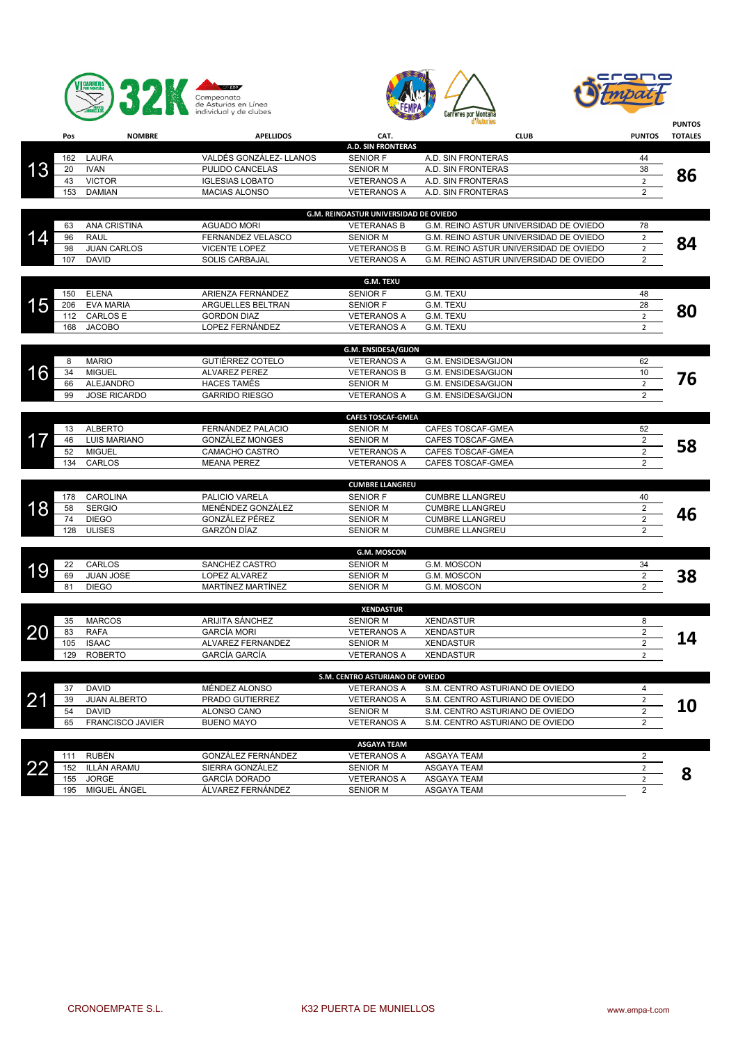| | Pos | NOMBRE | APELLIDOS | CAT. | CLUB | PUNTOS | PUNTOS TOTALES |
|---|---|---|---|---|---|---|---|
| | | | | **A.D. SIN FRONTERAS** | | | |
| 13 | 162 | LAURA | VALDÉS GONZÁLEZ- LLANOS | SENIOR F | A.D. SIN FRONTERAS | 44 | 86 |
| | 20 | IVAN | PULIDO CANCELAS | SENIOR M | A.D. SIN FRONTERAS | 38 | |
| | 43 | VICTOR | IGLESIAS LOBATO | VETERANOS A | A.D. SIN FRONTERAS | 2 | |
| | 153 | DAMIAN | MACIAS ALONSO | VETERANOS A | A.D. SIN FRONTERAS | 2 | |
| | | | | **G.M. REINOASTUR UNIVERSIDAD DE OVIEDO** | | | |
| 14 | 63 | ANA CRISTINA | AGUADO MORI | VETERANAS B | G.M. REINO ASTUR UNIVERSIDAD DE OVIEDO | 78 | 84 |
| | 96 | RAUL | FERNANDEZ VELASCO | SENIOR M | G.M. REINO ASTUR UNIVERSIDAD DE OVIEDO | 2 | |
| | 98 | JUAN CARLOS | VICENTE LOPEZ | VETERANOS B | G.M. REINO ASTUR UNIVERSIDAD DE OVIEDO | 2 | |
| | 107 | DAVID | SOLIS CARBAJAL | VETERANOS A | G.M. REINO ASTUR UNIVERSIDAD DE OVIEDO | 2 | |
| | | | | **G.M. TEXU** | | | |
| 15 | 150 | ELENA | ARIENZA FERNÁNDEZ | SENIOR F | G.M. TEXU | 48 | 80 |
| | 206 | EVA MARIA | ARGUELLES BELTRAN | SENIOR F | G.M. TEXU | 28 | |
| | 112 | CARLOS E | GORDON DIAZ | VETERANOS A | G.M. TEXU | 2 | |
| | 168 | JACOBO | LOPEZ FERNÁNDEZ | VETERANOS A | G.M. TEXU | 2 | |
| | | | | **G.M. ENSIDESA/GIJON** | | | |
| 16 | 8 | MARIO | GUTIÉRREZ COTELO | VETERANOS A | G.M. ENSIDESA/GIJON | 62 | 76 |
| | 34 | MIGUEL | ALVAREZ PEREZ | VETERANOS B | G.M. ENSIDESA/GIJON | 10 | |
| | 66 | ALEJANDRO | HACES TAMÉS | SENIOR M | G.M. ENSIDESA/GIJON | 2 | |
| | 99 | JOSE RICARDO | GARRIDO RIESGO | VETERANOS A | G.M. ENSIDESA/GIJON | 2 | |
| | | | | **CAFES TOSCAF-GMEA** | | | |
| 17 | 13 | ALBERTO | FERNÁNDEZ PALACIO | SENIOR M | CAFES TOSCAF-GMEA | 52 | 58 |
| | 46 | LUIS MARIANO | GONZÁLEZ MONGES | SENIOR M | CAFES TOSCAF-GMEA | 2 | |
| | 52 | MIGUEL | CAMACHO CASTRO | VETERANOS A | CAFES TOSCAF-GMEA | 2 | |
| | 134 | CARLOS | MEANA PEREZ | VETERANOS A | CAFES TOSCAF-GMEA | 2 | |
| | | | | **CUMBRE LLANGREU** | | | |
| 18 | 178 | CAROLINA | PALICIO VARELA | SENIOR F | CUMBRE LLANGREU | 40 | 46 |
| | 58 | SERGIO | MENÉNDEZ GONZÁLEZ | SENIOR M | CUMBRE LLANGREU | 2 | |
| | 74 | DIEGO | GONZÁLEZ PÉREZ | SENIOR M | CUMBRE LLANGREU | 2 | |
| | 128 | ULISES | GARZÓN DÍAZ | SENIOR M | CUMBRE LLANGREU | 2 | |
| | | | | **G.M. MOSCON** | | | |
| 19 | 22 | CARLOS | SANCHEZ CASTRO | SENIOR M | G.M. MOSCON | 34 | 38 |
| | 69 | JUAN JOSE | LOPEZ ALVAREZ | SENIOR M | G.M. MOSCON | 2 | |
| | 81 | DIEGO | MARTÍNEZ MARTÍNEZ | SENIOR M | G.M. MOSCON | 2 | |
| | | | | **XENDASTUR** | | | |
| 20 | 35 | MARCOS | ARIJITA SÁNCHEZ | SENIOR M | XENDASTUR | 8 | 14 |
| | 83 | RAFA | GARCÍA MORI | VETERANOS A | XENDASTUR | 2 | |
| | 105 | ISAAC | ALVAREZ FERNANDEZ | SENIOR M | XENDASTUR | 2 | |
| | 129 | ROBERTO | GARCÍA GARCÍA | VETERANOS A | XENDASTUR | 2 | |
| | | | | **S.M. CENTRO ASTURIANO DE OVIEDO** | | | |
| 21 | 37 | DAVID | MÉNDEZ ALONSO | VETERANOS A | S.M. CENTRO ASTURIANO DE OVIEDO | 4 | 10 |
| | 39 | JUAN ALBERTO | PRADO GUTIERREZ | VETERANOS A | S.M. CENTRO ASTURIANO DE OVIEDO | 2 | |
| | 54 | DAVID | ALONSO CANO | SENIOR M | S.M. CENTRO ASTURIANO DE OVIEDO | 2 | |
| | 65 | FRANCISCO JAVIER | BUENO MAYO | VETERANOS A | S.M. CENTRO ASTURIANO DE OVIEDO | 2 | |
| | | | | **ASGAYA TEAM** | | | |
| 22 | 111 | RUBÉN | GONZÁLEZ FERNÁNDEZ | VETERANOS A | ASGAYA TEAM | 2 | 8 |
| | 152 | ILLÁN ARAMU | SIERRA GONZÁLEZ | SENIOR M | ASGAYA TEAM | 2 | |
| | 155 | JORGE | GARCÍA DORADO | VETERANOS A | ASGAYA TEAM | 2 | |
| | 195 | MIGUEL ÁNGEL | ÁLVAREZ FERNÁNDEZ | SENIOR M | ASGAYA TEAM | 2 | |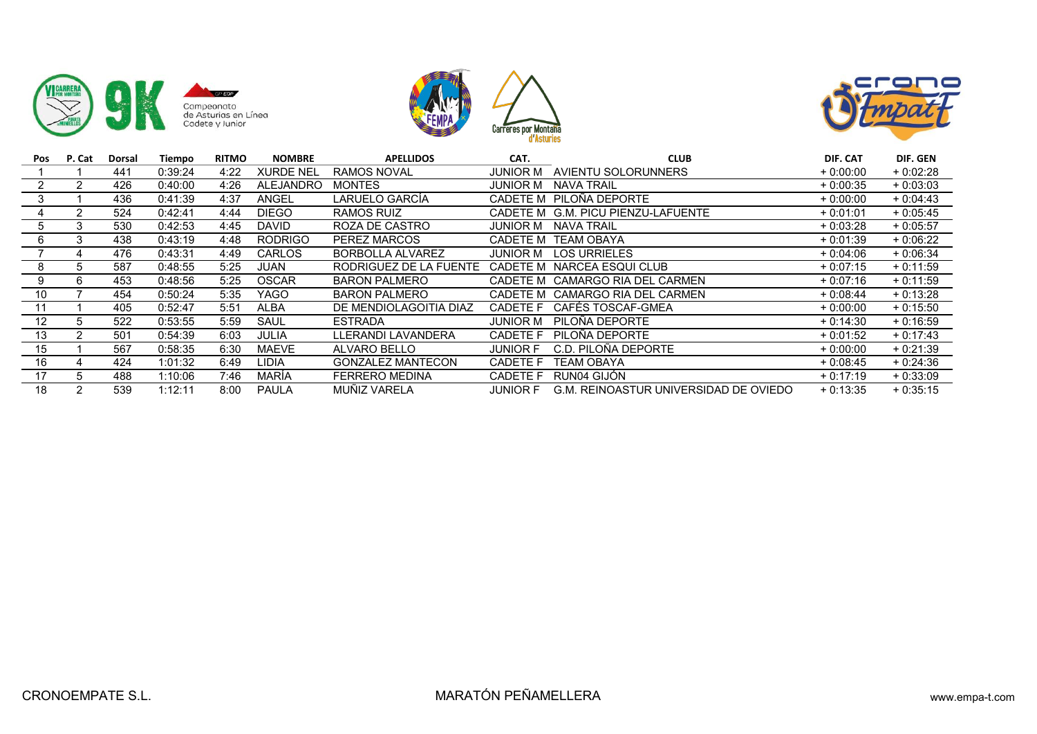Campeonato de Asturias en Línea Cadete y Junior

| Pos | P. Cat | Dorsal | Tiempo | RITMO | NOMBRE | APELLIDOS | CAT. | CLUB | DIF. CAT | DIF. GEN |
|---|---|---|---|---|---|---|---|---|---|---|
| 1 | 1 | 441 | 0:39:24 | 4:22 | XURDE NEL | RAMOS NOVAL | JUNIOR M | AVIENTU SOLORUNNERS | + 0:00:00 | + 0:02:28 |
| 2 | 2 | 426 | 0:40:00 | 4:26 | ALEJANDRO | MONTES | JUNIOR M | NAVA TRAIL | + 0:00:35 | + 0:03:03 |
| 3 | 1 | 436 | 0:41:39 | 4:37 | ANGEL | LARUELO GARCÍA | CADETE M | PILOÑA DEPORTE | + 0:00:00 | + 0:04:43 |
| 4 | 2 | 524 | 0:42:41 | 4:44 | DIEGO | RAMOS RUIZ | CADETE M | G.M. PICU PIENZU-LAFUENTE | + 0:01:01 | + 0:05:45 |
| 5 | 3 | 530 | 0:42:53 | 4:45 | DAVID | ROZA DE CASTRO | JUNIOR M | NAVA TRAIL | + 0:03:28 | + 0:05:57 |
| 6 | 3 | 438 | 0:43:19 | 4:48 | RODRIGO | PEREZ MARCOS | CADETE M | TEAM OBAYA | + 0:01:39 | + 0:06:22 |
| 7 | 4 | 476 | 0:43:31 | 4:49 | CARLOS | BORBOLLA ALVAREZ | JUNIOR M | LOS URRIELES | + 0:04:06 | + 0:06:34 |
| 8 | 5 | 587 | 0:48:55 | 5:25 | JUAN | RODRIGUEZ DE LA FUENTE | CADETE M | NARCEA ESQUI CLUB | + 0:07:15 | + 0:11:59 |
| 9 | 6 | 453 | 0:48:56 | 5:25 | OSCAR | BARON PALMERO | CADETE M | CAMARGO RIA DEL CARMEN | + 0:07:16 | + 0:11:59 |
| 10 | 7 | 454 | 0:50:24 | 5:35 | YAGO | BARON PALMERO | CADETE M | CAMARGO RIA DEL CARMEN | + 0:08:44 | + 0:13:28 |
| 11 | 1 | 405 | 0:52:47 | 5:51 | ALBA | DE MENDIOLAGOITIA DIAZ | CADETE F | CAFÉS TOSCAF-GMEA | + 0:00:00 | + 0:15:50 |
| 12 | 5 | 522 | 0:53:55 | 5:59 | SAUL | ESTRADA | JUNIOR M | PILOÑA DEPORTE | + 0:14:30 | + 0:16:59 |
| 13 | 2 | 501 | 0:54:39 | 6:03 | JULIA | LLERANDI LAVANDERA | CADETE F | PILOÑA DEPORTE | + 0:01:52 | + 0:17:43 |
| 15 | 1 | 567 | 0:58:35 | 6:30 | MAEVE | ALVARO BELLO | JUNIOR F | C.D. PILOÑA DEPORTE | + 0:00:00 | + 0:21:39 |
| 16 | 4 | 424 | 1:01:32 | 6:49 | LIDIA | GONZALEZ MANTECON | CADETE F | TEAM OBAYA | + 0:08:45 | + 0:24:36 |
| 17 | 5 | 488 | 1:10:06 | 7:46 | MARÍA | FERRERO MEDINA | CADETE F | RUN04 GIJÓN | + 0:17:19 | + 0:33:09 |
| 18 | 2 | 539 | 1:12:11 | 8:00 | PAULA | MUÑIZ VARELA | JUNIOR F | G.M. REINOASTUR UNIVERSIDAD DE OVIEDO | + 0:13:35 | + 0:35:15 |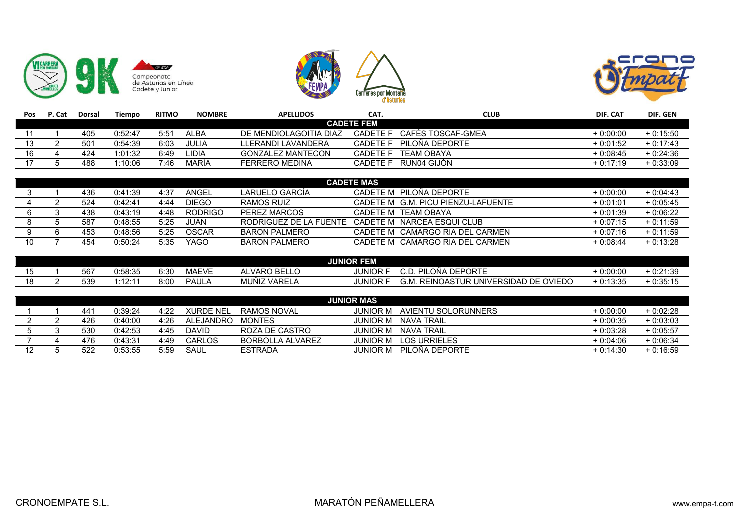Campeonato de Asturias en Línea Cadete y Junior

| Pos | P. Cat | Dorsal | Tiempo | RITMO | NOMBRE | APELLIDOS | CAT. | CLUB | DIF. CAT | DIF. GEN |
|---|---|---|---|---|---|---|---|---|---|---|
| | | | | | | | **CADETE FEM** | | | |
| 11 | 1 | 405 | 0:52:47 | 5:51 | ALBA | DE MENDIOLAGOITIA DIAZ | CADETE F | CAFÉS TOSCAF-GMEA | + 0:00:00 | + 0:15:50 |
| 13 | 2 | 501 | 0:54:39 | 6:03 | JULIA | LLERANDI LAVANDERA | CADETE F | PILOÑA DEPORTE | + 0:01:52 | + 0:17:43 |
| 16 | 4 | 424 | 1:01:32 | 6:49 | LIDIA | GONZALEZ MANTECON | CADETE F | TEAM OBAYA | + 0:08:45 | + 0:24:36 |
| 17 | 5 | 488 | 1:10:06 | 7:46 | MARÍA | FERRERO MEDINA | CADETE F | RUN04 GIJÓN | + 0:17:19 | + 0:33:09 |
| | | | | | | | **CADETE MAS** | | | |
| 3 | 1 | 436 | 0:41:39 | 4:37 | ANGEL | LARUELO GARCÍA | CADETE M | PILOÑA DEPORTE | + 0:00:00 | + 0:04:43 |
| 4 | 2 | 524 | 0:42:41 | 4:44 | DIEGO | RAMOS RUIZ | CADETE M | G.M. PICU PIENZU-LAFUENTE | + 0:01:01 | + 0:05:45 |
| 6 | 3 | 438 | 0:43:19 | 4:48 | RODRIGO | PEREZ MARCOS | CADETE M | TEAM OBAYA | + 0:01:39 | + 0:06:22 |
| 8 | 5 | 587 | 0:48:55 | 5:25 | JUAN | RODRIGUEZ DE LA FUENTE | CADETE M | NARCEA ESQUI CLUB | + 0:07:15 | + 0:11:59 |
| 9 | 6 | 453 | 0:48:56 | 5:25 | OSCAR | BARON PALMERO | CADETE M | CAMARGO RIA DEL CARMEN | + 0:07:16 | + 0:11:59 |
| 10 | 7 | 454 | 0:50:24 | 5:35 | YAGO | BARON PALMERO | CADETE M | CAMARGO RIA DEL CARMEN | + 0:08:44 | + 0:13:28 |
| | | | | | | | **JUNIOR FEM** | | | |
| 15 | 1 | 567 | 0:58:35 | 6:30 | MAEVE | ALVARO BELLO | JUNIOR F | C.D. PILOÑA DEPORTE | + 0:00:00 | + 0:21:39 |
| 18 | 2 | 539 | 1:12:11 | 8:00 | PAULA | MUÑIZ VARELA | JUNIOR F | G.M. REINOASTUR UNIVERSIDAD DE OVIEDO | + 0:13:35 | + 0:35:15 |
| | | | | | | | **JUNIOR MAS** | | | |
| 1 | 1 | 441 | 0:39:24 | 4:22 | XURDE NEL | RAMOS NOVAL | JUNIOR M | AVIENTU SOLORUNNERS | + 0:00:00 | + 0:02:28 |
| 2 | 2 | 426 | 0:40:00 | 4:26 | ALEJANDRO | MONTES | JUNIOR M | NAVA TRAIL | + 0:00:35 | + 0:03:03 |
| 5 | 3 | 530 | 0:42:53 | 4:45 | DAVID | ROZA DE CASTRO | JUNIOR M | NAVA TRAIL | + 0:03:28 | + 0:05:57 |
| 7 | 4 | 476 | 0:43:31 | 4:49 | CARLOS | BORBOLLA ALVAREZ | JUNIOR M | LOS URRIELES | + 0:04:06 | + 0:06:34 |
| 12 | 5 | 522 | 0:53:55 | 5:59 | SAUL | ESTRADA | JUNIOR M | PILOÑA DEPORTE | + 0:14:30 | + 0:16:59 |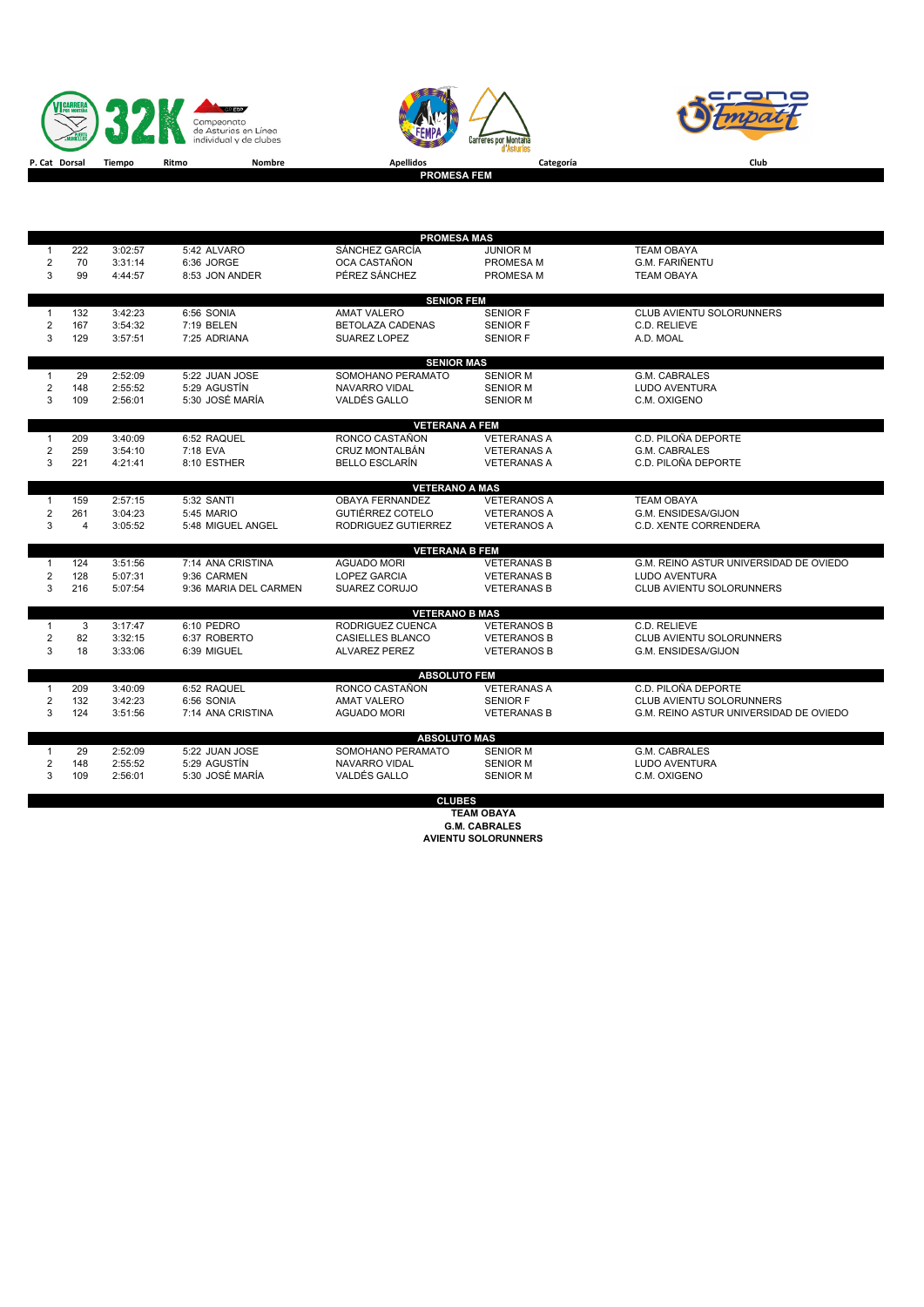| P. Cat | Dorsal | Tiempo | Ritmo | Nombre | Apellidos | Categoría | Club |
|---|---|---|---|---|---|---|---|
| **PROMESA FEM** | | | | | | | |
| **PROMESA MAS** | | | | | | | |
| 1 | 222 | 3:02:57 | 5:42 | ALVARO | SÁNCHEZ GARCÍA | JUNIOR M | TEAM OBAYA |
| 2 | 70 | 3:31:14 | 6:36 | JORGE | OCA CASTAÑON | PROMESA M | G.M. FARIÑENTU |
| 3 | 99 | 4:44:57 | 8:53 | JON ANDER | PÉREZ SÁNCHEZ | PROMESA M | TEAM OBAYA |
| **SENIOR FEM** | | | | | | | |
| 1 | 132 | 3:42:23 | 6:56 | SONIA | AMAT VALERO | SENIOR F | CLUB AVIENTU SOLORUNNERS |
| 2 | 167 | 3:54:32 | 7:19 | BELEN | BETOLAZA CADENAS | SENIOR F | C.D. RELIEVE |
| 3 | 129 | 3:57:51 | 7:25 | ADRIANA | SUAREZ LOPEZ | SENIOR F | A.D. MOAL |
| **SENIOR MAS** | | | | | | | |
| 1 | 29 | 2:52:09 | 5:22 | JUAN JOSE | SOMOHANO PERAMATO | SENIOR M | G.M. CABRALES |
| 2 | 148 | 2:55:52 | 5:29 | AGUSTÍN | NAVARRO VIDAL | SENIOR M | LUDO AVENTURA |
| 3 | 109 | 2:56:01 | 5:30 | JOSÉ MARÍA | VALDÉS GALLO | SENIOR M | C.M. OXIGENO |
| **VETERANA A FEM** | | | | | | | |
| 1 | 209 | 3:40:09 | 6:52 | RAQUEL | RONCO CASTAÑON | VETERANAS A | C.D. PILOÑA DEPORTE |
| 2 | 259 | 3:54:10 | 7:18 | EVA | CRUZ MONTALBÁN | VETERANAS A | G.M. CABRALES |
| 3 | 221 | 4:21:41 | 8:10 | ESTHER | BELLO ESCLARÍN | VETERANAS A | C.D. PILOÑA DEPORTE |
| **VETERANO A MAS** | | | | | | | |
| 1 | 159 | 2:57:15 | 5:32 | SANTI | OBAYA FERNANDEZ | VETERANOS A | TEAM OBAYA |
| 2 | 261 | 3:04:23 | 5:45 | MARIO | GUTIÉRREZ COTELO | VETERANOS A | G.M. ENSIDESA/GIJON |
| 3 | 4 | 3:05:52 | 5:48 | MIGUEL ANGEL | RODRIGUEZ GUTIERREZ | VETERANOS A | C.D. XENTE CORRENDERA |
| **VETERANA B FEM** | | | | | | | |
| 1 | 124 | 3:51:56 | 7:14 | ANA CRISTINA | AGUADO MORI | VETERANAS B | G.M. REINO ASTUR UNIVERSIDAD DE OVIEDO |
| 2 | 128 | 5:07:31 | 9:36 | CARMEN | LOPEZ GARCIA | VETERANAS B | LUDO AVENTURA |
| 3 | 216 | 5:07:54 | 9:36 | MARIA DEL CARMEN | SUAREZ CORUJO | VETERANAS B | CLUB AVIENTU SOLORUNNERS |
| **VETERANO B MAS** | | | | | | | |
| 1 | 3 | 3:17:47 | 6:10 | PEDRO | RODRIGUEZ CUENCA | VETERANOS B | C.D. RELIEVE |
| 2 | 82 | 3:32:15 | 6:37 | ROBERTO | CASIELLES BLANCO | VETERANOS B | CLUB AVIENTU SOLORUNNERS |
| 3 | 18 | 3:33:06 | 6:39 | MIGUEL | ALVAREZ PEREZ | VETERANOS B | G.M. ENSIDESA/GIJON |
| **ABSOLUTO FEM** | | | | | | | |
| 1 | 209 | 3:40:09 | 6:52 | RAQUEL | RONCO CASTAÑON | VETERANAS A | C.D. PILOÑA DEPORTE |
| 2 | 132 | 3:42:23 | 6:56 | SONIA | AMAT VALERO | SENIOR F | CLUB AVIENTU SOLORUNNERS |
| 3 | 124 | 3:51:56 | 7:14 | ANA CRISTINA | AGUADO MORI | VETERANAS B | G.M. REINO ASTUR UNIVERSIDAD DE OVIEDO |
| **ABSOLUTO MAS** | | | | | | | |
| 1 | 29 | 2:52:09 | 5:22 | JUAN JOSE | SOMOHANO PERAMATO | SENIOR M | G.M. CABRALES |
| 2 | 148 | 2:55:52 | 5:29 | AGUSTÍN | NAVARRO VIDAL | SENIOR M | LUDO AVENTURA |
| 3 | 109 | 2:56:01 | 5:30 | JOSÉ MARÍA | VALDÉS GALLO | SENIOR M | C.M. OXIGENO |

**CLUBES**

**TEAM OBAYA**
**G.M. CABRALES**
**AVIENTU SOLORUNNERS**